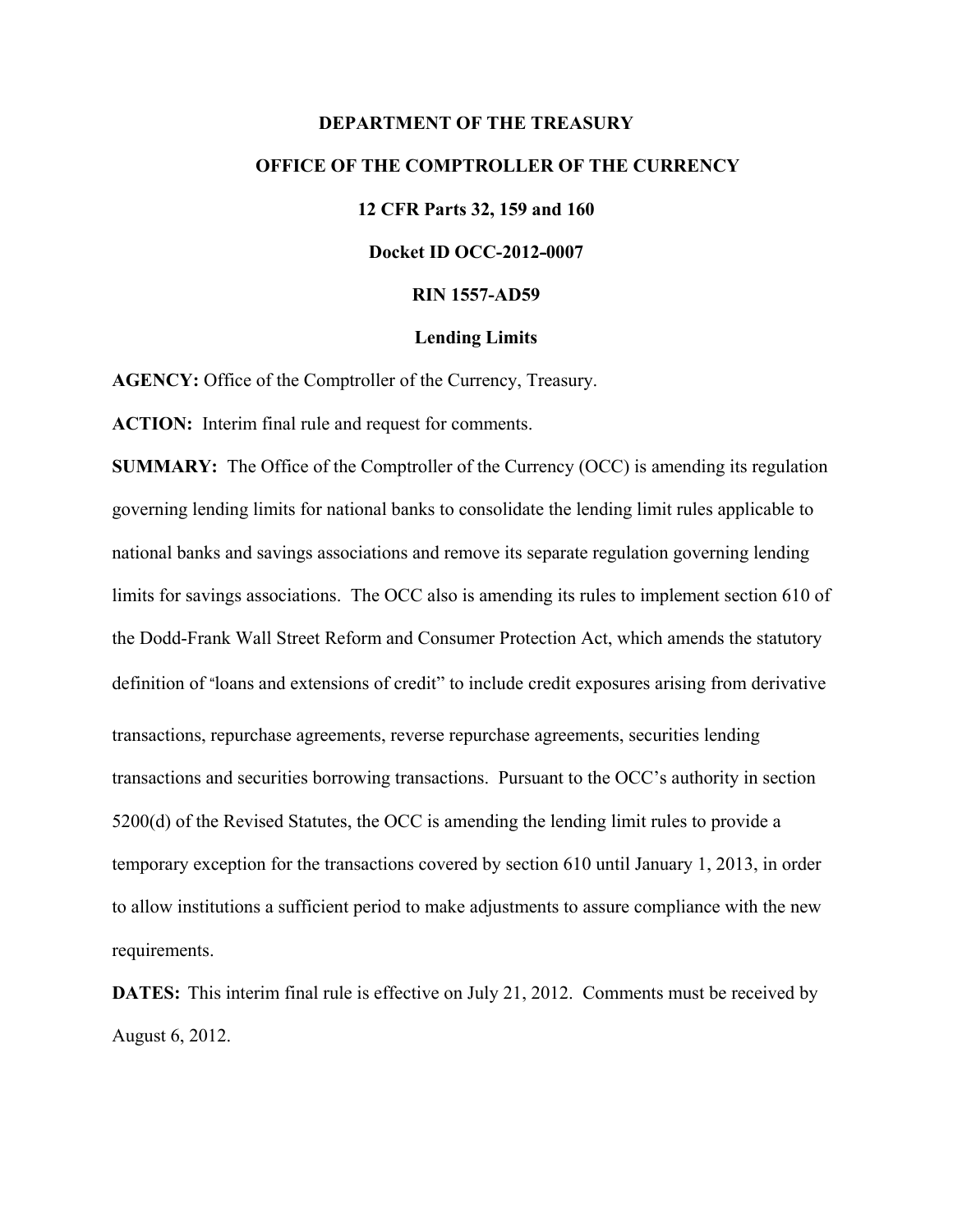**DEPARTMENT OF THE TREASURY**

**OFFICE OF THE COMPTROLLER OF THE CURRENCY**

**12 CFR Parts 32, 159 and 160**

**Docket ID OCC-2012-0007**

**RIN 1557-AD59**

**Lending Limits**

**AGENCY:** Office of the Comptroller of the Currency, Treasury.

**ACTION:** Interim final rule and request for comments.

**SUMMARY:** The Office of the Comptroller of the Currency (OCC) is amending its regulation governing lending limits for national banks to consolidate the lending limit rules applicable to national banks and savings associations and remove its separate regulation governing lending limits for savings associations. The OCC also is amending its rules to implement section 610 of the Dodd-Frank Wall Street Reform and Consumer Protection Act, which amends the statutory definition of "loans and extensions of credit" to include credit exposures arising from derivative transactions, repurchase agreements, reverse repurchase agreements, securities lending transactions and securities borrowing transactions. Pursuant to the OCC's authority in section 5200(d) of the Revised Statutes, the OCC is amending the lending limit rules to provide a temporary exception for the transactions covered by section 610 until January 1, 2013, in order to allow institutions a sufficient period to make adjustments to assure compliance with the new requirements.

**DATES:** This interim final rule is effective on July 21, 2012. Comments must be received by August 6, 2012.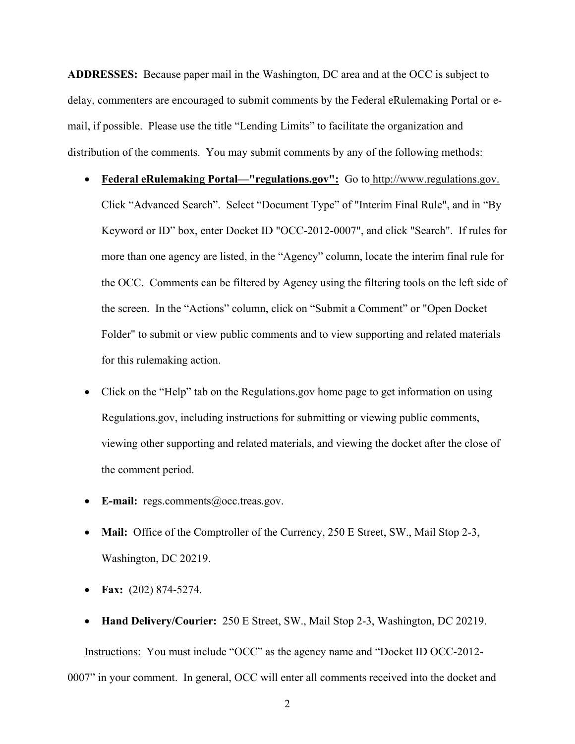**ADDRESSES:** Because paper mail in the Washington, DC area and at the OCC is subject to delay, commenters are encouraged to submit comments by the Federal eRulemaking Portal or e-mail, if possible. Please use the title "Lending Limits" to facilitate the organization and distribution of the comments. You may submit comments by any of the following methods:

- **Federal eRulemaking Portal—"regulations.gov":** Go to http://www.regulations.gov. Click "Advanced Search". Select "Document Type" of "Interim Final Rule", and in "By Keyword or ID" box, enter Docket ID "OCC-2012-0007", and click "Search". If rules for more than one agency are listed, in the "Agency" column, locate the interim final rule for the OCC. Comments can be filtered by Agency using the filtering tools on the left side of the screen. In the "Actions" column, click on "Submit a Comment" or "Open Docket Folder" to submit or view public comments and to view supporting and related materials for this rulemaking action.
- Click on the "Help" tab on the Regulations.gov home page to get information on using Regulations.gov, including instructions for submitting or viewing public comments, viewing other supporting and related materials, and viewing the docket after the close of the comment period.
- **E-mail:** regs.comments@occ.treas.gov.
- **Mail:** Office of the Comptroller of the Currency, 250 E Street, SW., Mail Stop 2-3, Washington, DC 20219.
- **Fax:** (202) 874-5274.
- **Hand Delivery/Courier:** 250 E Street, SW., Mail Stop 2-3, Washington, DC 20219.

Instructions: You must include "OCC" as the agency name and "Docket ID OCC-2012-0007" in your comment. In general, OCC will enter all comments received into the docket and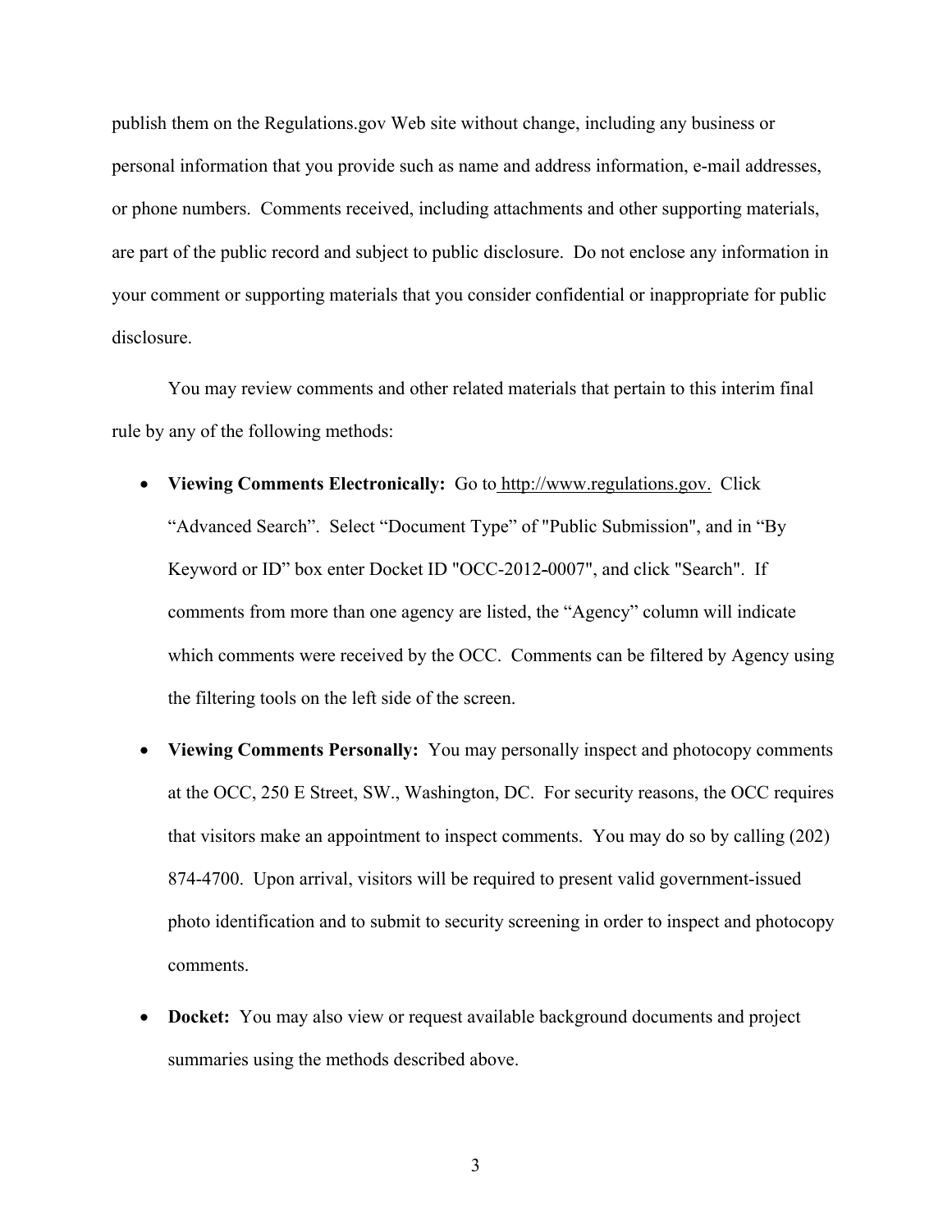publish them on the Regulations.gov Web site without change, including any business or personal information that you provide such as name and address information, e-mail addresses, or phone numbers. Comments received, including attachments and other supporting materials, are part of the public record and subject to public disclosure. Do not enclose any information in your comment or supporting materials that you consider confidential or inappropriate for public disclosure.

You may review comments and other related materials that pertain to this interim final rule by any of the following methods:

- **Viewing Comments Electronically:** Go to http://www.regulations.gov. Click "Advanced Search". Select "Document Type" of "Public Submission", and in "By Keyword or ID" box enter Docket ID "OCC-2012-0007", and click "Search". If comments from more than one agency are listed, the "Agency" column will indicate which comments were received by the OCC. Comments can be filtered by Agency using the filtering tools on the left side of the screen.
- **Viewing Comments Personally:** You may personally inspect and photocopy comments at the OCC, 250 E Street, SW., Washington, DC. For security reasons, the OCC requires that visitors make an appointment to inspect comments. You may do so by calling (202) 874-4700. Upon arrival, visitors will be required to present valid government-issued photo identification and to submit to security screening in order to inspect and photocopy comments.
- **Docket:** You may also view or request available background documents and project summaries using the methods described above.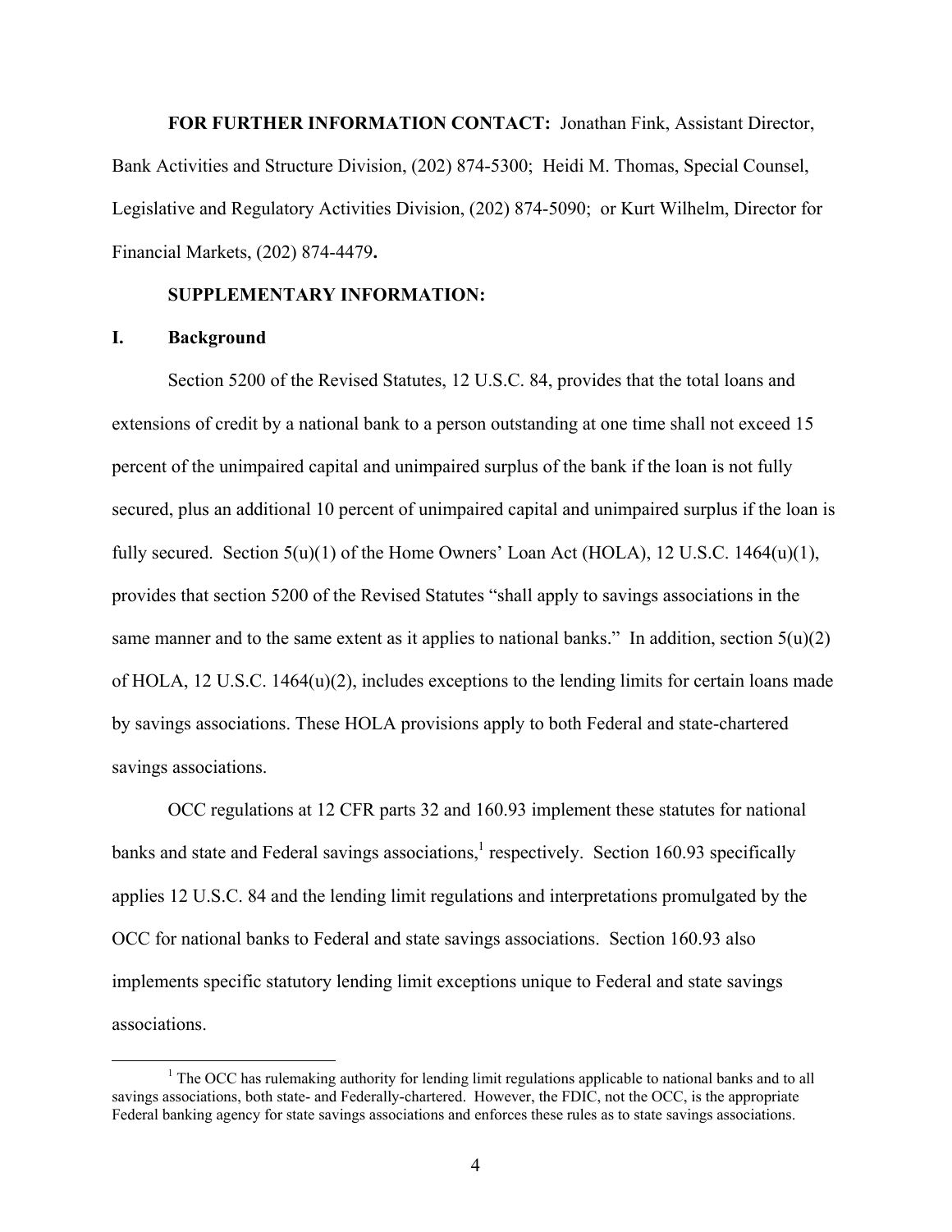**FOR FURTHER INFORMATION CONTACT:** Jonathan Fink, Assistant Director, Bank Activities and Structure Division, (202) 874-5300; Heidi M. Thomas, Special Counsel, Legislative and Regulatory Activities Division, (202) 874-5090; or Kurt Wilhelm, Director for Financial Markets, (202) 874-4479**.**

**SUPPLEMENTARY INFORMATION:**

## I. Background

Section 5200 of the Revised Statutes, 12 U.S.C. 84, provides that the total loans and extensions of credit by a national bank to a person outstanding at one time shall not exceed 15 percent of the unimpaired capital and unimpaired surplus of the bank if the loan is not fully secured, plus an additional 10 percent of unimpaired capital and unimpaired surplus if the loan is fully secured. Section 5(u)(1) of the Home Owners' Loan Act (HOLA), 12 U.S.C. 1464(u)(1), provides that section 5200 of the Revised Statutes "shall apply to savings associations in the same manner and to the same extent as it applies to national banks." In addition, section 5(u)(2) of HOLA, 12 U.S.C. 1464(u)(2), includes exceptions to the lending limits for certain loans made by savings associations. These HOLA provisions apply to both Federal and state-chartered savings associations.

OCC regulations at 12 CFR parts 32 and 160.93 implement these statutes for national banks and state and Federal savings associations,[1] respectively. Section 160.93 specifically applies 12 U.S.C. 84 and the lending limit regulations and interpretations promulgated by the OCC for national banks to Federal and state savings associations. Section 160.93 also implements specific statutory lending limit exceptions unique to Federal and state savings associations.

[1] The OCC has rulemaking authority for lending limit regulations applicable to national banks and to all savings associations, both state- and Federally-chartered. However, the FDIC, not the OCC, is the appropriate Federal banking agency for state savings associations and enforces these rules as to state savings associations.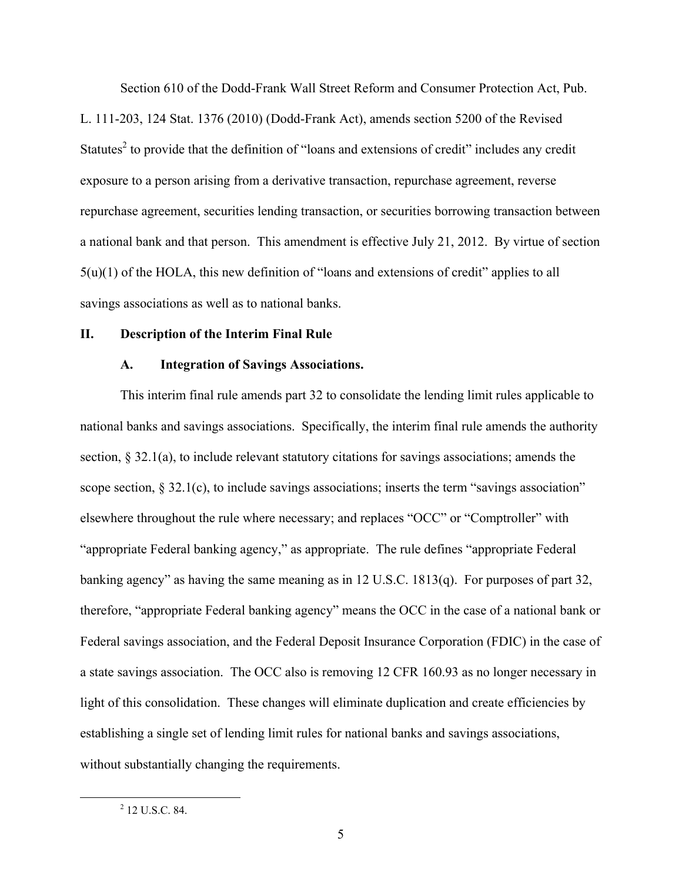Section 610 of the Dodd-Frank Wall Street Reform and Consumer Protection Act, Pub. L. 111-203, 124 Stat. 1376 (2010) (Dodd-Frank Act), amends section 5200 of the Revised Statutes[2] to provide that the definition of "loans and extensions of credit" includes any credit exposure to a person arising from a derivative transaction, repurchase agreement, reverse repurchase agreement, securities lending transaction, or securities borrowing transaction between a national bank and that person. This amendment is effective July 21, 2012. By virtue of section 5(u)(1) of the HOLA, this new definition of "loans and extensions of credit" applies to all savings associations as well as to national banks.

## II. Description of the Interim Final Rule

### A. Integration of Savings Associations.

This interim final rule amends part 32 to consolidate the lending limit rules applicable to national banks and savings associations. Specifically, the interim final rule amends the authority section, § 32.1(a), to include relevant statutory citations for savings associations; amends the scope section, § 32.1(c), to include savings associations; inserts the term "savings association" elsewhere throughout the rule where necessary; and replaces "OCC" or "Comptroller" with "appropriate Federal banking agency," as appropriate. The rule defines "appropriate Federal banking agency" as having the same meaning as in 12 U.S.C. 1813(q). For purposes of part 32, therefore, "appropriate Federal banking agency" means the OCC in the case of a national bank or Federal savings association, and the Federal Deposit Insurance Corporation (FDIC) in the case of a state savings association. The OCC also is removing 12 CFR 160.93 as no longer necessary in light of this consolidation. These changes will eliminate duplication and create efficiencies by establishing a single set of lending limit rules for national banks and savings associations, without substantially changing the requirements.

[2] 12 U.S.C. 84.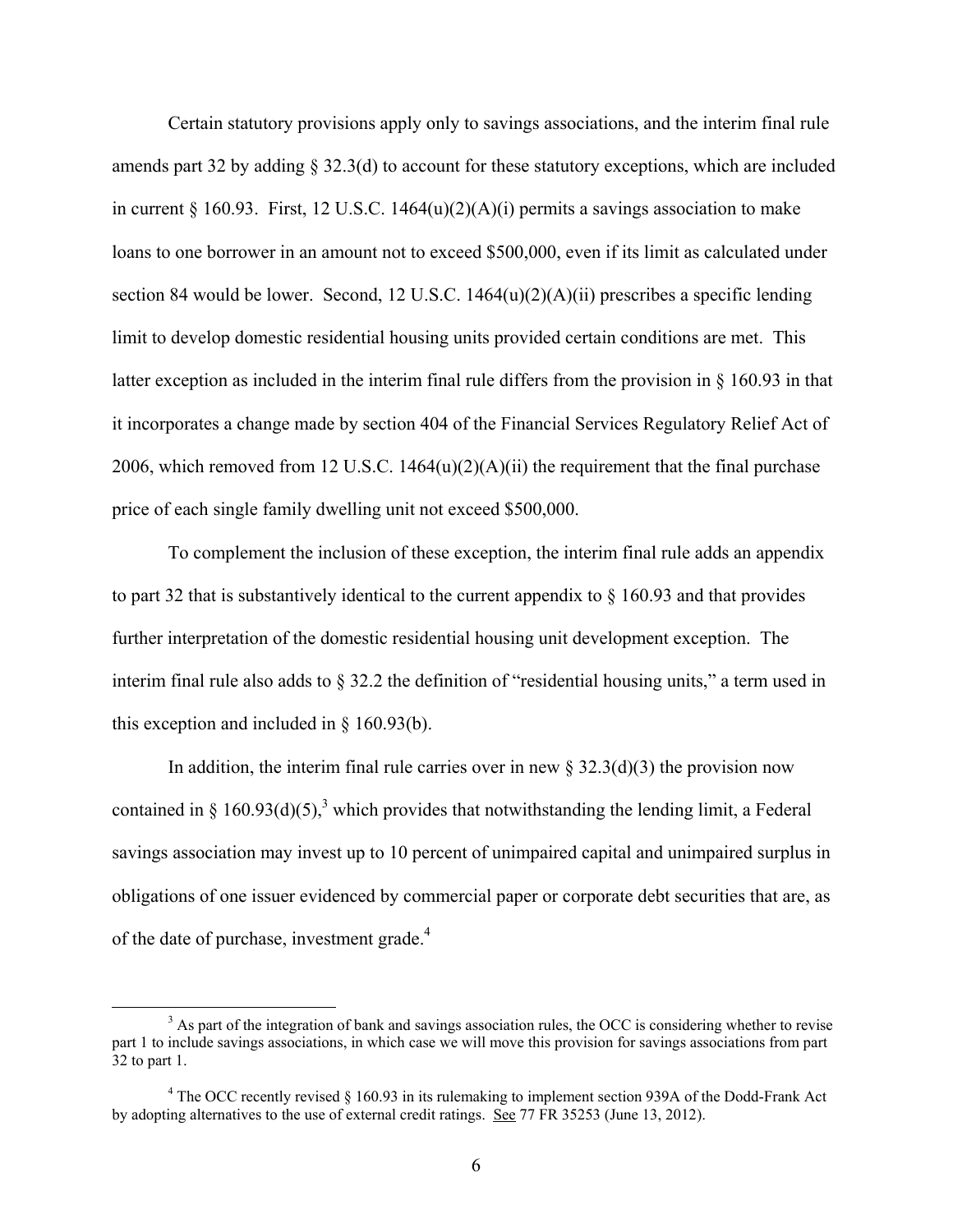Certain statutory provisions apply only to savings associations, and the interim final rule amends part 32 by adding § 32.3(d) to account for these statutory exceptions, which are included in current § 160.93. First, 12 U.S.C. 1464(u)(2)(A)(i) permits a savings association to make loans to one borrower in an amount not to exceed $500,000, even if its limit as calculated under section 84 would be lower. Second, 12 U.S.C. 1464(u)(2)(A)(ii) prescribes a specific lending limit to develop domestic residential housing units provided certain conditions are met. This latter exception as included in the interim final rule differs from the provision in § 160.93 in that it incorporates a change made by section 404 of the Financial Services Regulatory Relief Act of 2006, which removed from 12 U.S.C. 1464(u)(2)(A)(ii) the requirement that the final purchase price of each single family dwelling unit not exceed $500,000.

To complement the inclusion of these exception, the interim final rule adds an appendix to part 32 that is substantively identical to the current appendix to § 160.93 and that provides further interpretation of the domestic residential housing unit development exception. The interim final rule also adds to § 32.2 the definition of "residential housing units," a term used in this exception and included in § 160.93(b).

In addition, the interim final rule carries over in new § 32.3(d)(3) the provision now contained in § 160.93(d)(5),[3] which provides that notwithstanding the lending limit, a Federal savings association may invest up to 10 percent of unimpaired capital and unimpaired surplus in obligations of one issuer evidenced by commercial paper or corporate debt securities that are, as of the date of purchase, investment grade.[4]

---

[3] As part of the integration of bank and savings association rules, the OCC is considering whether to revise part 1 to include savings associations, in which case we will move this provision for savings associations from part 32 to part 1.

[4] The OCC recently revised § 160.93 in its rulemaking to implement section 939A of the Dodd-Frank Act by adopting alternatives to the use of external credit ratings. See 77 FR 35253 (June 13, 2012).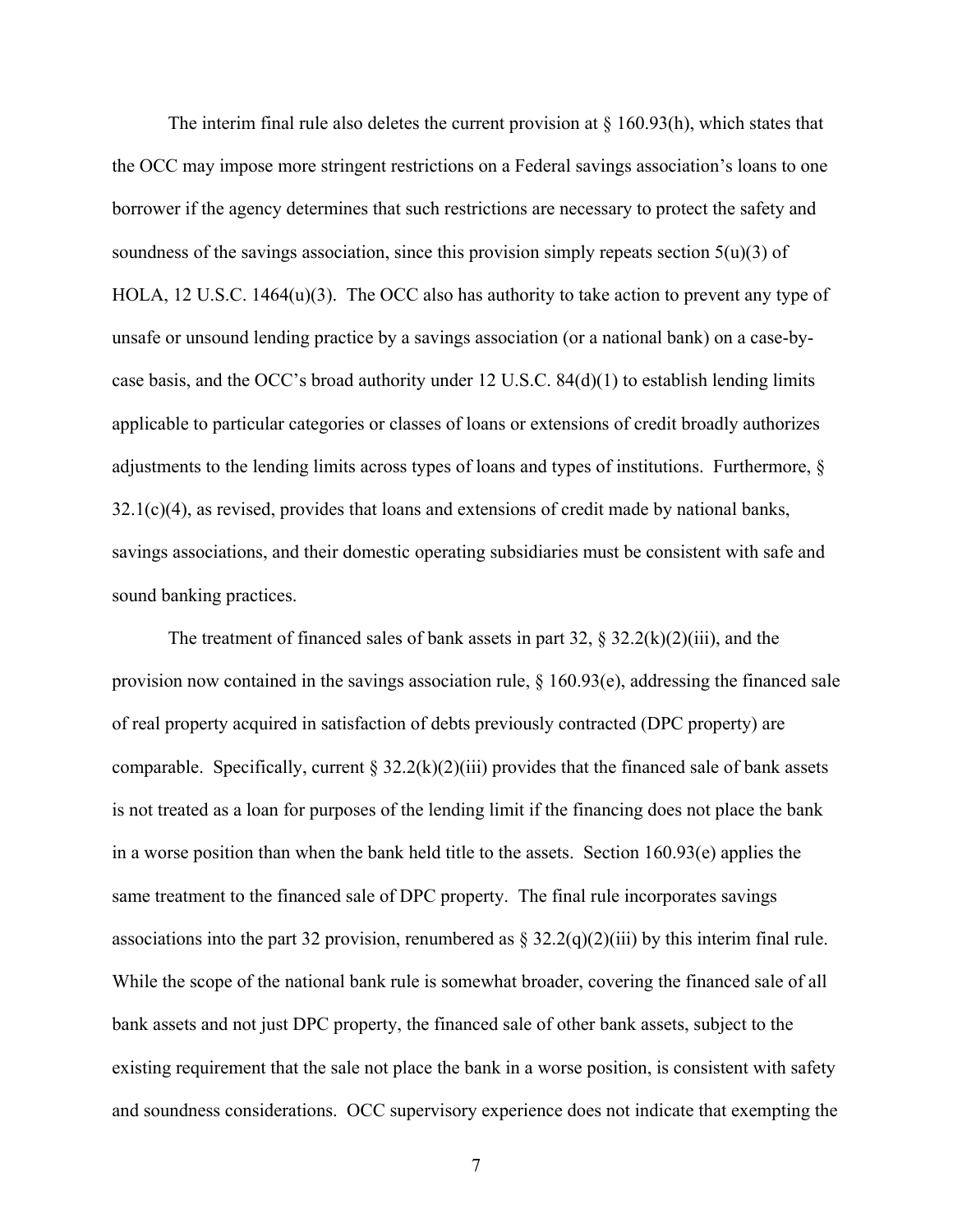The interim final rule also deletes the current provision at § 160.93(h), which states that the OCC may impose more stringent restrictions on a Federal savings association's loans to one borrower if the agency determines that such restrictions are necessary to protect the safety and soundness of the savings association, since this provision simply repeats section 5(u)(3) of HOLA, 12 U.S.C. 1464(u)(3). The OCC also has authority to take action to prevent any type of unsafe or unsound lending practice by a savings association (or a national bank) on a case-by-case basis, and the OCC's broad authority under 12 U.S.C. 84(d)(1) to establish lending limits applicable to particular categories or classes of loans or extensions of credit broadly authorizes adjustments to the lending limits across types of loans and types of institutions. Furthermore, § 32.1(c)(4), as revised, provides that loans and extensions of credit made by national banks, savings associations, and their domestic operating subsidiaries must be consistent with safe and sound banking practices.

The treatment of financed sales of bank assets in part 32, § 32.2(k)(2)(iii), and the provision now contained in the savings association rule, § 160.93(e), addressing the financed sale of real property acquired in satisfaction of debts previously contracted (DPC property) are comparable. Specifically, current § 32.2(k)(2)(iii) provides that the financed sale of bank assets is not treated as a loan for purposes of the lending limit if the financing does not place the bank in a worse position than when the bank held title to the assets. Section 160.93(e) applies the same treatment to the financed sale of DPC property. The final rule incorporates savings associations into the part 32 provision, renumbered as § 32.2(q)(2)(iii) by this interim final rule. While the scope of the national bank rule is somewhat broader, covering the financed sale of all bank assets and not just DPC property, the financed sale of other bank assets, subject to the existing requirement that the sale not place the bank in a worse position, is consistent with safety and soundness considerations. OCC supervisory experience does not indicate that exempting the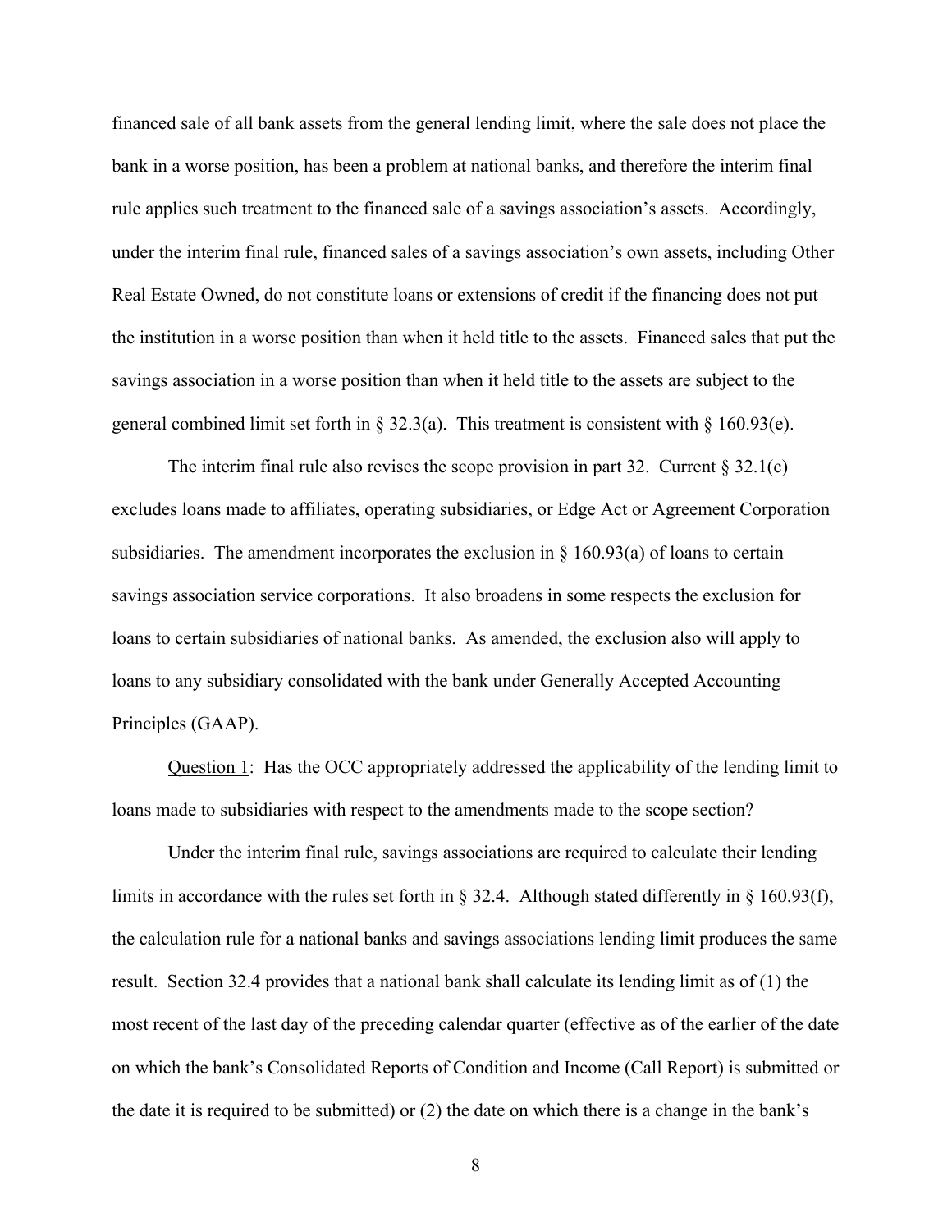financed sale of all bank assets from the general lending limit, where the sale does not place the bank in a worse position, has been a problem at national banks, and therefore the interim final rule applies such treatment to the financed sale of a savings association's assets. Accordingly, under the interim final rule, financed sales of a savings association's own assets, including Other Real Estate Owned, do not constitute loans or extensions of credit if the financing does not put the institution in a worse position than when it held title to the assets. Financed sales that put the savings association in a worse position than when it held title to the assets are subject to the general combined limit set forth in § 32.3(a). This treatment is consistent with § 160.93(e).

The interim final rule also revises the scope provision in part 32. Current § 32.1(c) excludes loans made to affiliates, operating subsidiaries, or Edge Act or Agreement Corporation subsidiaries. The amendment incorporates the exclusion in § 160.93(a) of loans to certain savings association service corporations. It also broadens in some respects the exclusion for loans to certain subsidiaries of national banks. As amended, the exclusion also will apply to loans to any subsidiary consolidated with the bank under Generally Accepted Accounting Principles (GAAP).

<u>Question 1</u>: Has the OCC appropriately addressed the applicability of the lending limit to loans made to subsidiaries with respect to the amendments made to the scope section?

Under the interim final rule, savings associations are required to calculate their lending limits in accordance with the rules set forth in § 32.4. Although stated differently in § 160.93(f), the calculation rule for a national banks and savings associations lending limit produces the same result. Section 32.4 provides that a national bank shall calculate its lending limit as of (1) the most recent of the last day of the preceding calendar quarter (effective as of the earlier of the date on which the bank's Consolidated Reports of Condition and Income (Call Report) is submitted or the date it is required to be submitted) or (2) the date on which there is a change in the bank's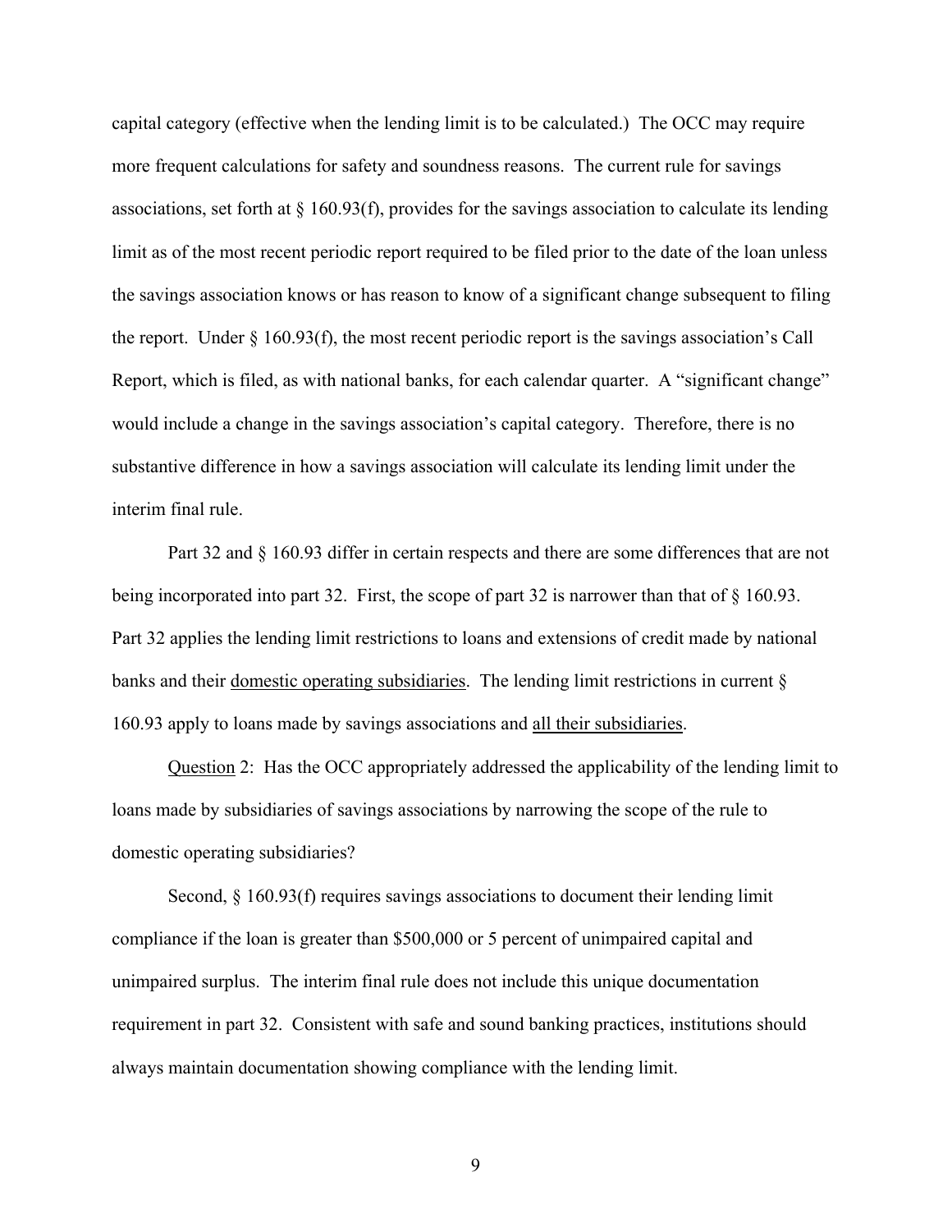capital category (effective when the lending limit is to be calculated.) The OCC may require more frequent calculations for safety and soundness reasons. The current rule for savings associations, set forth at § 160.93(f), provides for the savings association to calculate its lending limit as of the most recent periodic report required to be filed prior to the date of the loan unless the savings association knows or has reason to know of a significant change subsequent to filing the report. Under § 160.93(f), the most recent periodic report is the savings association's Call Report, which is filed, as with national banks, for each calendar quarter. A "significant change" would include a change in the savings association's capital category. Therefore, there is no substantive difference in how a savings association will calculate its lending limit under the interim final rule.

Part 32 and § 160.93 differ in certain respects and there are some differences that are not being incorporated into part 32. First, the scope of part 32 is narrower than that of § 160.93. Part 32 applies the lending limit restrictions to loans and extensions of credit made by national banks and their <u>domestic operating subsidiaries</u>. The lending limit restrictions in current § 160.93 apply to loans made by savings associations and <u>all their subsidiaries</u>.

<u>Question</u> 2: Has the OCC appropriately addressed the applicability of the lending limit to loans made by subsidiaries of savings associations by narrowing the scope of the rule to domestic operating subsidiaries?

Second, § 160.93(f) requires savings associations to document their lending limit compliance if the loan is greater than $500,000 or 5 percent of unimpaired capital and unimpaired surplus. The interim final rule does not include this unique documentation requirement in part 32. Consistent with safe and sound banking practices, institutions should always maintain documentation showing compliance with the lending limit.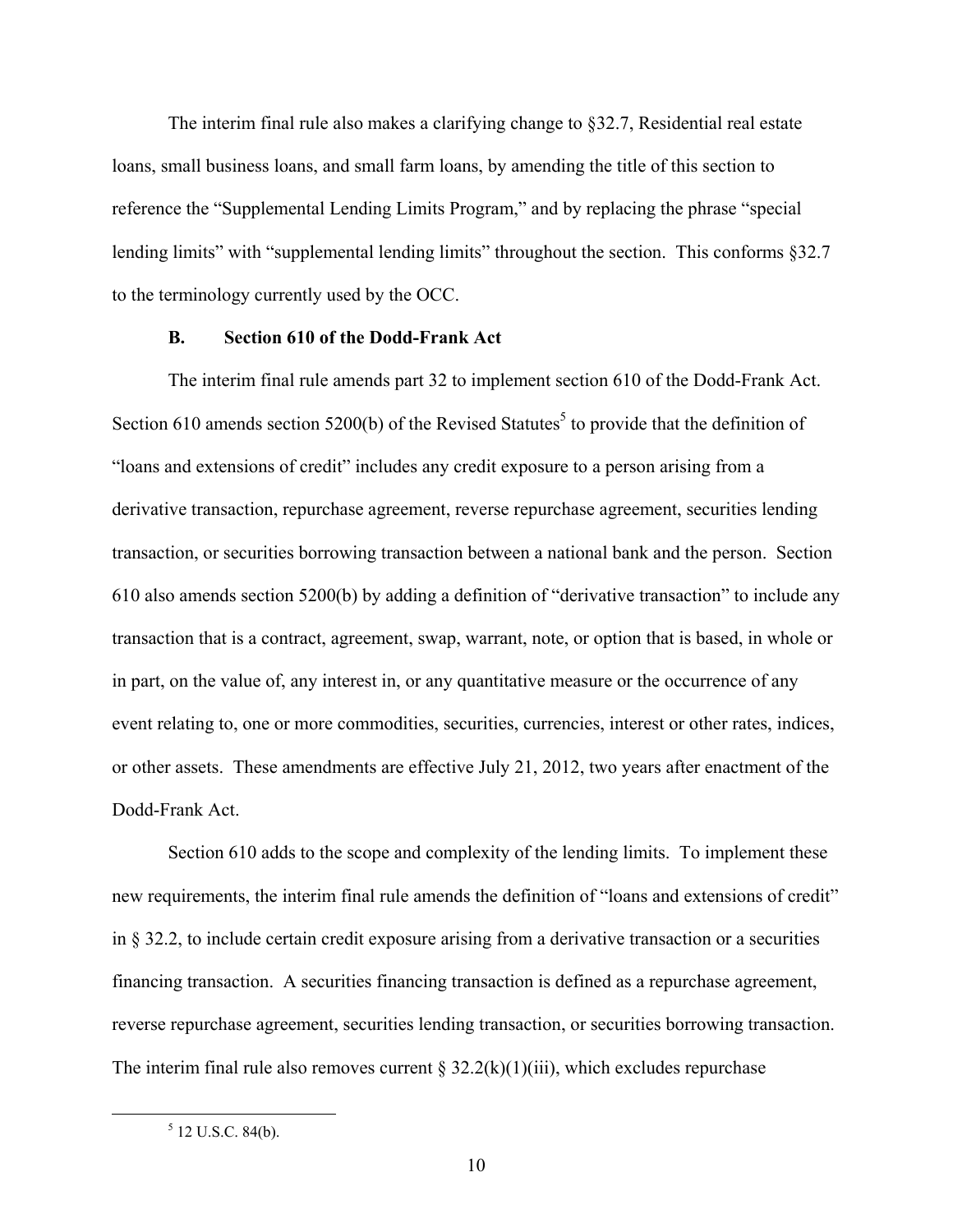The interim final rule also makes a clarifying change to §32.7, Residential real estate loans, small business loans, and small farm loans, by amending the title of this section to reference the "Supplemental Lending Limits Program," and by replacing the phrase "special lending limits" with "supplemental lending limits" throughout the section. This conforms §32.7 to the terminology currently used by the OCC.

### B. Section 610 of the Dodd-Frank Act

The interim final rule amends part 32 to implement section 610 of the Dodd-Frank Act. Section 610 amends section 5200(b) of the Revised Statutes[5] to provide that the definition of "loans and extensions of credit" includes any credit exposure to a person arising from a derivative transaction, repurchase agreement, reverse repurchase agreement, securities lending transaction, or securities borrowing transaction between a national bank and the person. Section 610 also amends section 5200(b) by adding a definition of "derivative transaction" to include any transaction that is a contract, agreement, swap, warrant, note, or option that is based, in whole or in part, on the value of, any interest in, or any quantitative measure or the occurrence of any event relating to, one or more commodities, securities, currencies, interest or other rates, indices, or other assets. These amendments are effective July 21, 2012, two years after enactment of the Dodd-Frank Act.

Section 610 adds to the scope and complexity of the lending limits. To implement these new requirements, the interim final rule amends the definition of "loans and extensions of credit" in § 32.2, to include certain credit exposure arising from a derivative transaction or a securities financing transaction. A securities financing transaction is defined as a repurchase agreement, reverse repurchase agreement, securities lending transaction, or securities borrowing transaction. The interim final rule also removes current § 32.2(k)(1)(iii), which excludes repurchase

[5] 12 U.S.C. 84(b).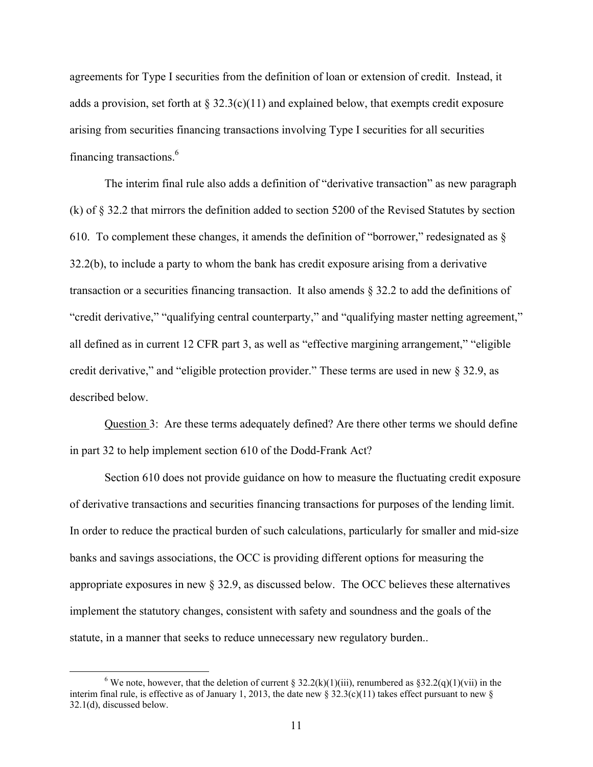agreements for Type I securities from the definition of loan or extension of credit. Instead, it adds a provision, set forth at § 32.3(c)(11) and explained below, that exempts credit exposure arising from securities financing transactions involving Type I securities for all securities financing transactions.[6]

The interim final rule also adds a definition of "derivative transaction" as new paragraph (k) of § 32.2 that mirrors the definition added to section 5200 of the Revised Statutes by section 610. To complement these changes, it amends the definition of "borrower," redesignated as § 32.2(b), to include a party to whom the bank has credit exposure arising from a derivative transaction or a securities financing transaction. It also amends § 32.2 to add the definitions of "credit derivative," "qualifying central counterparty," and "qualifying master netting agreement," all defined as in current 12 CFR part 3, as well as "effective margining arrangement," "eligible credit derivative," and "eligible protection provider." These terms are used in new § 32.9, as described below.

Question 3: Are these terms adequately defined? Are there other terms we should define in part 32 to help implement section 610 of the Dodd-Frank Act?

Section 610 does not provide guidance on how to measure the fluctuating credit exposure of derivative transactions and securities financing transactions for purposes of the lending limit. In order to reduce the practical burden of such calculations, particularly for smaller and mid-size banks and savings associations, the OCC is providing different options for measuring the appropriate exposures in new § 32.9, as discussed below. The OCC believes these alternatives implement the statutory changes, consistent with safety and soundness and the goals of the statute, in a manner that seeks to reduce unnecessary new regulatory burden..

[6] We note, however, that the deletion of current § 32.2(k)(1)(iii), renumbered as §32.2(q)(1)(vii) in the interim final rule, is effective as of January 1, 2013, the date new § 32.3(c)(11) takes effect pursuant to new § 32.1(d), discussed below.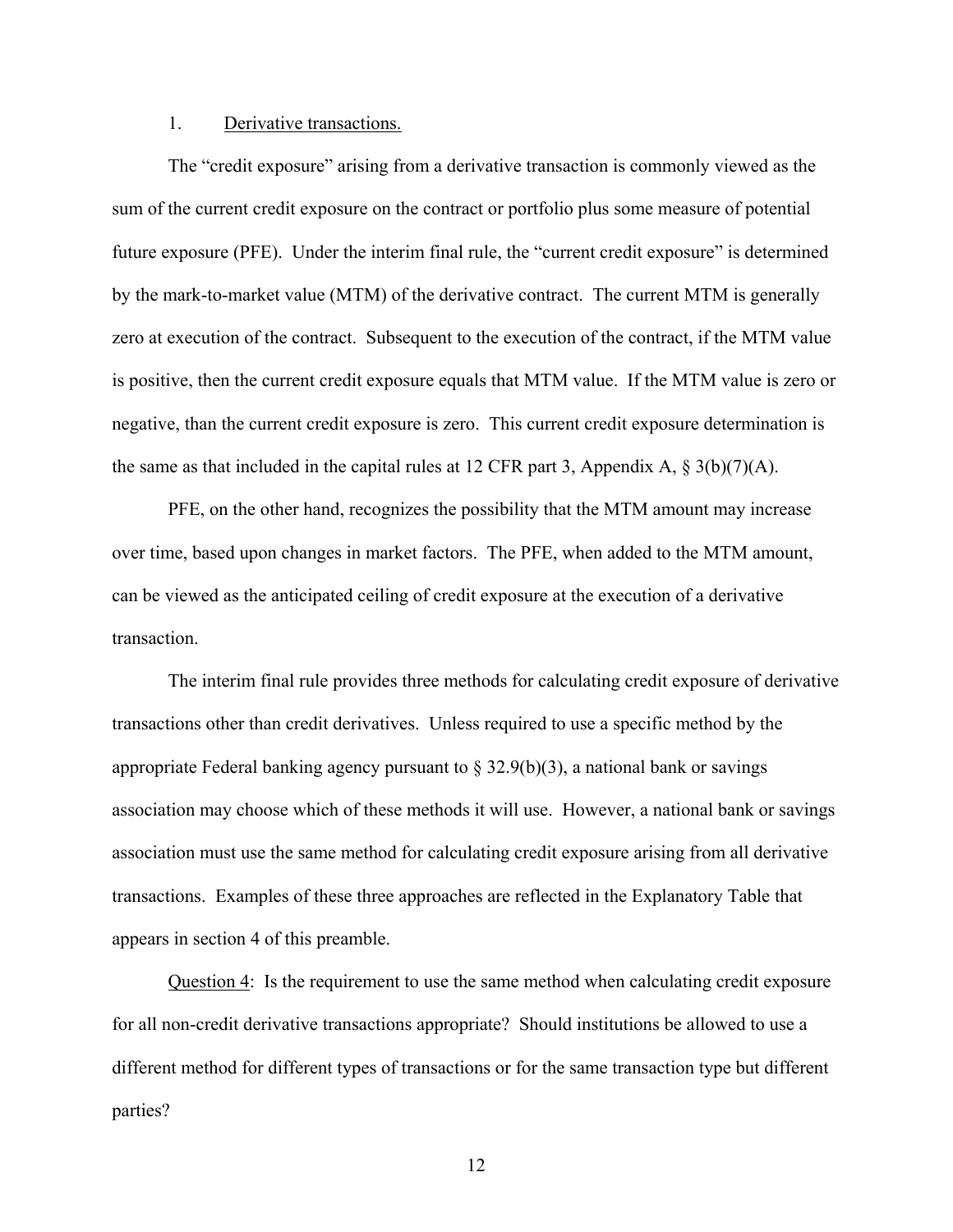1. <u>Derivative transactions.</u>

The "credit exposure" arising from a derivative transaction is commonly viewed as the sum of the current credit exposure on the contract or portfolio plus some measure of potential future exposure (PFE). Under the interim final rule, the "current credit exposure" is determined by the mark-to-market value (MTM) of the derivative contract. The current MTM is generally zero at execution of the contract. Subsequent to the execution of the contract, if the MTM value is positive, then the current credit exposure equals that MTM value. If the MTM value is zero or negative, than the current credit exposure is zero. This current credit exposure determination is the same as that included in the capital rules at 12 CFR part 3, Appendix A, § 3(b)(7)(A).

PFE, on the other hand, recognizes the possibility that the MTM amount may increase over time, based upon changes in market factors. The PFE, when added to the MTM amount, can be viewed as the anticipated ceiling of credit exposure at the execution of a derivative transaction.

The interim final rule provides three methods for calculating credit exposure of derivative transactions other than credit derivatives. Unless required to use a specific method by the appropriate Federal banking agency pursuant to § 32.9(b)(3), a national bank or savings association may choose which of these methods it will use. However, a national bank or savings association must use the same method for calculating credit exposure arising from all derivative transactions. Examples of these three approaches are reflected in the Explanatory Table that appears in section 4 of this preamble.

<u>Question 4</u>: Is the requirement to use the same method when calculating credit exposure for all non-credit derivative transactions appropriate? Should institutions be allowed to use a different method for different types of transactions or for the same transaction type but different parties?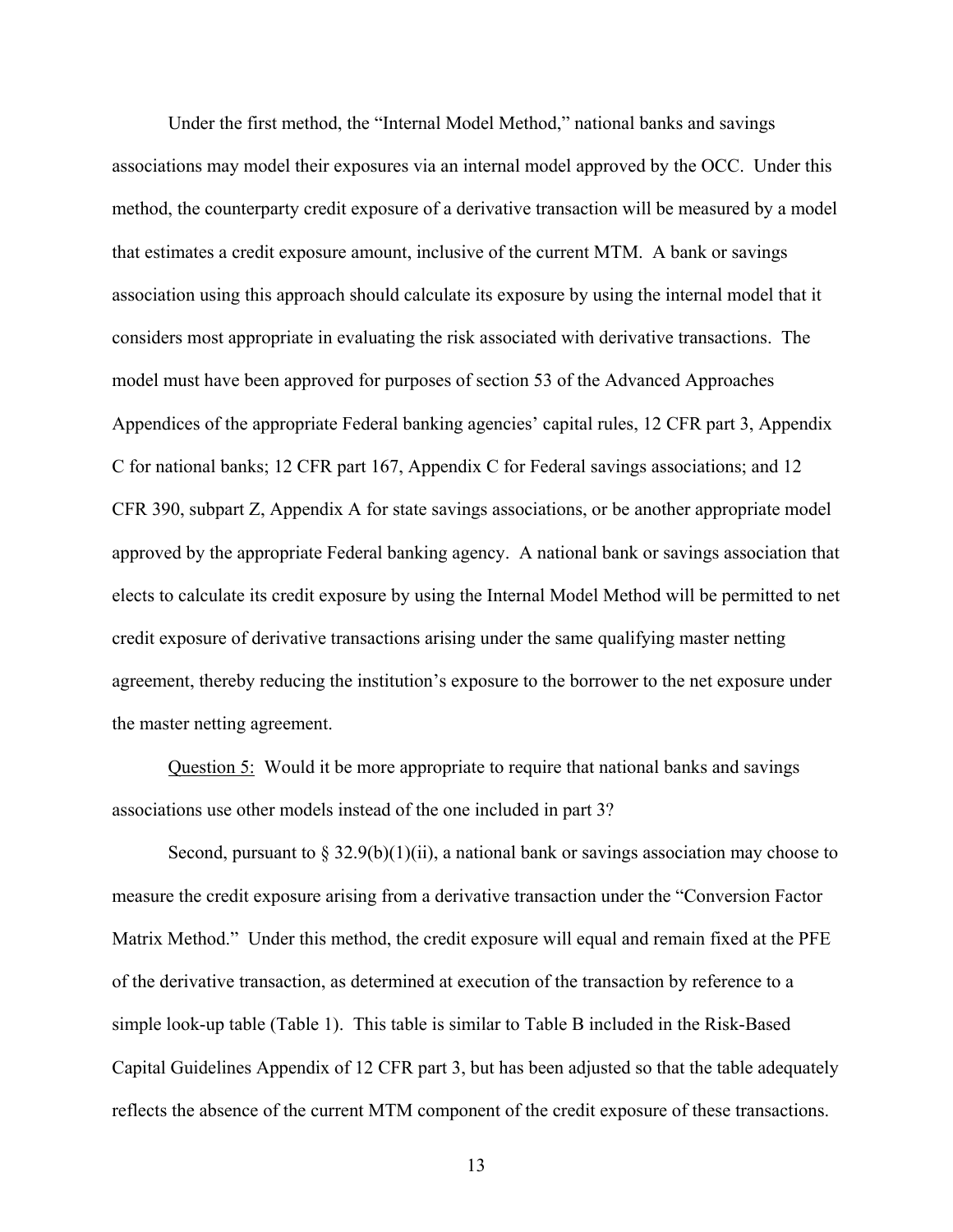Under the first method, the "Internal Model Method," national banks and savings associations may model their exposures via an internal model approved by the OCC. Under this method, the counterparty credit exposure of a derivative transaction will be measured by a model that estimates a credit exposure amount, inclusive of the current MTM. A bank or savings association using this approach should calculate its exposure by using the internal model that it considers most appropriate in evaluating the risk associated with derivative transactions. The model must have been approved for purposes of section 53 of the Advanced Approaches Appendices of the appropriate Federal banking agencies' capital rules, 12 CFR part 3, Appendix C for national banks; 12 CFR part 167, Appendix C for Federal savings associations; and 12 CFR 390, subpart Z, Appendix A for state savings associations, or be another appropriate model approved by the appropriate Federal banking agency. A national bank or savings association that elects to calculate its credit exposure by using the Internal Model Method will be permitted to net credit exposure of derivative transactions arising under the same qualifying master netting agreement, thereby reducing the institution's exposure to the borrower to the net exposure under the master netting agreement.

<u>Question 5:</u> Would it be more appropriate to require that national banks and savings associations use other models instead of the one included in part 3?

Second, pursuant to § 32.9(b)(1)(ii), a national bank or savings association may choose to measure the credit exposure arising from a derivative transaction under the "Conversion Factor Matrix Method." Under this method, the credit exposure will equal and remain fixed at the PFE of the derivative transaction, as determined at execution of the transaction by reference to a simple look-up table (Table 1). This table is similar to Table B included in the Risk-Based Capital Guidelines Appendix of 12 CFR part 3, but has been adjusted so that the table adequately reflects the absence of the current MTM component of the credit exposure of these transactions.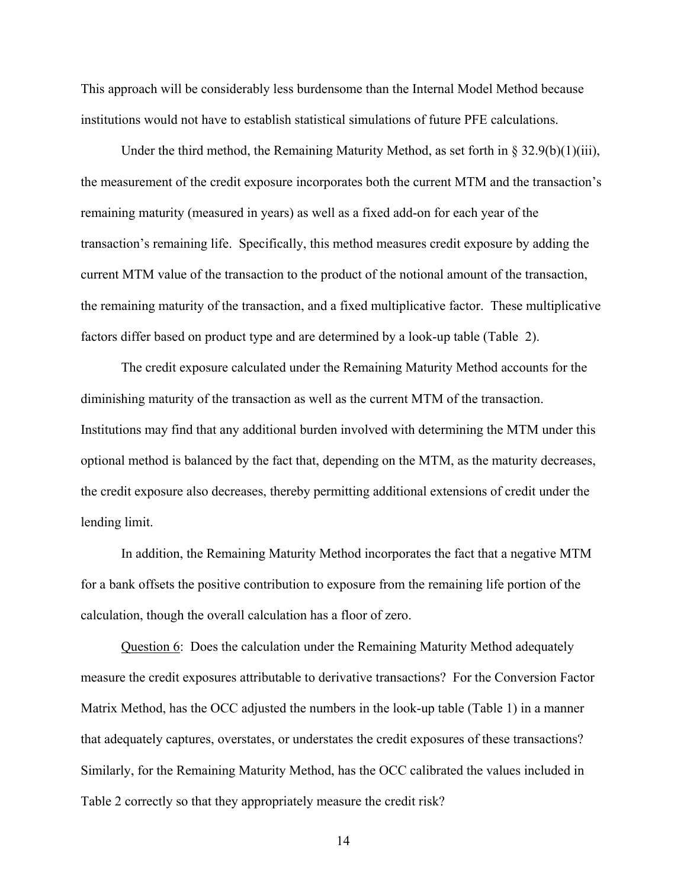This approach will be considerably less burdensome than the Internal Model Method because institutions would not have to establish statistical simulations of future PFE calculations.

Under the third method, the Remaining Maturity Method, as set forth in § 32.9(b)(1)(iii), the measurement of the credit exposure incorporates both the current MTM and the transaction's remaining maturity (measured in years) as well as a fixed add-on for each year of the transaction's remaining life. Specifically, this method measures credit exposure by adding the current MTM value of the transaction to the product of the notional amount of the transaction, the remaining maturity of the transaction, and a fixed multiplicative factor. These multiplicative factors differ based on product type and are determined by a look-up table (Table 2).

The credit exposure calculated under the Remaining Maturity Method accounts for the diminishing maturity of the transaction as well as the current MTM of the transaction. Institutions may find that any additional burden involved with determining the MTM under this optional method is balanced by the fact that, depending on the MTM, as the maturity decreases, the credit exposure also decreases, thereby permitting additional extensions of credit under the lending limit.

In addition, the Remaining Maturity Method incorporates the fact that a negative MTM for a bank offsets the positive contribution to exposure from the remaining life portion of the calculation, though the overall calculation has a floor of zero.

Question 6: Does the calculation under the Remaining Maturity Method adequately measure the credit exposures attributable to derivative transactions? For the Conversion Factor Matrix Method, has the OCC adjusted the numbers in the look-up table (Table 1) in a manner that adequately captures, overstates, or understates the credit exposures of these transactions? Similarly, for the Remaining Maturity Method, has the OCC calibrated the values included in Table 2 correctly so that they appropriately measure the credit risk?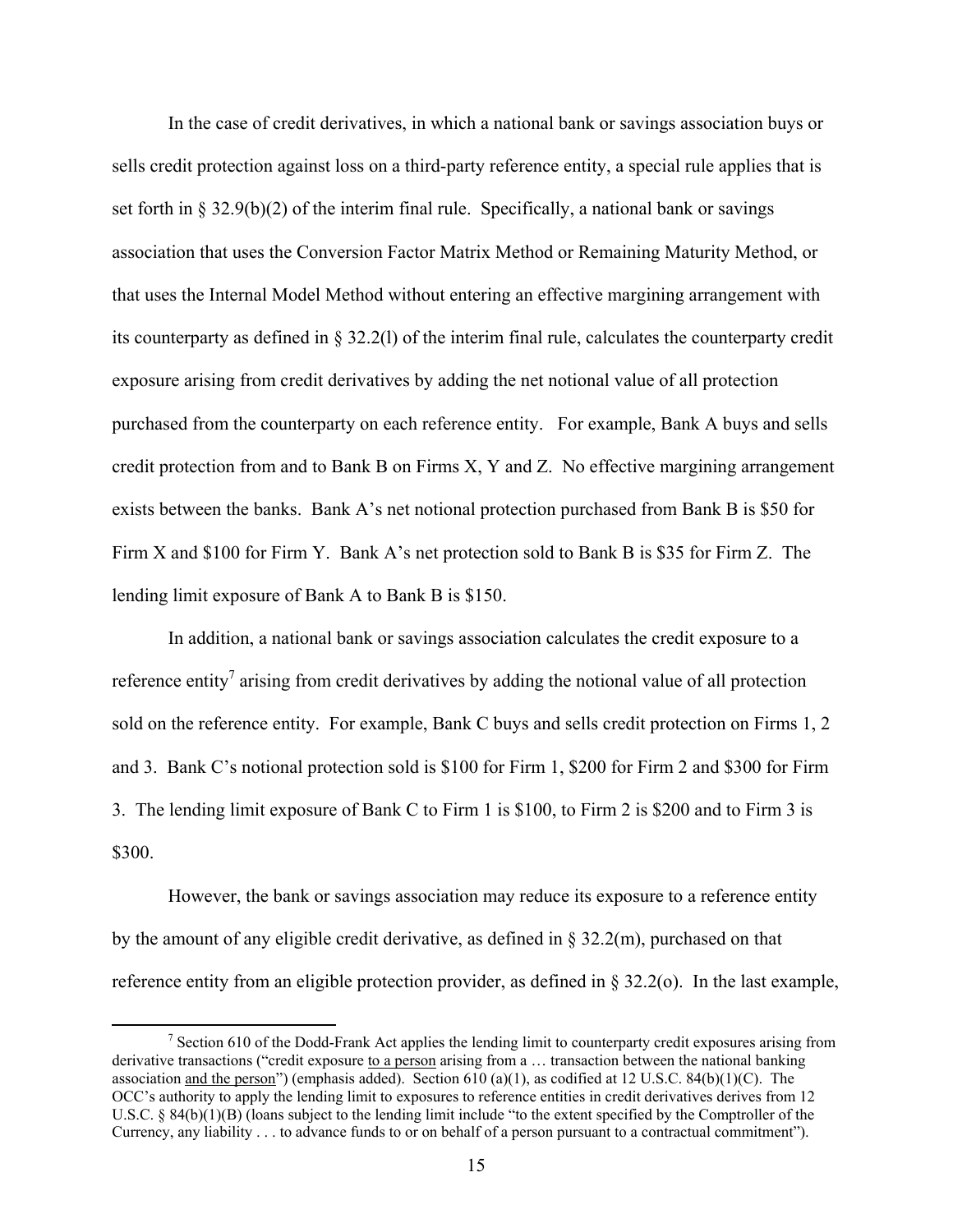In the case of credit derivatives, in which a national bank or savings association buys or sells credit protection against loss on a third-party reference entity, a special rule applies that is set forth in § 32.9(b)(2) of the interim final rule. Specifically, a national bank or savings association that uses the Conversion Factor Matrix Method or Remaining Maturity Method, or that uses the Internal Model Method without entering an effective margining arrangement with its counterparty as defined in § 32.2(l) of the interim final rule, calculates the counterparty credit exposure arising from credit derivatives by adding the net notional value of all protection purchased from the counterparty on each reference entity. For example, Bank A buys and sells credit protection from and to Bank B on Firms X, Y and Z. No effective margining arrangement exists between the banks. Bank A's net notional protection purchased from Bank B is $50 for Firm X and $100 for Firm Y. Bank A's net protection sold to Bank B is $35 for Firm Z. The lending limit exposure of Bank A to Bank B is $150.

In addition, a national bank or savings association calculates the credit exposure to a reference entity[7] arising from credit derivatives by adding the notional value of all protection sold on the reference entity. For example, Bank C buys and sells credit protection on Firms 1, 2 and 3. Bank C's notional protection sold is $100 for Firm 1, $200 for Firm 2 and $300 for Firm 3. The lending limit exposure of Bank C to Firm 1 is $100, to Firm 2 is $200 and to Firm 3 is $300.

However, the bank or savings association may reduce its exposure to a reference entity by the amount of any eligible credit derivative, as defined in § 32.2(m), purchased on that reference entity from an eligible protection provider, as defined in § 32.2(o). In the last example,

---

[7] Section 610 of the Dodd-Frank Act applies the lending limit to counterparty credit exposures arising from derivative transactions ("credit exposure <u>to a person</u> arising from a … transaction between the national banking association <u>and the person</u>") (emphasis added). Section 610 (a)(1), as codified at 12 U.S.C. 84(b)(1)(C). The OCC's authority to apply the lending limit to exposures to reference entities in credit derivatives derives from 12 U.S.C. § 84(b)(1)(B) (loans subject to the lending limit include "to the extent specified by the Comptroller of the Currency, any liability . . . to advance funds to or on behalf of a person pursuant to a contractual commitment").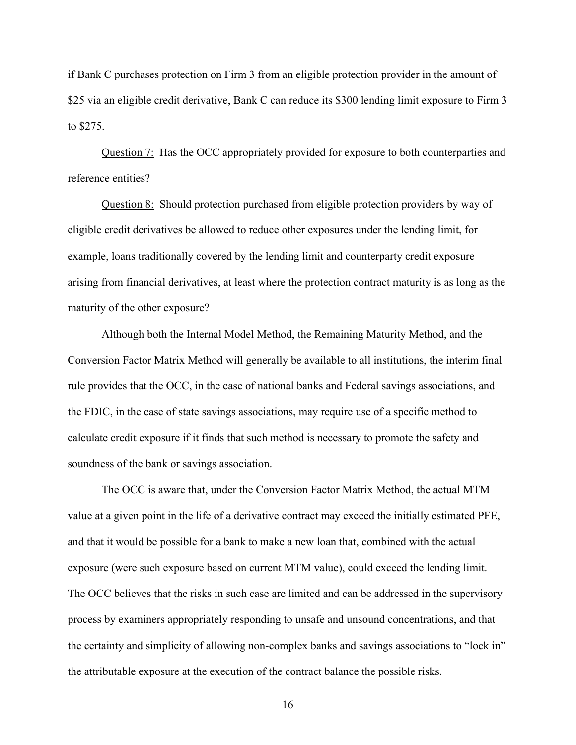if Bank C purchases protection on Firm 3 from an eligible protection provider in the amount of $25 via an eligible credit derivative, Bank C can reduce its $300 lending limit exposure to Firm 3 to $275.

Question 7: Has the OCC appropriately provided for exposure to both counterparties and reference entities?

Question 8: Should protection purchased from eligible protection providers by way of eligible credit derivatives be allowed to reduce other exposures under the lending limit, for example, loans traditionally covered by the lending limit and counterparty credit exposure arising from financial derivatives, at least where the protection contract maturity is as long as the maturity of the other exposure?

Although both the Internal Model Method, the Remaining Maturity Method, and the Conversion Factor Matrix Method will generally be available to all institutions, the interim final rule provides that the OCC, in the case of national banks and Federal savings associations, and the FDIC, in the case of state savings associations, may require use of a specific method to calculate credit exposure if it finds that such method is necessary to promote the safety and soundness of the bank or savings association.

The OCC is aware that, under the Conversion Factor Matrix Method, the actual MTM value at a given point in the life of a derivative contract may exceed the initially estimated PFE, and that it would be possible for a bank to make a new loan that, combined with the actual exposure (were such exposure based on current MTM value), could exceed the lending limit. The OCC believes that the risks in such case are limited and can be addressed in the supervisory process by examiners appropriately responding to unsafe and unsound concentrations, and that the certainty and simplicity of allowing non-complex banks and savings associations to "lock in" the attributable exposure at the execution of the contract balance the possible risks.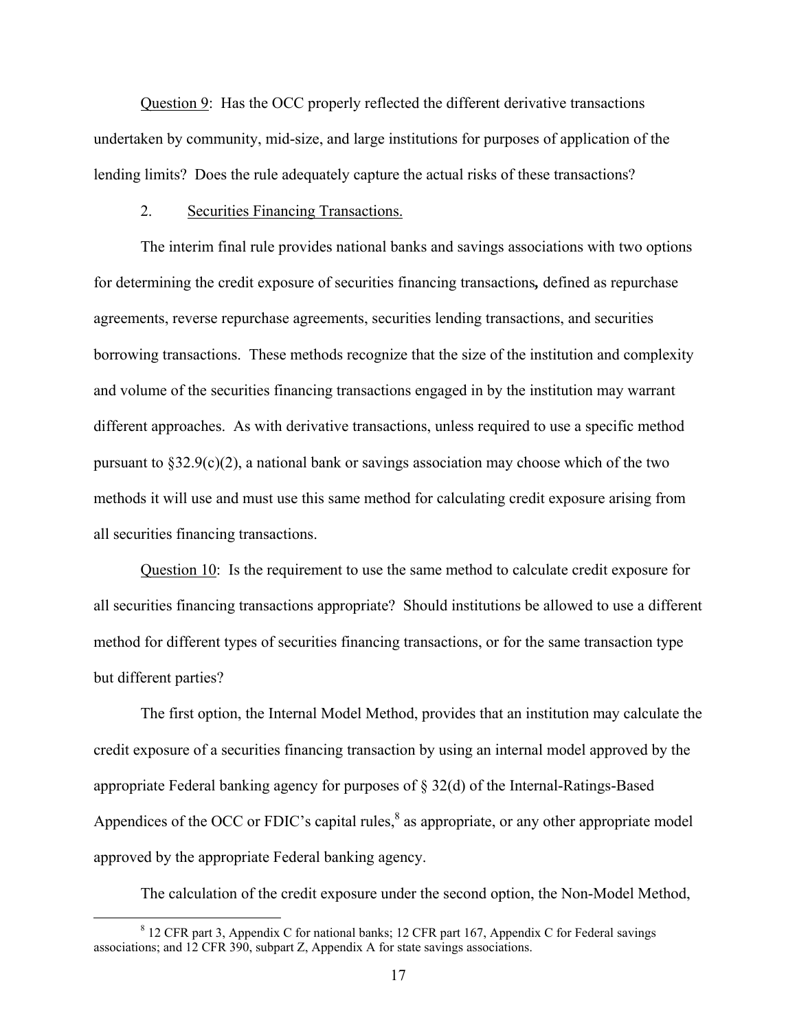Question 9: Has the OCC properly reflected the different derivative transactions undertaken by community, mid-size, and large institutions for purposes of application of the lending limits? Does the rule adequately capture the actual risks of these transactions?

2. Securities Financing Transactions.

The interim final rule provides national banks and savings associations with two options for determining the credit exposure of securities financing transactions**,** defined as repurchase agreements, reverse repurchase agreements, securities lending transactions, and securities borrowing transactions. These methods recognize that the size of the institution and complexity and volume of the securities financing transactions engaged in by the institution may warrant different approaches. As with derivative transactions, unless required to use a specific method pursuant to §32.9(c)(2), a national bank or savings association may choose which of the two methods it will use and must use this same method for calculating credit exposure arising from all securities financing transactions.

Question 10: Is the requirement to use the same method to calculate credit exposure for all securities financing transactions appropriate? Should institutions be allowed to use a different method for different types of securities financing transactions, or for the same transaction type but different parties?

The first option, the Internal Model Method, provides that an institution may calculate the credit exposure of a securities financing transaction by using an internal model approved by the appropriate Federal banking agency for purposes of § 32(d) of the Internal-Ratings-Based Appendices of the OCC or FDIC's capital rules,[8] as appropriate, or any other appropriate model approved by the appropriate Federal banking agency.

The calculation of the credit exposure under the second option, the Non-Model Method,

[8] 12 CFR part 3, Appendix C for national banks; 12 CFR part 167, Appendix C for Federal savings associations; and 12 CFR 390, subpart Z, Appendix A for state savings associations.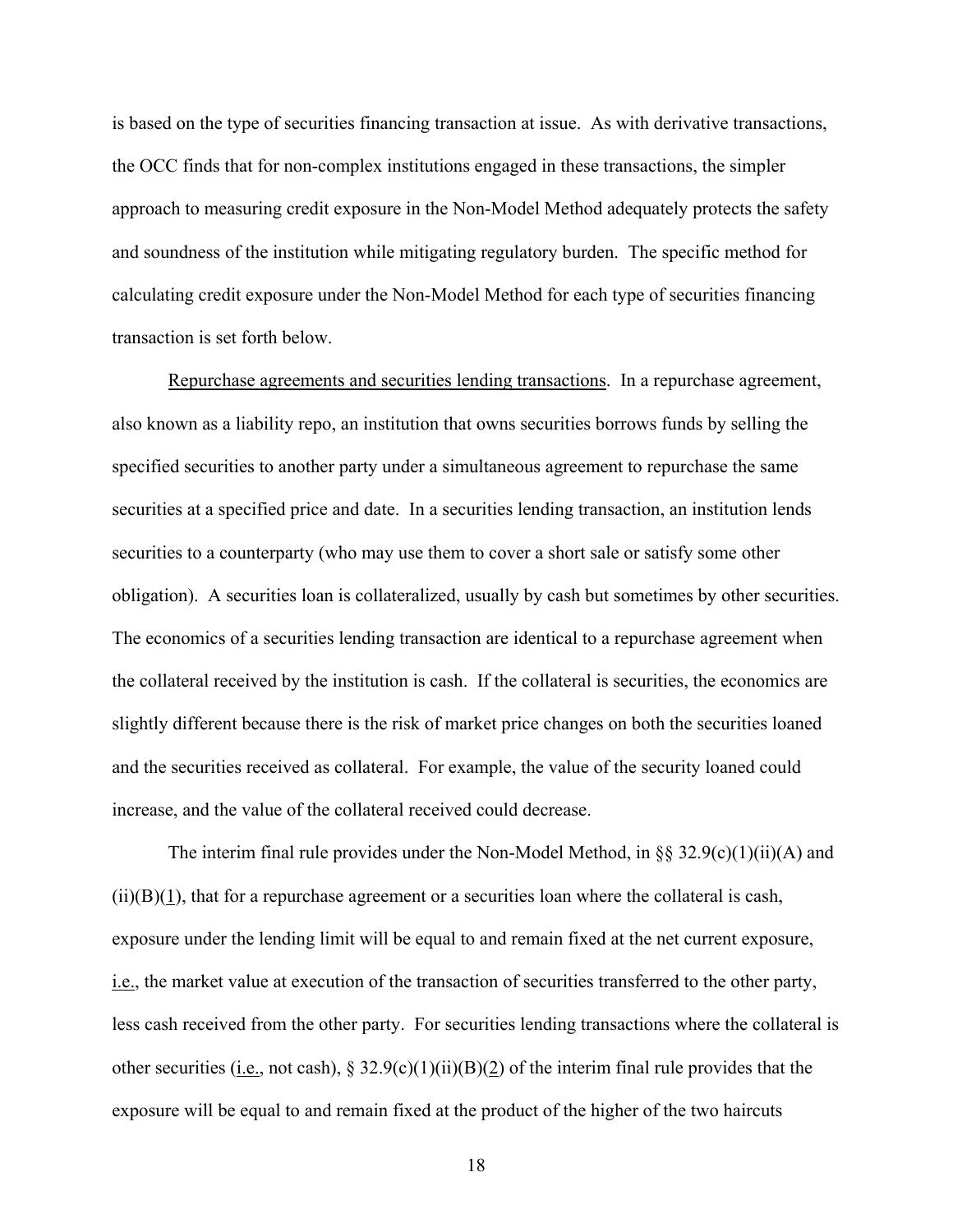is based on the type of securities financing transaction at issue. As with derivative transactions, the OCC finds that for non-complex institutions engaged in these transactions, the simpler approach to measuring credit exposure in the Non-Model Method adequately protects the safety and soundness of the institution while mitigating regulatory burden. The specific method for calculating credit exposure under the Non-Model Method for each type of securities financing transaction is set forth below.

Repurchase agreements and securities lending transactions. In a repurchase agreement, also known as a liability repo, an institution that owns securities borrows funds by selling the specified securities to another party under a simultaneous agreement to repurchase the same securities at a specified price and date. In a securities lending transaction, an institution lends securities to a counterparty (who may use them to cover a short sale or satisfy some other obligation). A securities loan is collateralized, usually by cash but sometimes by other securities. The economics of a securities lending transaction are identical to a repurchase agreement when the collateral received by the institution is cash. If the collateral is securities, the economics are slightly different because there is the risk of market price changes on both the securities loaned and the securities received as collateral. For example, the value of the security loaned could increase, and the value of the collateral received could decrease.

The interim final rule provides under the Non-Model Method, in §§ 32.9(c)(1)(ii)(A) and (ii)(B)(1), that for a repurchase agreement or a securities loan where the collateral is cash, exposure under the lending limit will be equal to and remain fixed at the net current exposure, i.e., the market value at execution of the transaction of securities transferred to the other party, less cash received from the other party. For securities lending transactions where the collateral is other securities (i.e., not cash), § 32.9(c)(1)(ii)(B)(2) of the interim final rule provides that the exposure will be equal to and remain fixed at the product of the higher of the two haircuts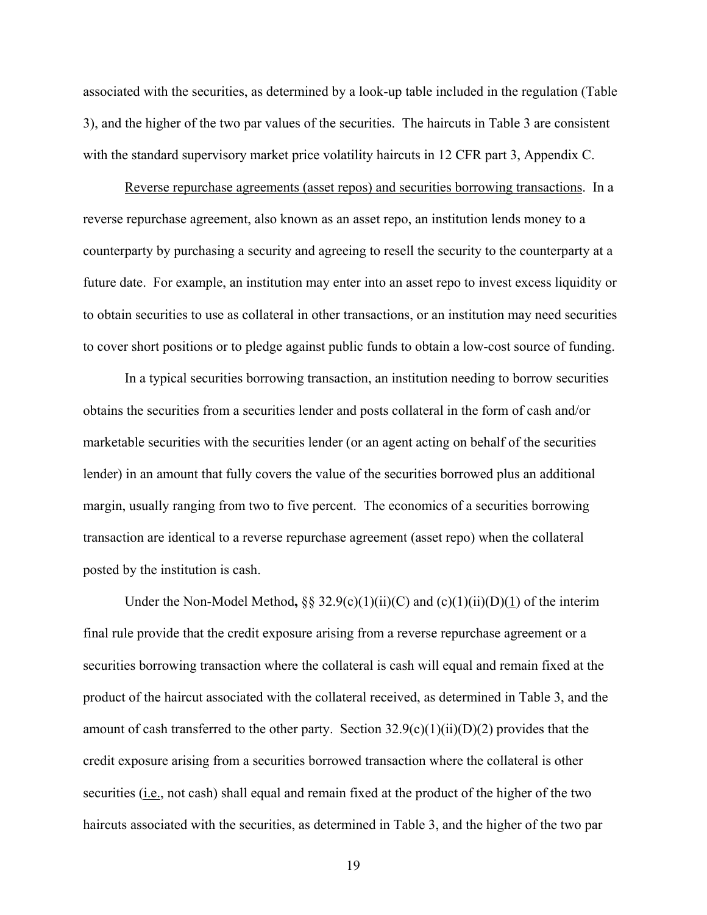associated with the securities, as determined by a look-up table included in the regulation (Table 3), and the higher of the two par values of the securities. The haircuts in Table 3 are consistent with the standard supervisory market price volatility haircuts in 12 CFR part 3, Appendix C.

Reverse repurchase agreements (asset repos) and securities borrowing transactions. In a reverse repurchase agreement, also known as an asset repo, an institution lends money to a counterparty by purchasing a security and agreeing to resell the security to the counterparty at a future date. For example, an institution may enter into an asset repo to invest excess liquidity or to obtain securities to use as collateral in other transactions, or an institution may need securities to cover short positions or to pledge against public funds to obtain a low-cost source of funding.

In a typical securities borrowing transaction, an institution needing to borrow securities obtains the securities from a securities lender and posts collateral in the form of cash and/or marketable securities with the securities lender (or an agent acting on behalf of the securities lender) in an amount that fully covers the value of the securities borrowed plus an additional margin, usually ranging from two to five percent. The economics of a securities borrowing transaction are identical to a reverse repurchase agreement (asset repo) when the collateral posted by the institution is cash.

Under the Non-Model Method**,** §§ 32.9(c)(1)(ii)(C) and (c)(1)(ii)(D)(1) of the interim final rule provide that the credit exposure arising from a reverse repurchase agreement or a securities borrowing transaction where the collateral is cash will equal and remain fixed at the product of the haircut associated with the collateral received, as determined in Table 3, and the amount of cash transferred to the other party. Section 32.9(c)(1)(ii)(D)(2) provides that the credit exposure arising from a securities borrowed transaction where the collateral is other securities (i.e., not cash) shall equal and remain fixed at the product of the higher of the two haircuts associated with the securities, as determined in Table 3, and the higher of the two par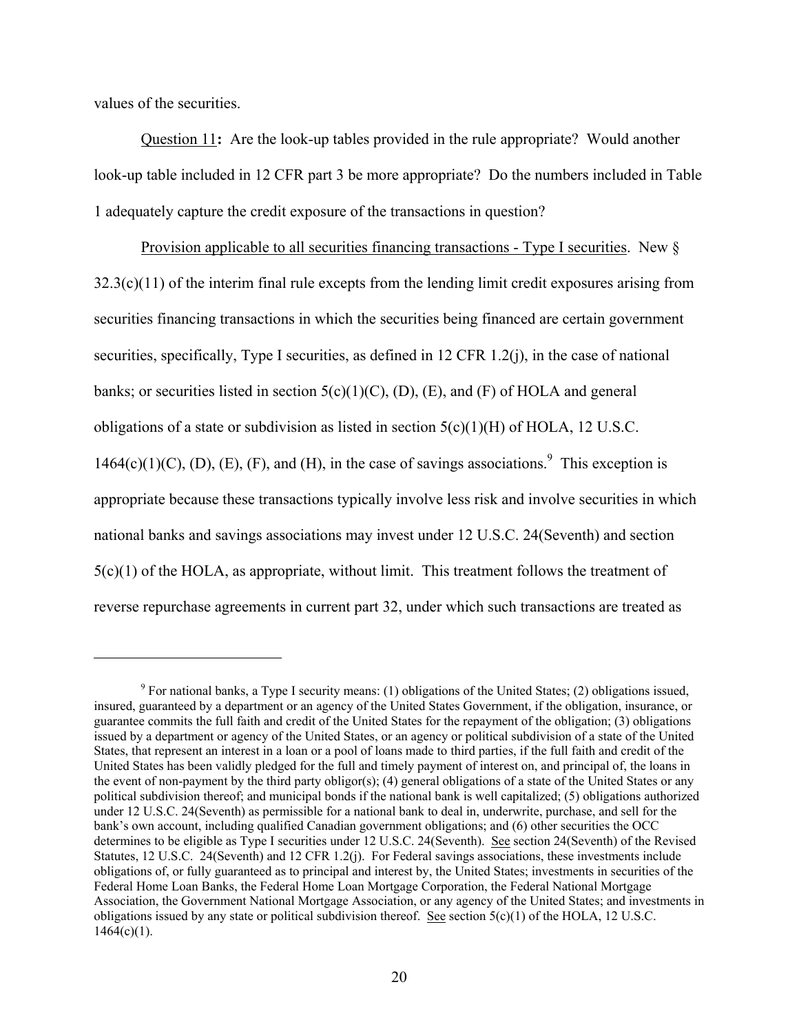values of the securities.

Question 11**:** Are the look-up tables provided in the rule appropriate? Would another look-up table included in 12 CFR part 3 be more appropriate? Do the numbers included in Table 1 adequately capture the credit exposure of the transactions in question?

Provision applicable to all securities financing transactions - Type I securities. New § 32.3(c)(11) of the interim final rule excepts from the lending limit credit exposures arising from securities financing transactions in which the securities being financed are certain government securities, specifically, Type I securities, as defined in 12 CFR 1.2(j), in the case of national banks; or securities listed in section 5(c)(1)(C), (D), (E), and (F) of HOLA and general obligations of a state or subdivision as listed in section 5(c)(1)(H) of HOLA, 12 U.S.C. 1464(c)(1)(C), (D), (E), (F), and (H), in the case of savings associations.[9] This exception is appropriate because these transactions typically involve less risk and involve securities in which national banks and savings associations may invest under 12 U.S.C. 24(Seventh) and section 5(c)(1) of the HOLA, as appropriate, without limit. This treatment follows the treatment of reverse repurchase agreements in current part 32, under which such transactions are treated as

---

[9] For national banks, a Type I security means: (1) obligations of the United States; (2) obligations issued, insured, guaranteed by a department or an agency of the United States Government, if the obligation, insurance, or guarantee commits the full faith and credit of the United States for the repayment of the obligation; (3) obligations issued by a department or agency of the United States, or an agency or political subdivision of a state of the United States, that represent an interest in a loan or a pool of loans made to third parties, if the full faith and credit of the United States has been validly pledged for the full and timely payment of interest on, and principal of, the loans in the event of non-payment by the third party obligor(s); (4) general obligations of a state of the United States or any political subdivision thereof; and municipal bonds if the national bank is well capitalized; (5) obligations authorized under 12 U.S.C. 24(Seventh) as permissible for a national bank to deal in, underwrite, purchase, and sell for the bank's own account, including qualified Canadian government obligations; and (6) other securities the OCC determines to be eligible as Type I securities under 12 U.S.C. 24(Seventh). See section 24(Seventh) of the Revised Statutes, 12 U.S.C. 24(Seventh) and 12 CFR 1.2(j). For Federal savings associations, these investments include obligations of, or fully guaranteed as to principal and interest by, the United States; investments in securities of the Federal Home Loan Banks, the Federal Home Loan Mortgage Corporation, the Federal National Mortgage Association, the Government National Mortgage Association, or any agency of the United States; and investments in obligations issued by any state or political subdivision thereof. See section 5(c)(1) of the HOLA, 12 U.S.C. 1464(c)(1).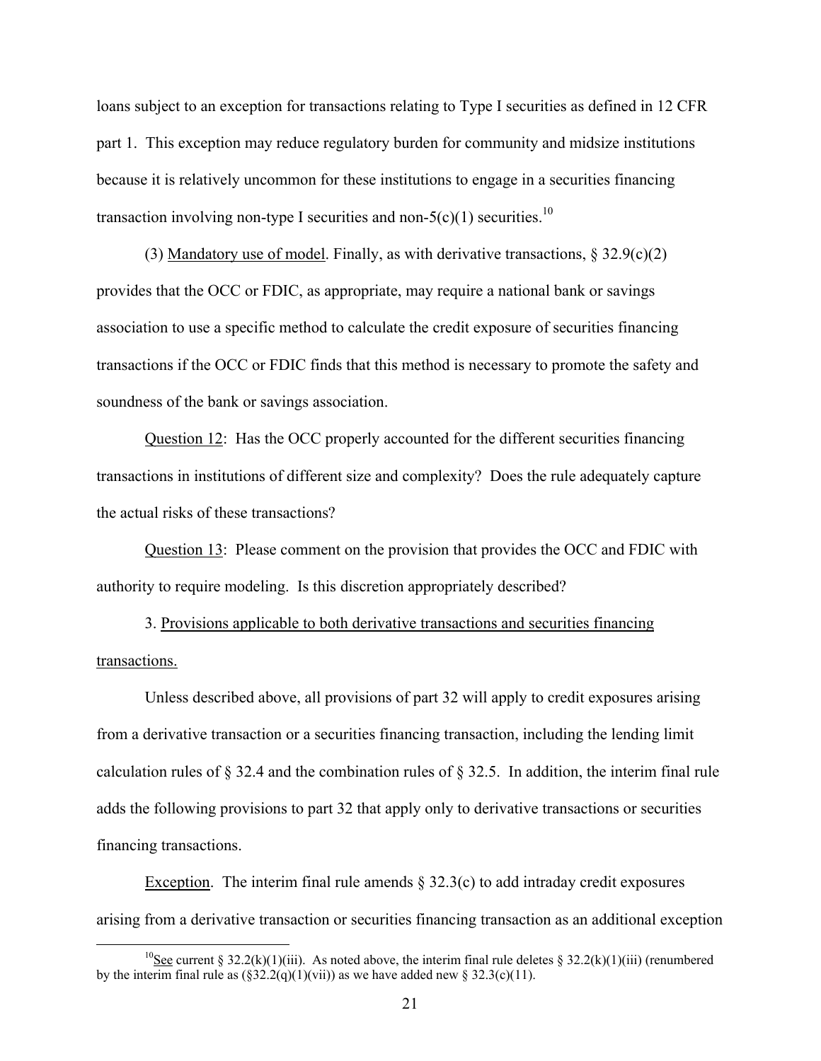loans subject to an exception for transactions relating to Type I securities as defined in 12 CFR part 1. This exception may reduce regulatory burden for community and midsize institutions because it is relatively uncommon for these institutions to engage in a securities financing transaction involving non-type I securities and non-5(c)(1) securities.[10]

(3) Mandatory use of model. Finally, as with derivative transactions, § 32.9(c)(2) provides that the OCC or FDIC, as appropriate, may require a national bank or savings association to use a specific method to calculate the credit exposure of securities financing transactions if the OCC or FDIC finds that this method is necessary to promote the safety and soundness of the bank or savings association.

Question 12: Has the OCC properly accounted for the different securities financing transactions in institutions of different size and complexity? Does the rule adequately capture the actual risks of these transactions?

Question 13: Please comment on the provision that provides the OCC and FDIC with authority to require modeling. Is this discretion appropriately described?

3. Provisions applicable to both derivative transactions and securities financing transactions.

Unless described above, all provisions of part 32 will apply to credit exposures arising from a derivative transaction or a securities financing transaction, including the lending limit calculation rules of § 32.4 and the combination rules of § 32.5. In addition, the interim final rule adds the following provisions to part 32 that apply only to derivative transactions or securities financing transactions.

Exception. The interim final rule amends § 32.3(c) to add intraday credit exposures arising from a derivative transaction or securities financing transaction as an additional exception

[10] See current § 32.2(k)(1)(iii). As noted above, the interim final rule deletes § 32.2(k)(1)(iii) (renumbered by the interim final rule as (§32.2(q)(1)(vii)) as we have added new § 32.3(c)(11).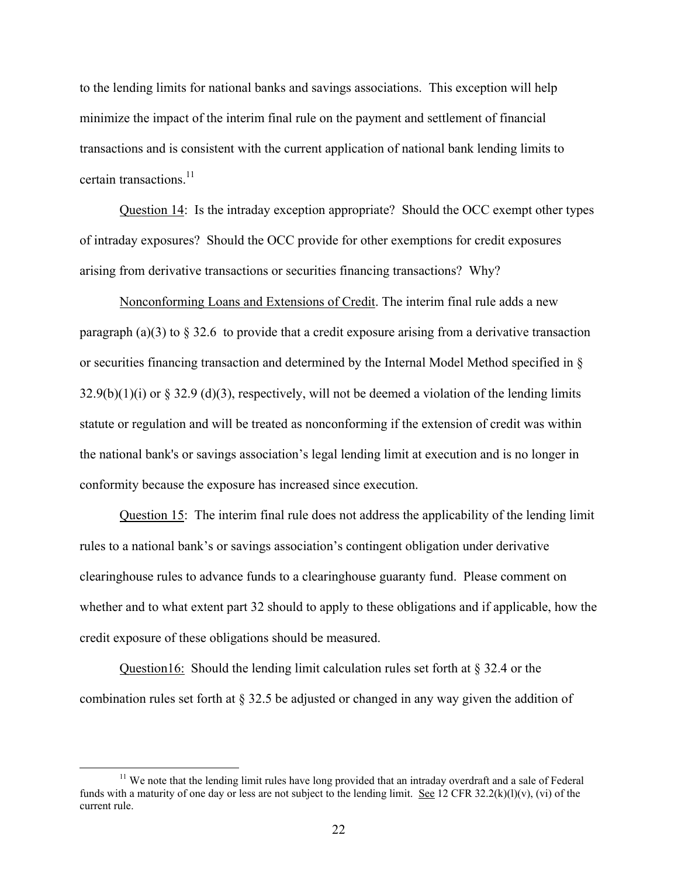to the lending limits for national banks and savings associations. This exception will help minimize the impact of the interim final rule on the payment and settlement of financial transactions and is consistent with the current application of national bank lending limits to certain transactions.[11]

Question 14: Is the intraday exception appropriate? Should the OCC exempt other types of intraday exposures? Should the OCC provide for other exemptions for credit exposures arising from derivative transactions or securities financing transactions? Why?

Nonconforming Loans and Extensions of Credit. The interim final rule adds a new paragraph (a)(3) to § 32.6 to provide that a credit exposure arising from a derivative transaction or securities financing transaction and determined by the Internal Model Method specified in § 32.9(b)(1)(i) or § 32.9 (d)(3), respectively, will not be deemed a violation of the lending limits statute or regulation and will be treated as nonconforming if the extension of credit was within the national bank's or savings association's legal lending limit at execution and is no longer in conformity because the exposure has increased since execution.

Question 15: The interim final rule does not address the applicability of the lending limit rules to a national bank's or savings association's contingent obligation under derivative clearinghouse rules to advance funds to a clearinghouse guaranty fund. Please comment on whether and to what extent part 32 should to apply to these obligations and if applicable, how the credit exposure of these obligations should be measured.

Question16: Should the lending limit calculation rules set forth at § 32.4 or the combination rules set forth at § 32.5 be adjusted or changed in any way given the addition of

[11] We note that the lending limit rules have long provided that an intraday overdraft and a sale of Federal funds with a maturity of one day or less are not subject to the lending limit. See 12 CFR 32.2(k)(l)(v), (vi) of the current rule.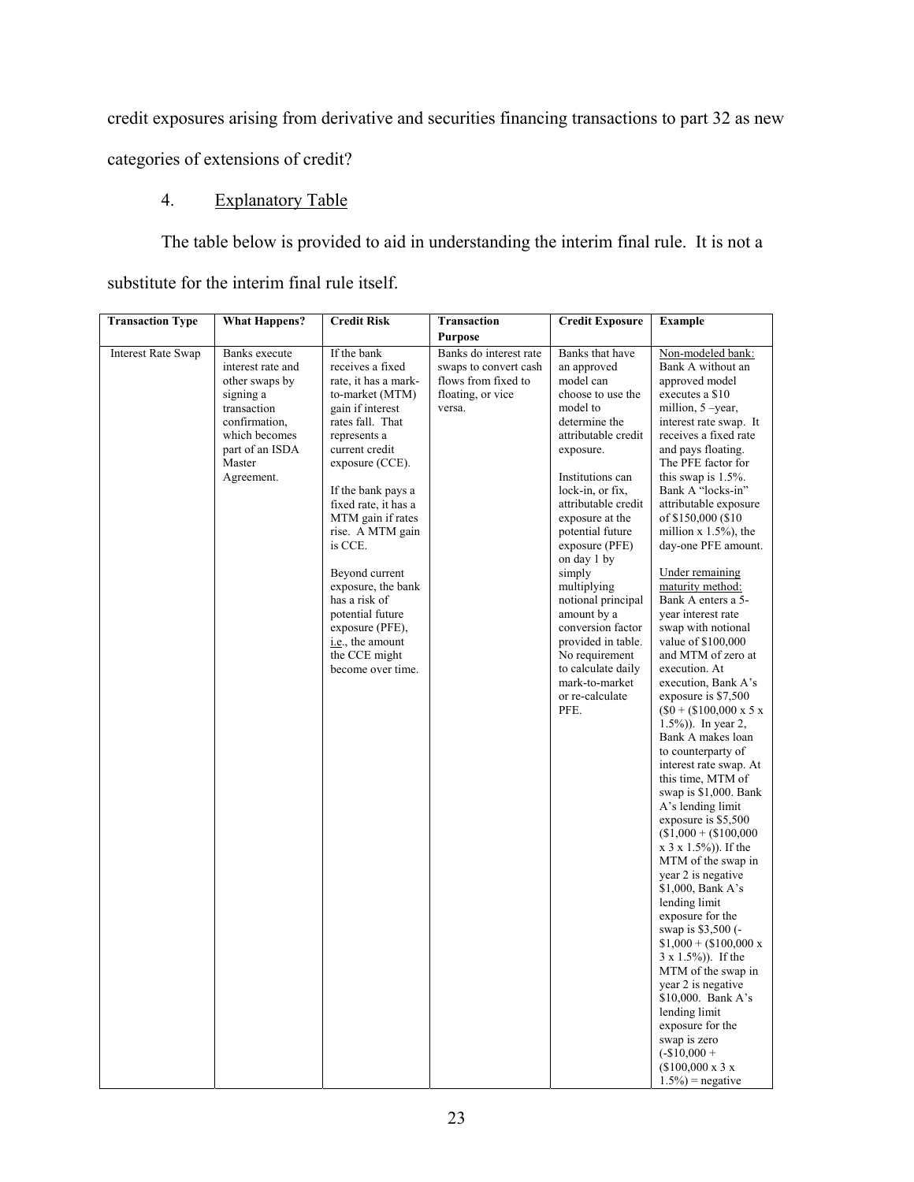credit exposures arising from derivative and securities financing transactions to part 32 as new categories of extensions of credit?

4. Explanatory Table

The table below is provided to aid in understanding the interim final rule. It is not a substitute for the interim final rule itself.

| Transaction Type | What Happens? | Credit Risk | Transaction Purpose | Credit Exposure | Example |
|---|---|---|---|---|---|
| Interest Rate Swap | Banks execute interest rate and other swaps by signing a transaction confirmation, which becomes part of an ISDA Master Agreement. | If the bank receives a fixed rate, it has a mark-to-market (MTM) gain if interest rates fall. That represents a current credit exposure (CCE).<br><br>If the bank pays a fixed rate, it has a MTM gain if rates rise. A MTM gain is CCE.<br><br>Beyond current exposure, the bank has a risk of potential future exposure (PFE), i.e., the amount the CCE might become over time. | Banks do interest rate swaps to convert cash flows from fixed to floating, or vice versa. | Banks that have an approved model can choose to use the model to determine the attributable credit exposure.<br><br>Institutions can lock-in, or fix, attributable credit exposure at the potential future exposure (PFE) on day 1 by simply multiplying notional principal amount by a conversion factor provided in table. No requirement to calculate daily mark-to-market or re-calculate PFE. | Non-modeled bank: Bank A without an approved model executes a $10 million, 5 –year, interest rate swap. It receives a fixed rate and pays floating. The PFE factor for this swap is 1.5%. Bank A "locks-in" attributable exposure of $150,000 ($10 million x 1.5%), the day-one PFE amount.<br><br>Under remaining maturity method: Bank A enters a 5-year interest rate swap with notional value of $100,000 and MTM of zero at execution. At execution, Bank A's exposure is $7,500 ($0 + ($100,000 x 5 x 1.5%)). In year 2, Bank A makes loan to counterparty of interest rate swap. At this time, MTM of swap is $1,000. Bank A's lending limit exposure is $5,500 ($1,000 + ($100,000 x 3 x 1.5%)). If the MTM of the swap in year 2 is negative $1,000, Bank A's lending limit exposure for the swap is $3,500 (-$1,000 + ($100,000 x 3 x 1.5%)). If the MTM of the swap in year 2 is negative $10,000. Bank A's lending limit exposure for the swap is zero (-$10,000 + ($100,000 x 3 x 1.5%) = negative |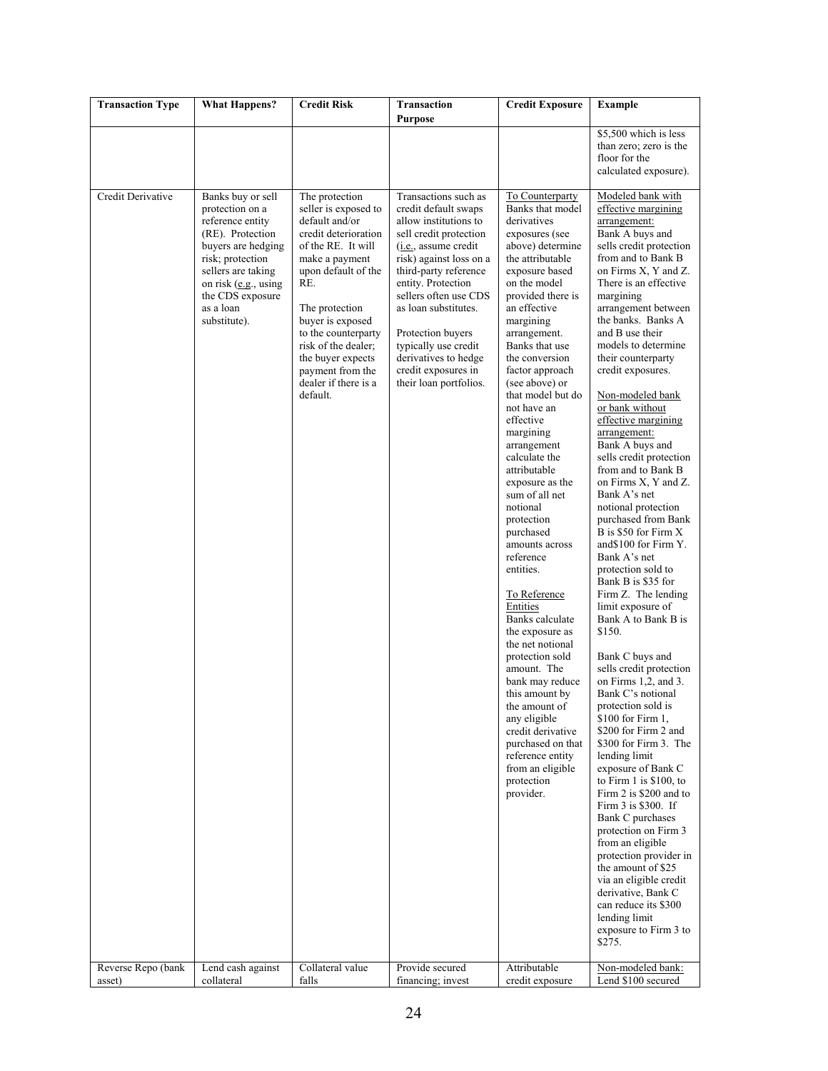| Transaction Type | What Happens? | Credit Risk | Transaction Purpose | Credit Exposure | Example |
|---|---|---|---|---|---|
| | | | | | $5,500 which is less than zero; zero is the floor for the calculated exposure). |
| Credit Derivative | Banks buy or sell protection on a reference entity (RE). Protection buyers are hedging risk; protection sellers are taking on risk (e.g., using the CDS exposure as a loan substitute). | The protection seller is exposed to default and/or credit deterioration of the RE. It will make a payment upon default of the RE.<br><br>The protection buyer is exposed to the counterparty risk of the dealer; the buyer expects payment from the dealer if there is a default. | Transactions such as credit default swaps allow institutions to sell credit protection (i.e., assume credit risk) against loss on a third-party reference entity. Protection sellers often use CDS as loan substitutes.<br><br>Protection buyers typically use credit derivatives to hedge credit exposures in their loan portfolios. | To Counterparty<br>Banks that model derivatives exposures (see above) determine the attributable exposure based on the model provided there is an effective margining arrangement. Banks that use the conversion factor approach (see above) or that model but do not have an effective margining arrangement calculate the attributable exposure as the sum of all net notional protection purchased amounts across reference entities.<br><br>To Reference Entities<br>Banks calculate the exposure as the net notional protection sold amount. The bank may reduce this amount by the amount of any eligible credit derivative purchased on that reference entity from an eligible protection provider. | Modeled bank with effective margining arrangement:<br>Bank A buys and sells credit protection from and to Bank B on Firms X, Y and Z. There is an effective margining arrangement between the banks. Banks A and B use their models to determine their counterparty credit exposures.<br><br>Non-modeled bank or bank without effective margining arrangement:<br>Bank A buys and sells credit protection from and to Bank B on Firms X, Y and Z. Bank A's net notional protection purchased from Bank B is $50 for Firm X and$100 for Firm Y. Bank A's net protection sold to Bank B is $35 for Firm Z. The lending limit exposure of Bank A to Bank B is $150.<br><br>Bank C buys and sells credit protection on Firms 1,2, and 3. Bank C's notional protection sold is $100 for Firm 1, $200 for Firm 2 and $300 for Firm 3. The lending limit exposure of Bank C to Firm 1 is $100, to Firm 2 is $200 and to Firm 3 is $300. If Bank C purchases protection on Firm 3 from an eligible protection provider in the amount of $25 via an eligible credit derivative, Bank C can reduce its $300 lending limit exposure to Firm 3 to $275. |
| Reverse Repo (bank asset) | Lend cash against collateral | Collateral value falls | Provide secured financing; invest | Attributable credit exposure | Non-modeled bank:<br>Lend $100 secured |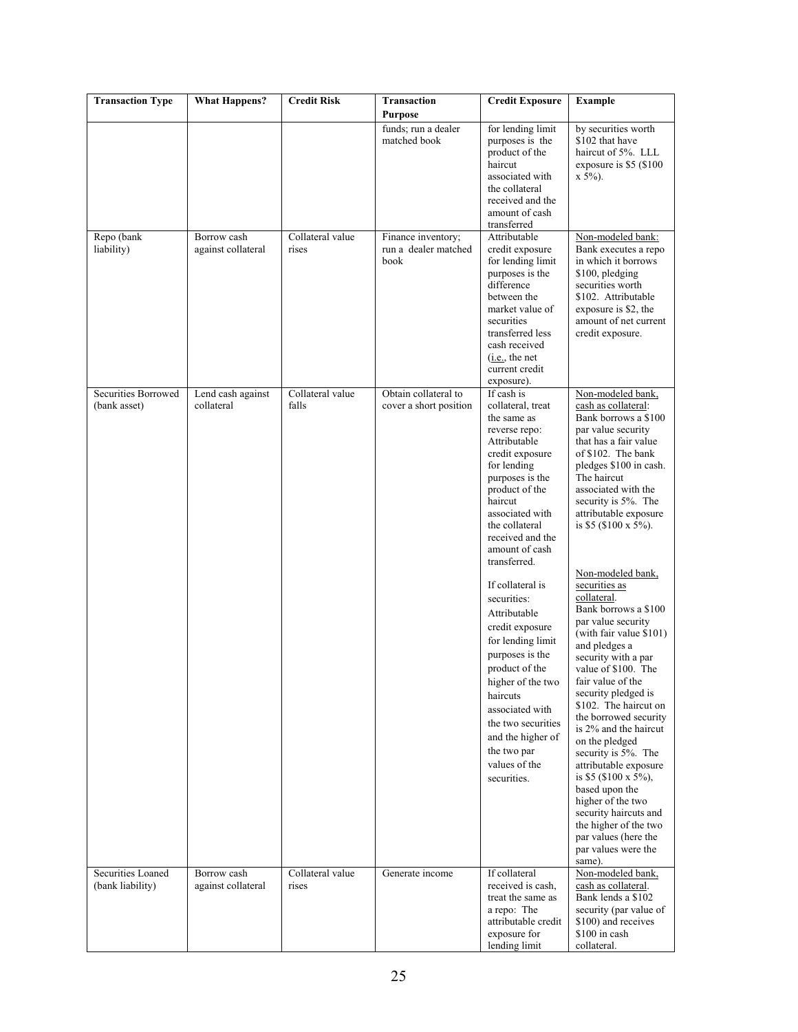| Transaction Type | What Happens? | Credit Risk | Transaction Purpose | Credit Exposure | Example |
|---|---|---|---|---|---|
| | | | funds; run a dealer matched book | for lending limit purposes is the product of the haircut associated with the collateral received and the amount of cash transferred | by securities worth $102 that have haircut of 5%. LLL exposure is $5 ($100 x 5%). |
| Repo (bank liability) | Borrow cash against collateral | Collateral value rises | Finance inventory; run a dealer matched book | Attributable credit exposure for lending limit purposes is the difference between the market value of securities transferred less cash received (<u>i.e.</u>, the net current credit exposure). | <u>Non-modeled bank:</u> Bank executes a repo in which it borrows $100, pledging securities worth $102. Attributable exposure is $2, the amount of net current credit exposure. |
| Securities Borrowed (bank asset) | Lend cash against collateral | Collateral value falls | Obtain collateral to cover a short position | If cash is collateral, treat the same as reverse repo: Attributable credit exposure for lending purposes is the product of the haircut associated with the collateral received and the amount of cash transferred.<br><br>If collateral is securities: Attributable credit exposure for lending limit purposes is the product of the higher of the two haircuts associated with the two securities and the higher of the two par values of the securities. | <u>Non-modeled bank, cash as collateral</u>: Bank borrows a $100 par value security that has a fair value of $102. The bank pledges $100 in cash. The haircut associated with the security is 5%. The attributable exposure is $5 ($100 x 5%).<br><br><u>Non-modeled bank, securities as collateral</u>. Bank borrows a $100 par value security (with fair value $101) and pledges a security with a par value of $100. The fair value of the security pledged is $102. The haircut on the borrowed security is 2% and the haircut on the pledged security is 5%. The attributable exposure is $5 ($100 x 5%), based upon the higher of the two security haircuts and the higher of the two par values (here the par values were the same). |
| Securities Loaned (bank liability) | Borrow cash against collateral | Collateral value rises | Generate income | If collateral received is cash, treat the same as a repo: The attributable credit exposure for lending limit | <u>Non-modeled bank, cash as collateral</u>. Bank lends a $102 security (par value of $100) and receives $100 in cash collateral. |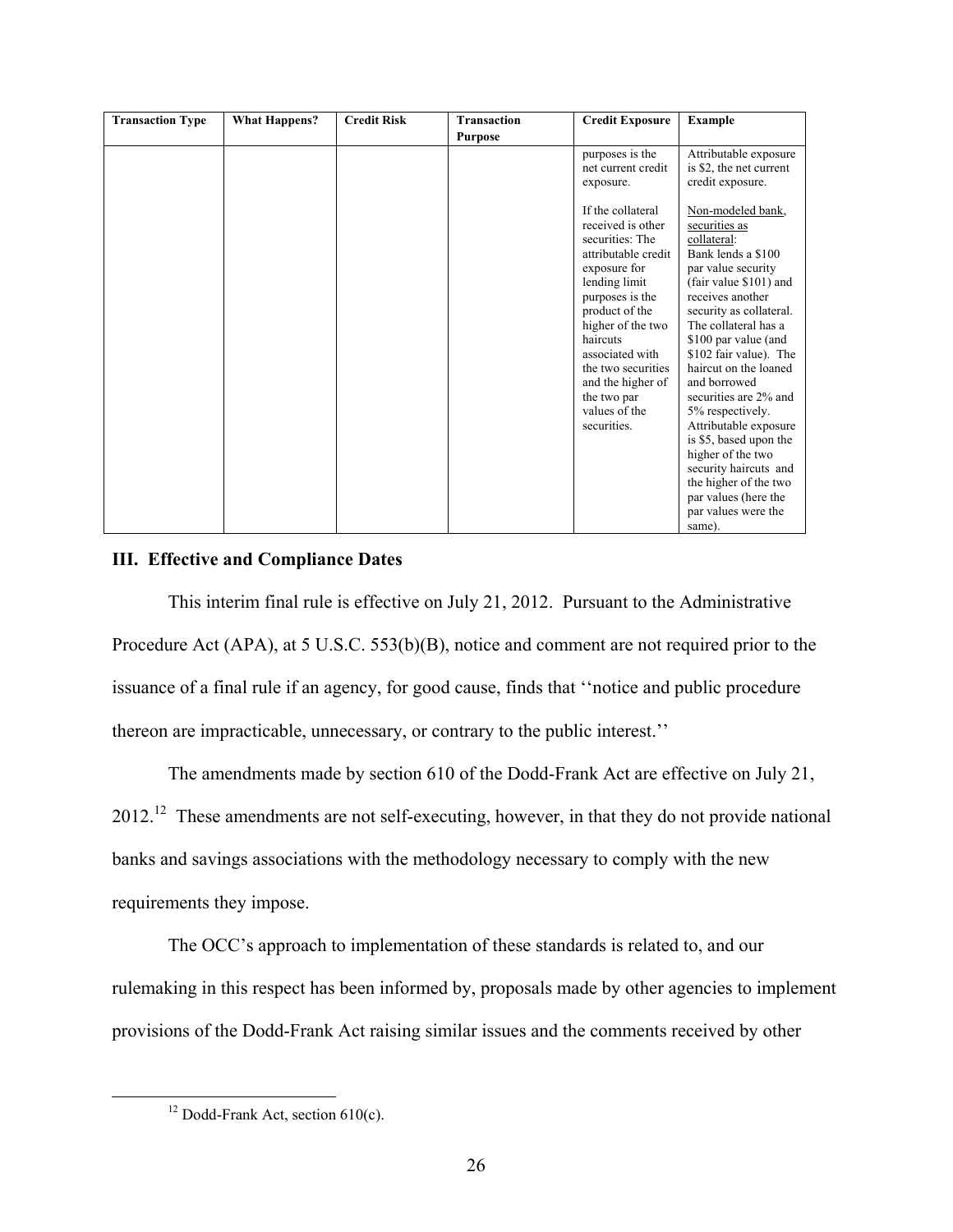| Transaction Type | What Happens? | Credit Risk | Transaction Purpose | Credit Exposure | Example |
|---|---|---|---|---|---|
| | | | | purposes is the net current credit exposure.<br><br>If the collateral received is other securities: The attributable credit exposure for lending limit purposes is the product of the higher of the two haircuts associated with the two securities and the higher of the two par values of the securities. | Attributable exposure is $2, the net current credit exposure.<br><br>Non-modeled bank, securities as collateral: Bank lends a $100 par value security (fair value $101) and receives another security as collateral. The collateral has a $100 par value (and $102 fair value). The haircut on the loaned and borrowed securities are 2% and 5% respectively. Attributable exposure is $5, based upon the higher of the two security haircuts and the higher of the two par values (here the par values were the same). |

## III. Effective and Compliance Dates

This interim final rule is effective on July 21, 2012. Pursuant to the Administrative Procedure Act (APA), at 5 U.S.C. 553(b)(B), notice and comment are not required prior to the issuance of a final rule if an agency, for good cause, finds that ''notice and public procedure thereon are impracticable, unnecessary, or contrary to the public interest.''

The amendments made by section 610 of the Dodd-Frank Act are effective on July 21, 2012.[12] These amendments are not self-executing, however, in that they do not provide national banks and savings associations with the methodology necessary to comply with the new requirements they impose.

The OCC's approach to implementation of these standards is related to, and our rulemaking in this respect has been informed by, proposals made by other agencies to implement provisions of the Dodd-Frank Act raising similar issues and the comments received by other

[12] Dodd-Frank Act, section 610(c).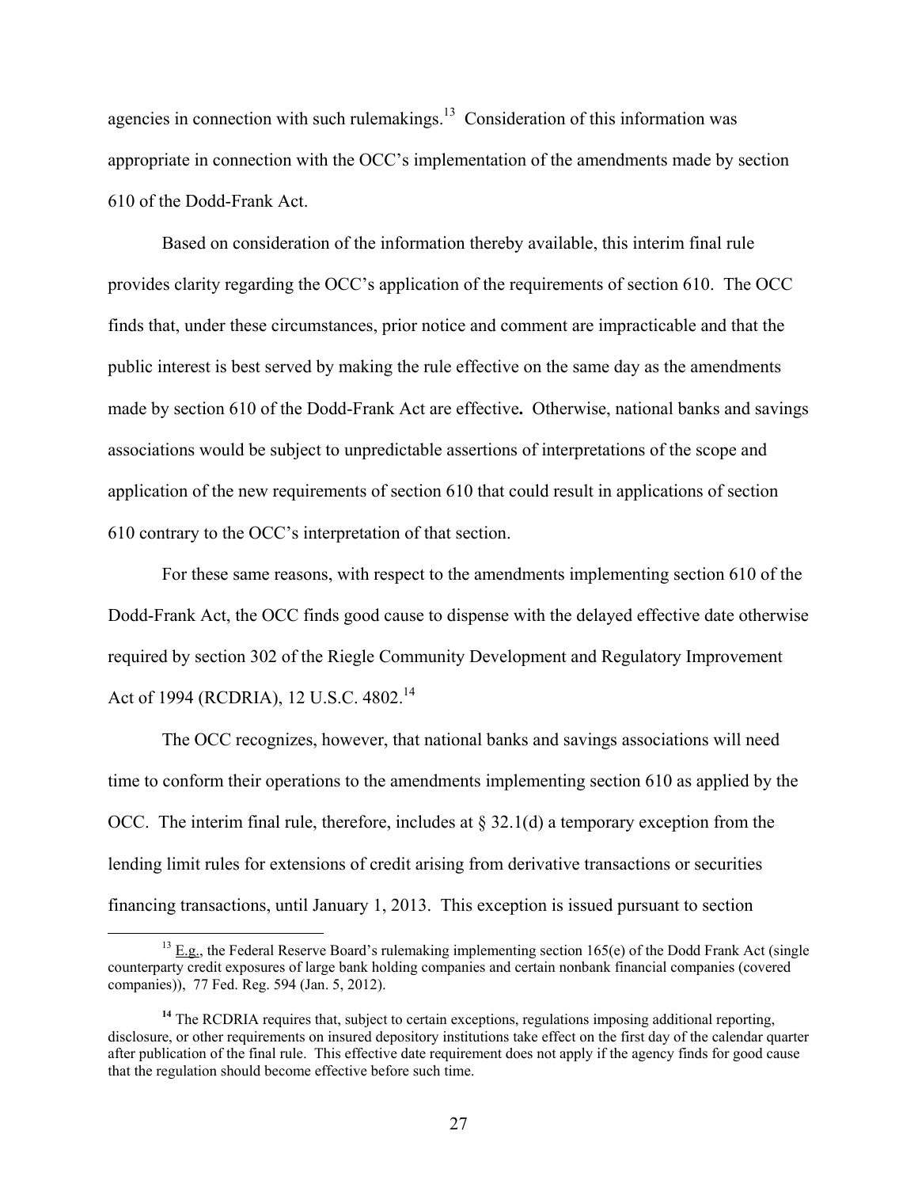agencies in connection with such rulemakings.[13] Consideration of this information was appropriate in connection with the OCC's implementation of the amendments made by section 610 of the Dodd-Frank Act.

Based on consideration of the information thereby available, this interim final rule provides clarity regarding the OCC's application of the requirements of section 610. The OCC finds that, under these circumstances, prior notice and comment are impracticable and that the public interest is best served by making the rule effective on the same day as the amendments made by section 610 of the Dodd-Frank Act are effective**.** Otherwise, national banks and savings associations would be subject to unpredictable assertions of interpretations of the scope and application of the new requirements of section 610 that could result in applications of section 610 contrary to the OCC's interpretation of that section.

For these same reasons, with respect to the amendments implementing section 610 of the Dodd-Frank Act, the OCC finds good cause to dispense with the delayed effective date otherwise required by section 302 of the Riegle Community Development and Regulatory Improvement Act of 1994 (RCDRIA), 12 U.S.C. 4802.[14]

The OCC recognizes, however, that national banks and savings associations will need time to conform their operations to the amendments implementing section 610 as applied by the OCC. The interim final rule, therefore, includes at § 32.1(d) a temporary exception from the lending limit rules for extensions of credit arising from derivative transactions or securities financing transactions, until January 1, 2013. This exception is issued pursuant to section

---

[13] E.g., the Federal Reserve Board's rulemaking implementing section 165(e) of the Dodd Frank Act (single counterparty credit exposures of large bank holding companies and certain nonbank financial companies (covered companies)), 77 Fed. Reg. 594 (Jan. 5, 2012).

[14] The RCDRIA requires that, subject to certain exceptions, regulations imposing additional reporting, disclosure, or other requirements on insured depository institutions take effect on the first day of the calendar quarter after publication of the final rule. This effective date requirement does not apply if the agency finds for good cause that the regulation should become effective before such time.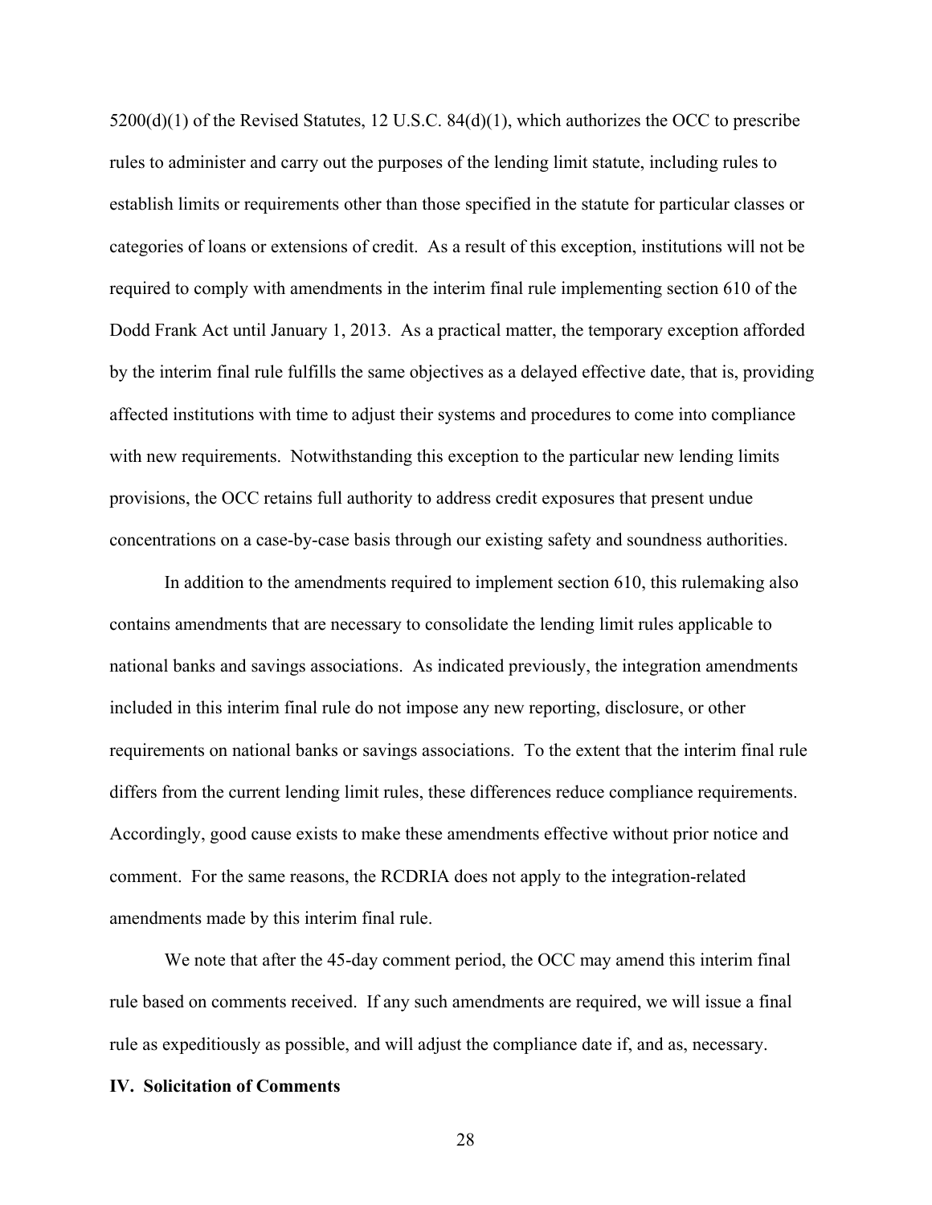5200(d)(1) of the Revised Statutes, 12 U.S.C. 84(d)(1), which authorizes the OCC to prescribe rules to administer and carry out the purposes of the lending limit statute, including rules to establish limits or requirements other than those specified in the statute for particular classes or categories of loans or extensions of credit. As a result of this exception, institutions will not be required to comply with amendments in the interim final rule implementing section 610 of the Dodd Frank Act until January 1, 2013. As a practical matter, the temporary exception afforded by the interim final rule fulfills the same objectives as a delayed effective date, that is, providing affected institutions with time to adjust their systems and procedures to come into compliance with new requirements. Notwithstanding this exception to the particular new lending limits provisions, the OCC retains full authority to address credit exposures that present undue concentrations on a case-by-case basis through our existing safety and soundness authorities.

In addition to the amendments required to implement section 610, this rulemaking also contains amendments that are necessary to consolidate the lending limit rules applicable to national banks and savings associations. As indicated previously, the integration amendments included in this interim final rule do not impose any new reporting, disclosure, or other requirements on national banks or savings associations. To the extent that the interim final rule differs from the current lending limit rules, these differences reduce compliance requirements. Accordingly, good cause exists to make these amendments effective without prior notice and comment. For the same reasons, the RCDRIA does not apply to the integration-related amendments made by this interim final rule.

We note that after the 45-day comment period, the OCC may amend this interim final rule based on comments received. If any such amendments are required, we will issue a final rule as expeditiously as possible, and will adjust the compliance date if, and as, necessary.

## IV. Solicitation of Comments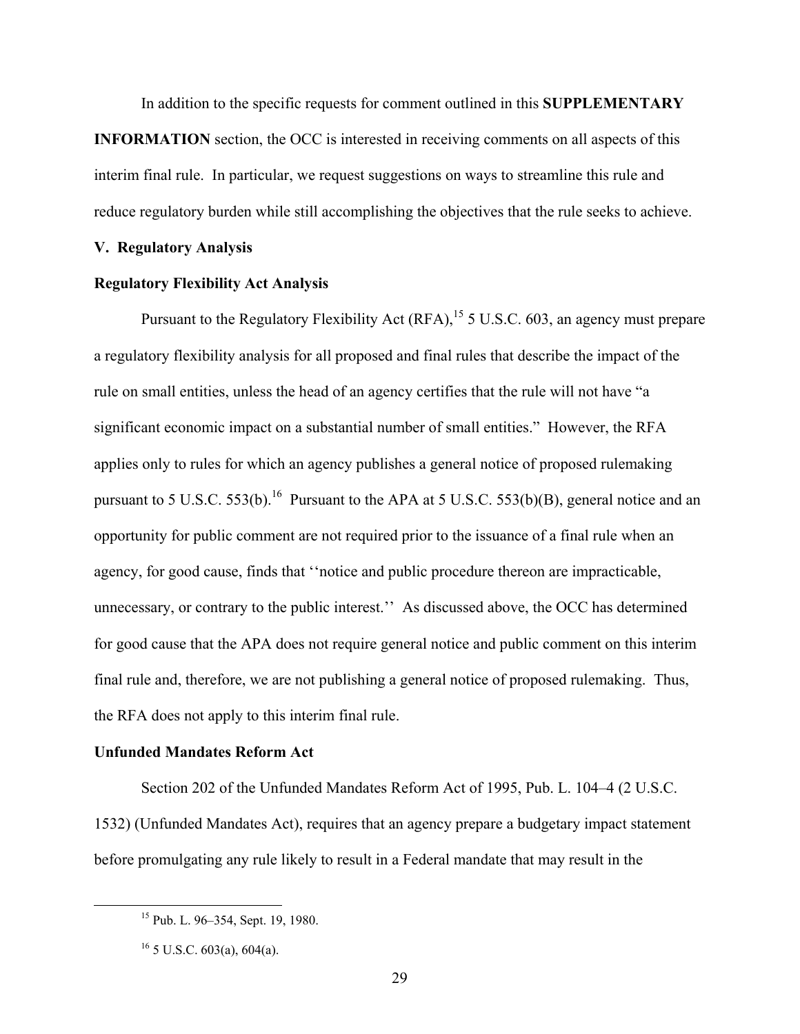In addition to the specific requests for comment outlined in this **SUPPLEMENTARY INFORMATION** section, the OCC is interested in receiving comments on all aspects of this interim final rule. In particular, we request suggestions on ways to streamline this rule and reduce regulatory burden while still accomplishing the objectives that the rule seeks to achieve.

## V. Regulatory Analysis

### Regulatory Flexibility Act Analysis

Pursuant to the Regulatory Flexibility Act (RFA),[15] 5 U.S.C. 603, an agency must prepare a regulatory flexibility analysis for all proposed and final rules that describe the impact of the rule on small entities, unless the head of an agency certifies that the rule will not have "a significant economic impact on a substantial number of small entities." However, the RFA applies only to rules for which an agency publishes a general notice of proposed rulemaking pursuant to 5 U.S.C. 553(b).[16] Pursuant to the APA at 5 U.S.C. 553(b)(B), general notice and an opportunity for public comment are not required prior to the issuance of a final rule when an agency, for good cause, finds that ''notice and public procedure thereon are impracticable, unnecessary, or contrary to the public interest.'' As discussed above, the OCC has determined for good cause that the APA does not require general notice and public comment on this interim final rule and, therefore, we are not publishing a general notice of proposed rulemaking. Thus, the RFA does not apply to this interim final rule.

### Unfunded Mandates Reform Act

Section 202 of the Unfunded Mandates Reform Act of 1995, Pub. L. 104–4 (2 U.S.C. 1532) (Unfunded Mandates Act), requires that an agency prepare a budgetary impact statement before promulgating any rule likely to result in a Federal mandate that may result in the

[15] Pub. L. 96–354, Sept. 19, 1980.

[16] 5 U.S.C. 603(a), 604(a).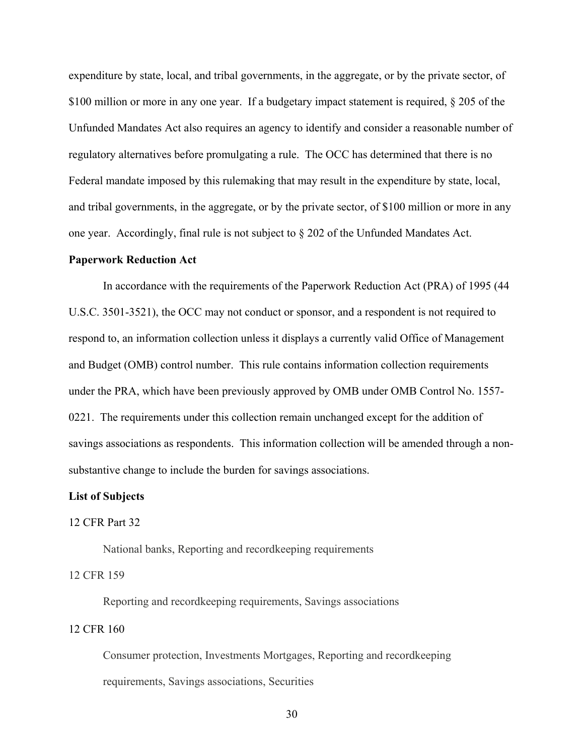expenditure by state, local, and tribal governments, in the aggregate, or by the private sector, of $100 million or more in any one year. If a budgetary impact statement is required, § 205 of the Unfunded Mandates Act also requires an agency to identify and consider a reasonable number of regulatory alternatives before promulgating a rule. The OCC has determined that there is no Federal mandate imposed by this rulemaking that may result in the expenditure by state, local, and tribal governments, in the aggregate, or by the private sector, of $100 million or more in any one year. Accordingly, final rule is not subject to § 202 of the Unfunded Mandates Act.

**Paperwork Reduction Act**

In accordance with the requirements of the Paperwork Reduction Act (PRA) of 1995 (44 U.S.C. 3501-3521), the OCC may not conduct or sponsor, and a respondent is not required to respond to, an information collection unless it displays a currently valid Office of Management and Budget (OMB) control number. This rule contains information collection requirements under the PRA, which have been previously approved by OMB under OMB Control No. 1557-0221. The requirements under this collection remain unchanged except for the addition of savings associations as respondents. This information collection will be amended through a non-substantive change to include the burden for savings associations.

**List of Subjects**

12 CFR Part 32

National banks, Reporting and recordkeeping requirements

12 CFR 159

Reporting and recordkeeping requirements, Savings associations

12 CFR 160

Consumer protection, Investments Mortgages, Reporting and recordkeeping requirements, Savings associations, Securities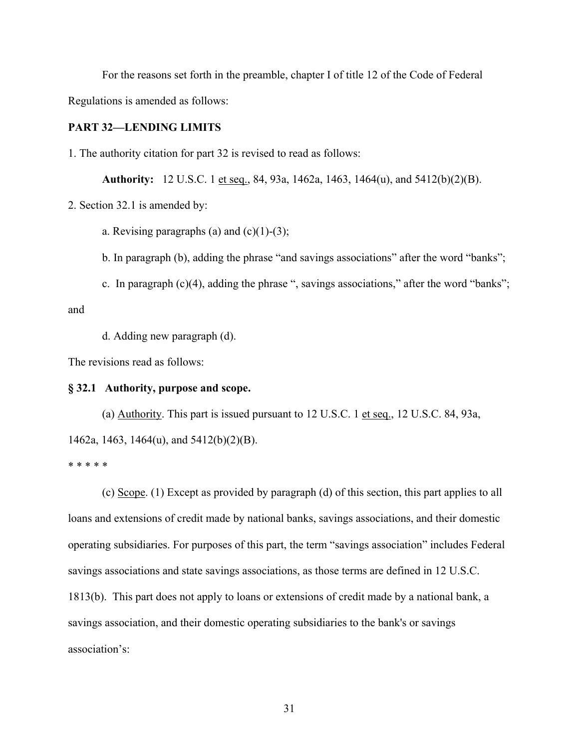For the reasons set forth in the preamble, chapter I of title 12 of the Code of Federal Regulations is amended as follows:

**PART 32—LENDING LIMITS**

1. The authority citation for part 32 is revised to read as follows:

**Authority:** 12 U.S.C. 1 et seq., 84, 93a, 1462a, 1463, 1464(u), and 5412(b)(2)(B).

2. Section 32.1 is amended by:

a. Revising paragraphs (a) and (c)(1)-(3);

b. In paragraph (b), adding the phrase "and savings associations" after the word "banks";

c. In paragraph (c)(4), adding the phrase ", savings associations," after the word "banks"; and

d. Adding new paragraph (d).

The revisions read as follows:

**§ 32.1 Authority, purpose and scope.**

(a) Authority. This part is issued pursuant to 12 U.S.C. 1 et seq., 12 U.S.C. 84, 93a, 1462a, 1463, 1464(u), and 5412(b)(2)(B).

* * * * *

(c) Scope. (1) Except as provided by paragraph (d) of this section, this part applies to all loans and extensions of credit made by national banks, savings associations, and their domestic operating subsidiaries. For purposes of this part, the term "savings association" includes Federal savings associations and state savings associations, as those terms are defined in 12 U.S.C. 1813(b). This part does not apply to loans or extensions of credit made by a national bank, a savings association, and their domestic operating subsidiaries to the bank's or savings association's: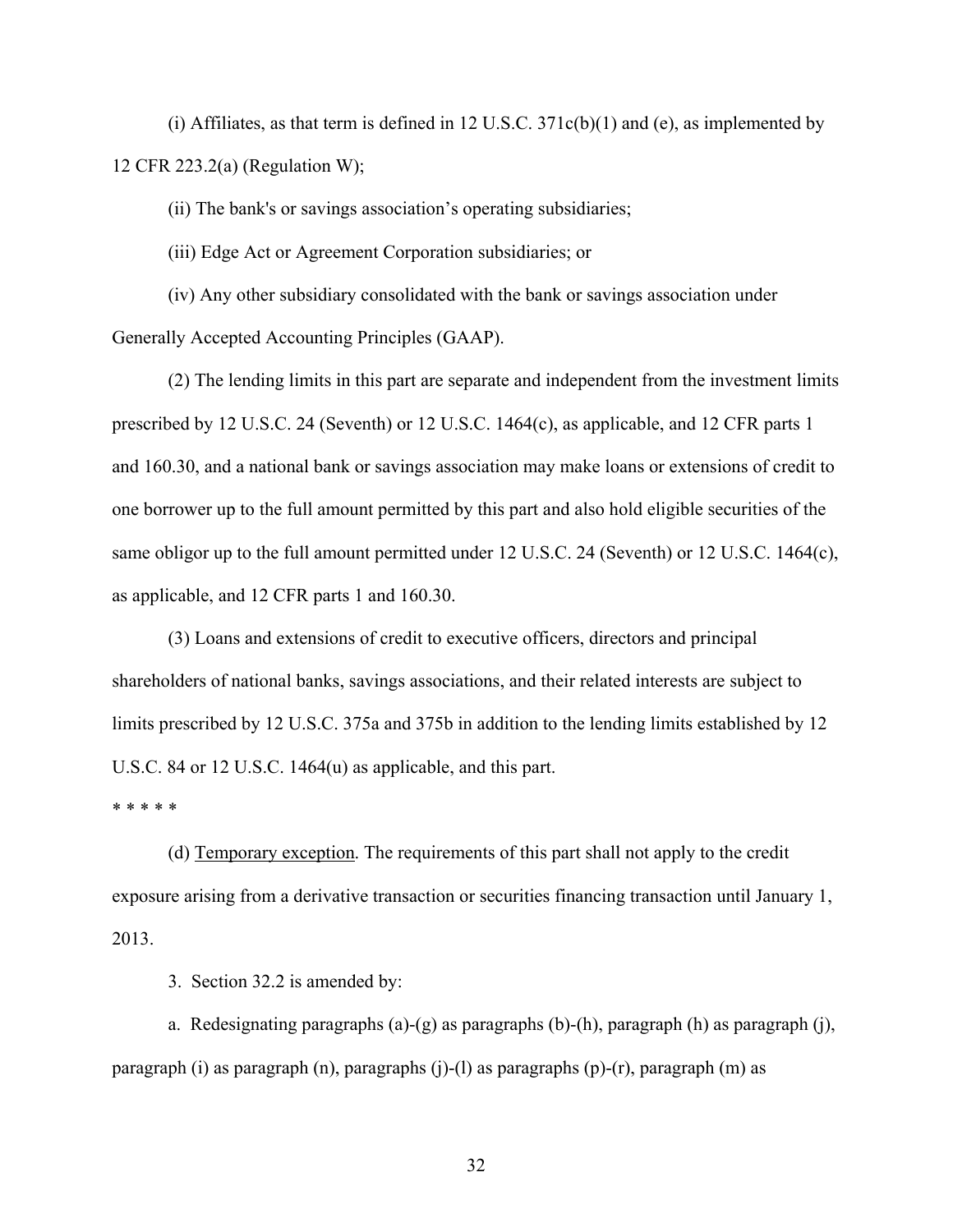(i) Affiliates, as that term is defined in 12 U.S.C. 371c(b)(1) and (e), as implemented by 12 CFR 223.2(a) (Regulation W);

(ii) The bank's or savings association’s operating subsidiaries;

(iii) Edge Act or Agreement Corporation subsidiaries; or

(iv) Any other subsidiary consolidated with the bank or savings association under Generally Accepted Accounting Principles (GAAP).

(2) The lending limits in this part are separate and independent from the investment limits prescribed by 12 U.S.C. 24 (Seventh) or 12 U.S.C. 1464(c), as applicable, and 12 CFR parts 1 and 160.30, and a national bank or savings association may make loans or extensions of credit to one borrower up to the full amount permitted by this part and also hold eligible securities of the same obligor up to the full amount permitted under 12 U.S.C. 24 (Seventh) or 12 U.S.C. 1464(c), as applicable, and 12 CFR parts 1 and 160.30.

(3) Loans and extensions of credit to executive officers, directors and principal shareholders of national banks, savings associations, and their related interests are subject to limits prescribed by 12 U.S.C. 375a and 375b in addition to the lending limits established by 12 U.S.C. 84 or 12 U.S.C. 1464(u) as applicable, and this part.

* * * * *

(d) Temporary exception. The requirements of this part shall not apply to the credit exposure arising from a derivative transaction or securities financing transaction until January 1, 2013.

3. Section 32.2 is amended by:

a. Redesignating paragraphs (a)-(g) as paragraphs (b)-(h), paragraph (h) as paragraph (j), paragraph (i) as paragraph (n), paragraphs (j)-(l) as paragraphs (p)-(r), paragraph (m) as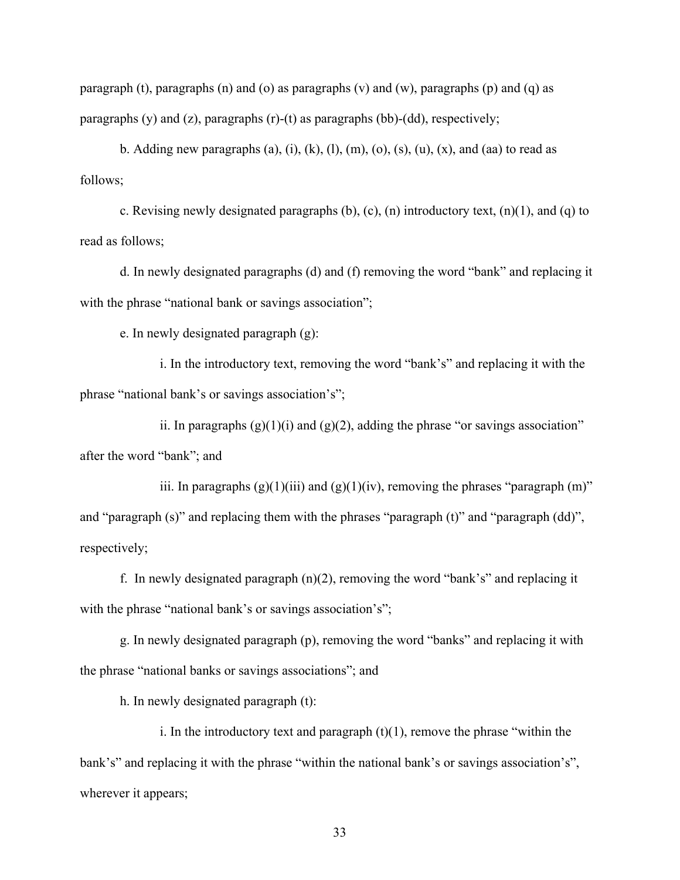paragraph (t), paragraphs (n) and (o) as paragraphs (v) and (w), paragraphs (p) and (q) as paragraphs (y) and (z), paragraphs (r)-(t) as paragraphs (bb)-(dd), respectively;

b. Adding new paragraphs (a), (i), (k), (l), (m), (o), (s), (u), (x), and (aa) to read as follows;

c. Revising newly designated paragraphs (b), (c), (n) introductory text, (n)(1), and (q) to read as follows;

d. In newly designated paragraphs (d) and (f) removing the word "bank" and replacing it with the phrase "national bank or savings association";

e. In newly designated paragraph (g):

i. In the introductory text, removing the word "bank's" and replacing it with the phrase "national bank's or savings association's";

ii. In paragraphs (g)(1)(i) and (g)(2), adding the phrase "or savings association" after the word "bank"; and

iii. In paragraphs (g)(1)(iii) and (g)(1)(iv), removing the phrases "paragraph (m)" and "paragraph (s)" and replacing them with the phrases "paragraph (t)" and "paragraph (dd)", respectively;

f. In newly designated paragraph (n)(2), removing the word "bank's" and replacing it with the phrase "national bank's or savings association's";

g. In newly designated paragraph (p), removing the word "banks" and replacing it with the phrase "national banks or savings associations"; and

h. In newly designated paragraph (t):

i. In the introductory text and paragraph (t)(1), remove the phrase "within the bank's" and replacing it with the phrase "within the national bank's or savings association's", wherever it appears;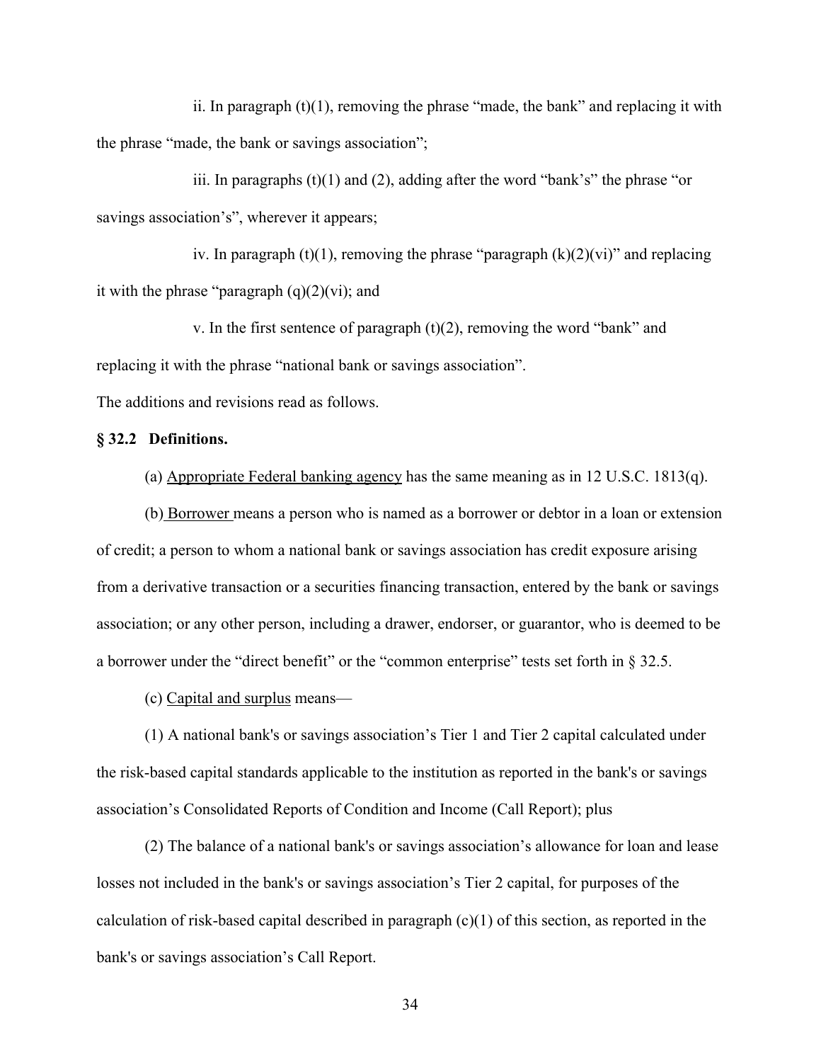ii. In paragraph (t)(1), removing the phrase "made, the bank" and replacing it with the phrase "made, the bank or savings association";

iii. In paragraphs (t)(1) and (2), adding after the word "bank's" the phrase "or savings association's", wherever it appears;

iv. In paragraph (t)(1), removing the phrase "paragraph (k)(2)(vi)" and replacing it with the phrase "paragraph (q)(2)(vi); and

v. In the first sentence of paragraph (t)(2), removing the word "bank" and replacing it with the phrase "national bank or savings association".

The additions and revisions read as follows.

**§ 32.2 Definitions.**

(a) Appropriate Federal banking agency has the same meaning as in 12 U.S.C. 1813(q).

(b) Borrower means a person who is named as a borrower or debtor in a loan or extension of credit; a person to whom a national bank or savings association has credit exposure arising from a derivative transaction or a securities financing transaction, entered by the bank or savings association; or any other person, including a drawer, endorser, or guarantor, who is deemed to be a borrower under the "direct benefit" or the "common enterprise" tests set forth in § 32.5.

(c) Capital and surplus means—

(1) A national bank's or savings association's Tier 1 and Tier 2 capital calculated under the risk-based capital standards applicable to the institution as reported in the bank's or savings association's Consolidated Reports of Condition and Income (Call Report); plus

(2) The balance of a national bank's or savings association's allowance for loan and lease losses not included in the bank's or savings association's Tier 2 capital, for purposes of the calculation of risk-based capital described in paragraph (c)(1) of this section, as reported in the bank's or savings association's Call Report.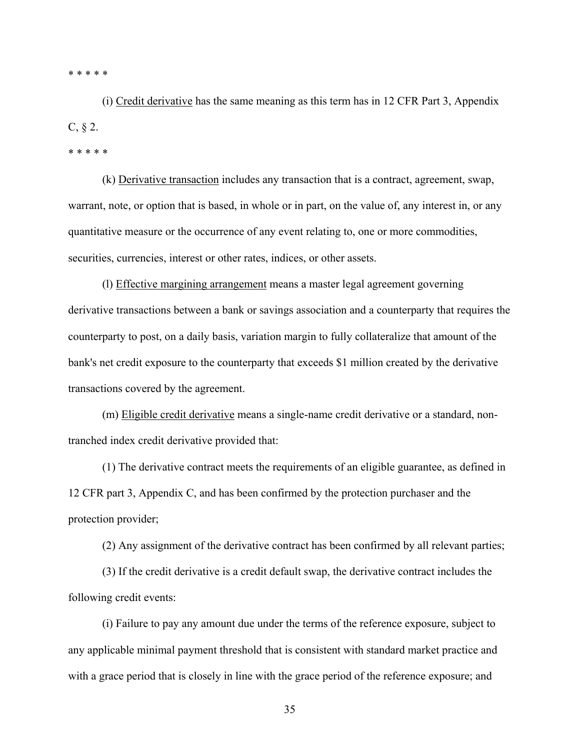* * * * *

(i) Credit derivative has the same meaning as this term has in 12 CFR Part 3, Appendix C, § 2.

* * * * *

(k) Derivative transaction includes any transaction that is a contract, agreement, swap, warrant, note, or option that is based, in whole or in part, on the value of, any interest in, or any quantitative measure or the occurrence of any event relating to, one or more commodities, securities, currencies, interest or other rates, indices, or other assets.

(l) Effective margining arrangement means a master legal agreement governing derivative transactions between a bank or savings association and a counterparty that requires the counterparty to post, on a daily basis, variation margin to fully collateralize that amount of the bank's net credit exposure to the counterparty that exceeds $1 million created by the derivative transactions covered by the agreement.

(m) Eligible credit derivative means a single-name credit derivative or a standard, non-tranched index credit derivative provided that:

(1) The derivative contract meets the requirements of an eligible guarantee, as defined in 12 CFR part 3, Appendix C, and has been confirmed by the protection purchaser and the protection provider;

(2) Any assignment of the derivative contract has been confirmed by all relevant parties;

(3) If the credit derivative is a credit default swap, the derivative contract includes the following credit events:

(i) Failure to pay any amount due under the terms of the reference exposure, subject to any applicable minimal payment threshold that is consistent with standard market practice and with a grace period that is closely in line with the grace period of the reference exposure; and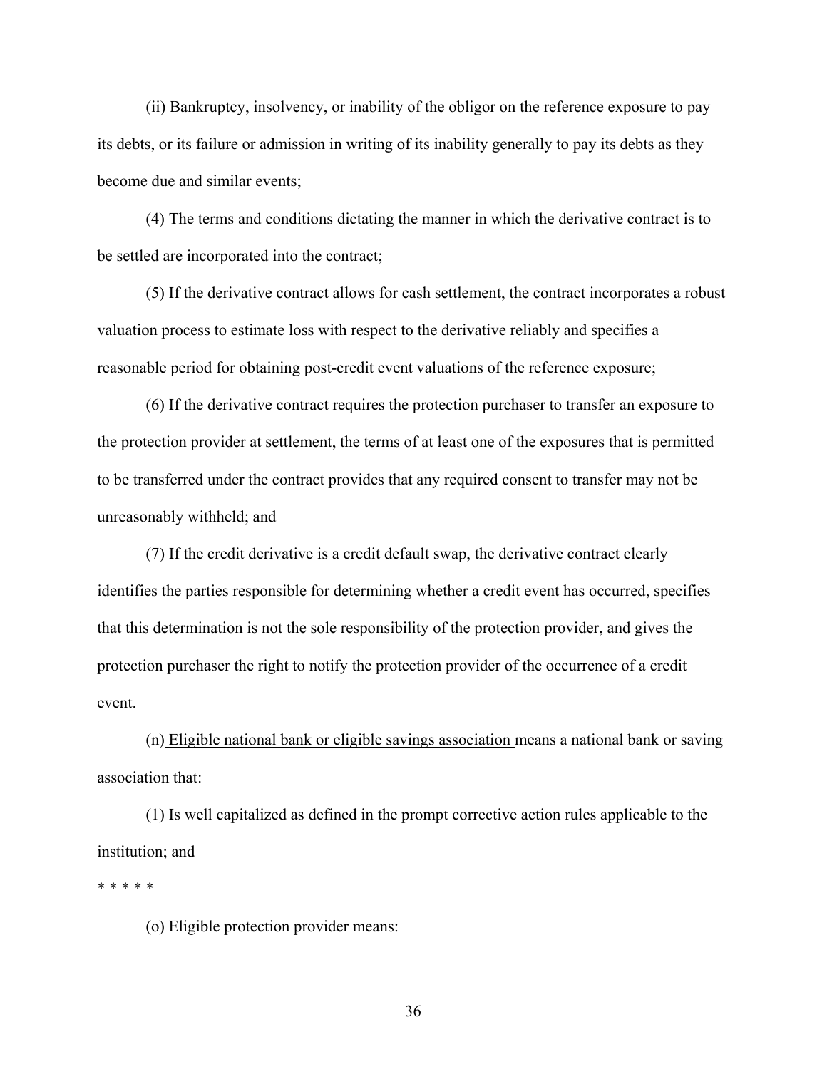(ii) Bankruptcy, insolvency, or inability of the obligor on the reference exposure to pay its debts, or its failure or admission in writing of its inability generally to pay its debts as they become due and similar events;

(4) The terms and conditions dictating the manner in which the derivative contract is to be settled are incorporated into the contract;

(5) If the derivative contract allows for cash settlement, the contract incorporates a robust valuation process to estimate loss with respect to the derivative reliably and specifies a reasonable period for obtaining post-credit event valuations of the reference exposure;

(6) If the derivative contract requires the protection purchaser to transfer an exposure to the protection provider at settlement, the terms of at least one of the exposures that is permitted to be transferred under the contract provides that any required consent to transfer may not be unreasonably withheld; and

(7) If the credit derivative is a credit default swap, the derivative contract clearly identifies the parties responsible for determining whether a credit event has occurred, specifies that this determination is not the sole responsibility of the protection provider, and gives the protection purchaser the right to notify the protection provider of the occurrence of a credit event.

(n) Eligible national bank or eligible savings association means a national bank or saving association that:

(1) Is well capitalized as defined in the prompt corrective action rules applicable to the institution; and

* * * * *

(o) Eligible protection provider means: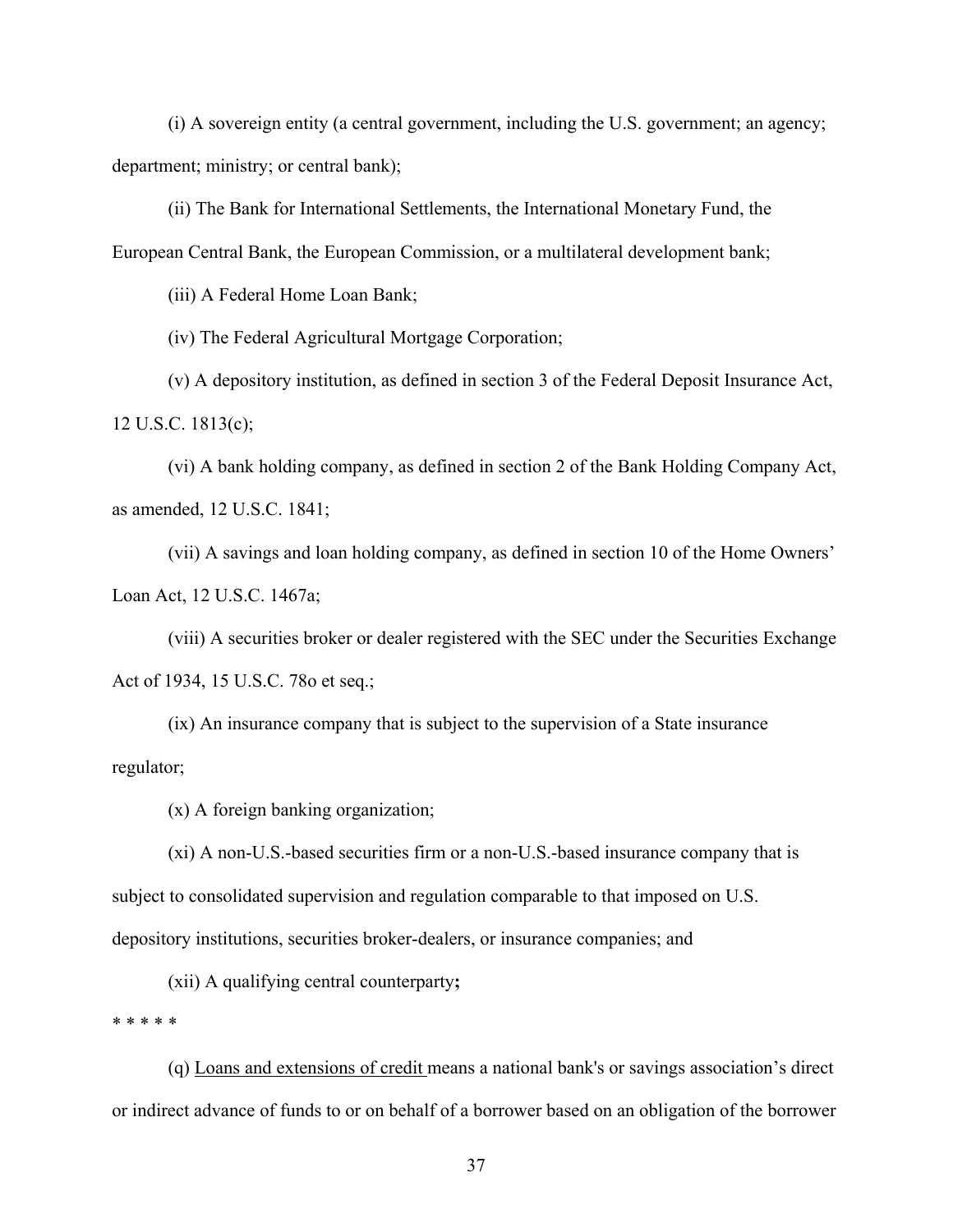(i) A sovereign entity (a central government, including the U.S. government; an agency; department; ministry; or central bank);

(ii) The Bank for International Settlements, the International Monetary Fund, the European Central Bank, the European Commission, or a multilateral development bank;

(iii) A Federal Home Loan Bank;

(iv) The Federal Agricultural Mortgage Corporation;

(v) A depository institution, as defined in section 3 of the Federal Deposit Insurance Act, 12 U.S.C. 1813(c);

(vi) A bank holding company, as defined in section 2 of the Bank Holding Company Act, as amended, 12 U.S.C. 1841;

(vii) A savings and loan holding company, as defined in section 10 of the Home Owners' Loan Act, 12 U.S.C. 1467a;

(viii) A securities broker or dealer registered with the SEC under the Securities Exchange Act of 1934, 15 U.S.C. 78o et seq.;

(ix) An insurance company that is subject to the supervision of a State insurance regulator;

(x) A foreign banking organization;

(xi) A non-U.S.-based securities firm or a non-U.S.-based insurance company that is subject to consolidated supervision and regulation comparable to that imposed on U.S. depository institutions, securities broker-dealers, or insurance companies; and

(xii) A qualifying central counterparty**;**

\* \* \* \* \*

(q) Loans and extensions of credit means a national bank's or savings association's direct or indirect advance of funds to or on behalf of a borrower based on an obligation of the borrower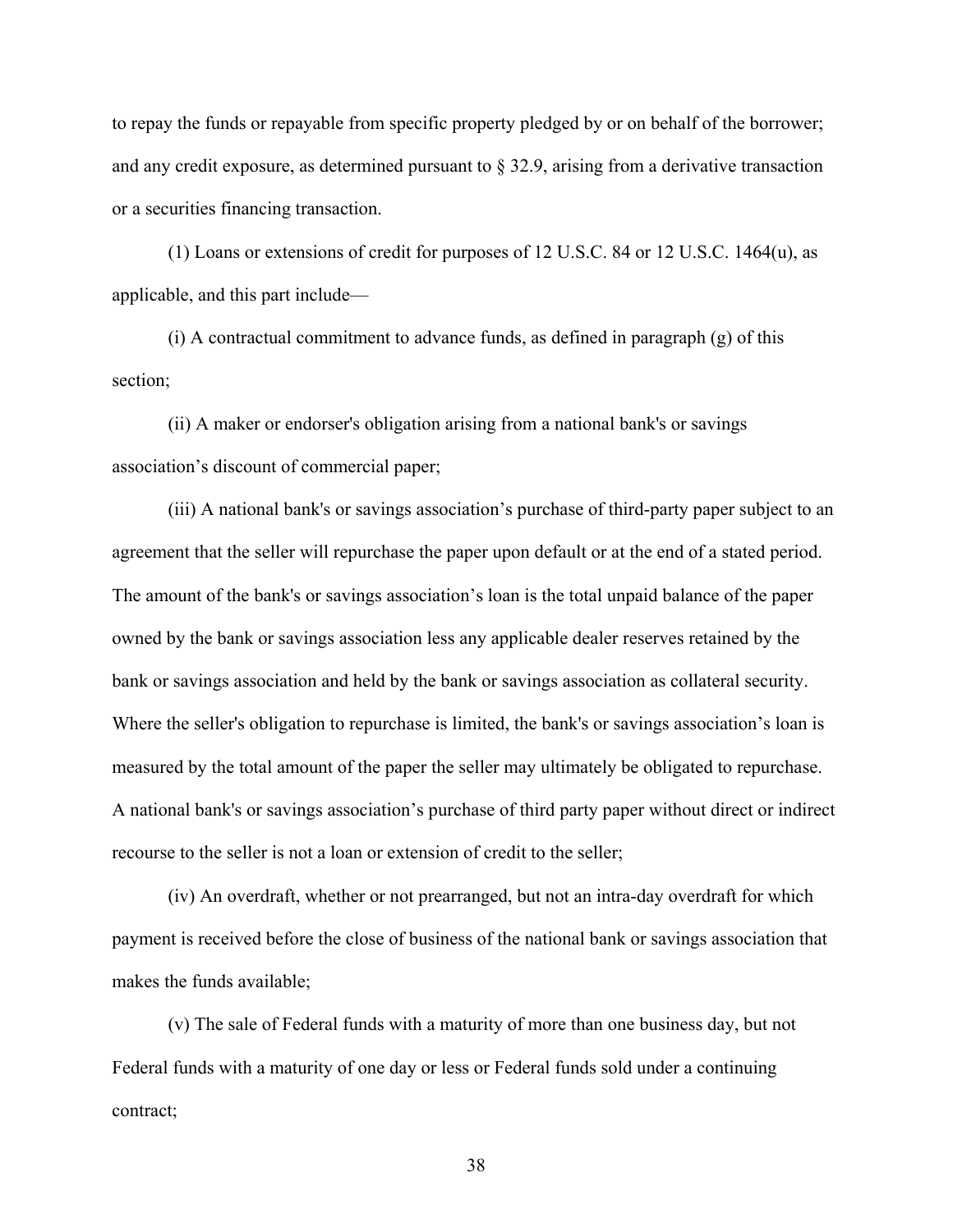to repay the funds or repayable from specific property pledged by or on behalf of the borrower; and any credit exposure, as determined pursuant to § 32.9, arising from a derivative transaction or a securities financing transaction.

(1) Loans or extensions of credit for purposes of 12 U.S.C. 84 or 12 U.S.C. 1464(u), as applicable, and this part include—

(i) A contractual commitment to advance funds, as defined in paragraph (g) of this section;

(ii) A maker or endorser's obligation arising from a national bank's or savings association's discount of commercial paper;

(iii) A national bank's or savings association's purchase of third-party paper subject to an agreement that the seller will repurchase the paper upon default or at the end of a stated period. The amount of the bank's or savings association's loan is the total unpaid balance of the paper owned by the bank or savings association less any applicable dealer reserves retained by the bank or savings association and held by the bank or savings association as collateral security. Where the seller's obligation to repurchase is limited, the bank's or savings association's loan is measured by the total amount of the paper the seller may ultimately be obligated to repurchase. A national bank's or savings association's purchase of third party paper without direct or indirect recourse to the seller is not a loan or extension of credit to the seller;

(iv) An overdraft, whether or not prearranged, but not an intra-day overdraft for which payment is received before the close of business of the national bank or savings association that makes the funds available;

(v) The sale of Federal funds with a maturity of more than one business day, but not Federal funds with a maturity of one day or less or Federal funds sold under a continuing contract;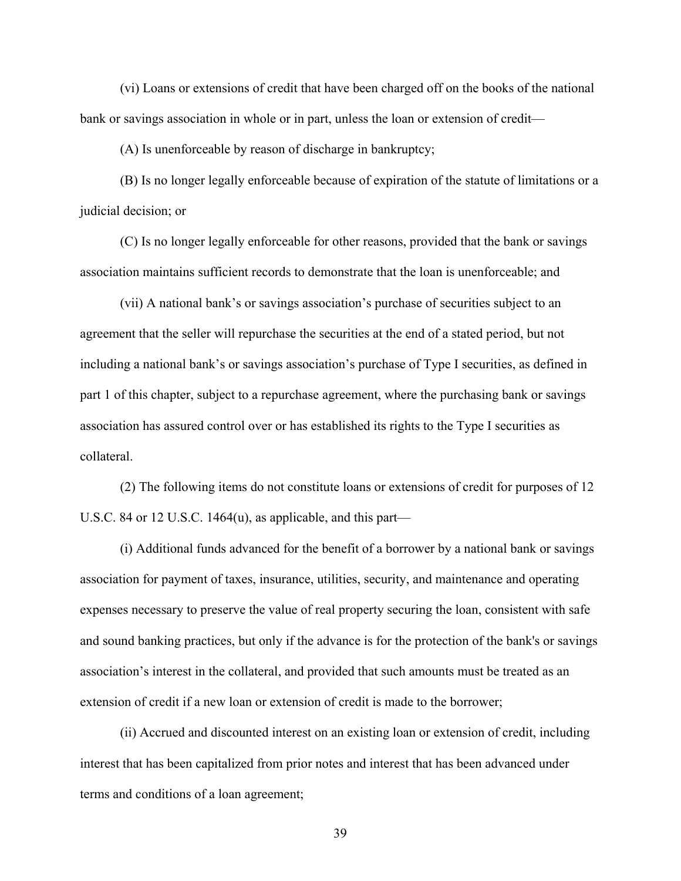(vi) Loans or extensions of credit that have been charged off on the books of the national bank or savings association in whole or in part, unless the loan or extension of credit—

(A) Is unenforceable by reason of discharge in bankruptcy;

(B) Is no longer legally enforceable because of expiration of the statute of limitations or a judicial decision; or

(C) Is no longer legally enforceable for other reasons, provided that the bank or savings association maintains sufficient records to demonstrate that the loan is unenforceable; and

(vii) A national bank's or savings association's purchase of securities subject to an agreement that the seller will repurchase the securities at the end of a stated period, but not including a national bank's or savings association's purchase of Type I securities, as defined in part 1 of this chapter, subject to a repurchase agreement, where the purchasing bank or savings association has assured control over or has established its rights to the Type I securities as collateral.

(2) The following items do not constitute loans or extensions of credit for purposes of 12 U.S.C. 84 or 12 U.S.C. 1464(u), as applicable, and this part—

(i) Additional funds advanced for the benefit of a borrower by a national bank or savings association for payment of taxes, insurance, utilities, security, and maintenance and operating expenses necessary to preserve the value of real property securing the loan, consistent with safe and sound banking practices, but only if the advance is for the protection of the bank's or savings association's interest in the collateral, and provided that such amounts must be treated as an extension of credit if a new loan or extension of credit is made to the borrower;

(ii) Accrued and discounted interest on an existing loan or extension of credit, including interest that has been capitalized from prior notes and interest that has been advanced under terms and conditions of a loan agreement;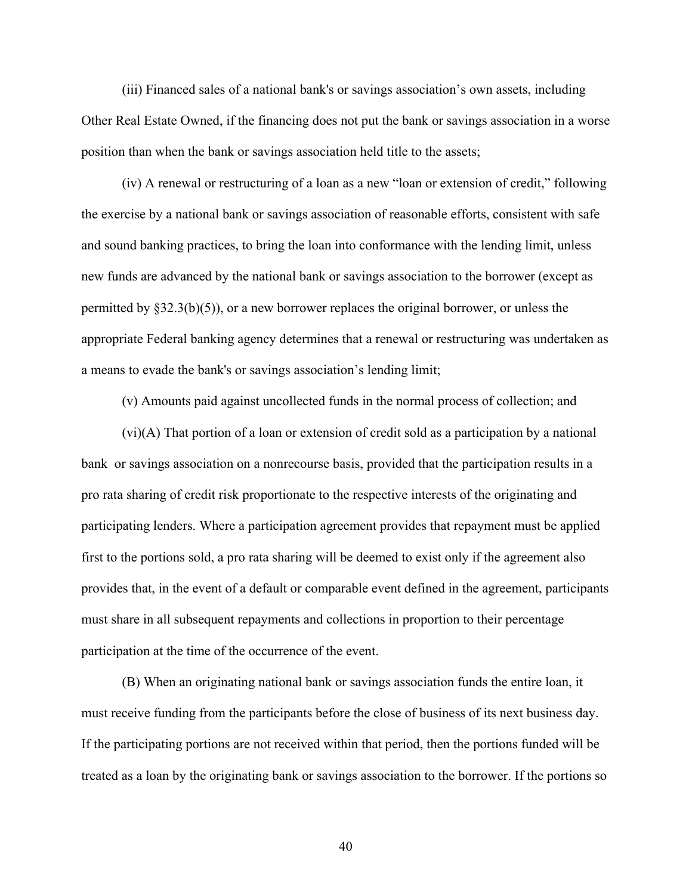(iii) Financed sales of a national bank's or savings association's own assets, including Other Real Estate Owned, if the financing does not put the bank or savings association in a worse position than when the bank or savings association held title to the assets;

(iv) A renewal or restructuring of a loan as a new "loan or extension of credit," following the exercise by a national bank or savings association of reasonable efforts, consistent with safe and sound banking practices, to bring the loan into conformance with the lending limit, unless new funds are advanced by the national bank or savings association to the borrower (except as permitted by §32.3(b)(5)), or a new borrower replaces the original borrower, or unless the appropriate Federal banking agency determines that a renewal or restructuring was undertaken as a means to evade the bank's or savings association's lending limit;

(v) Amounts paid against uncollected funds in the normal process of collection; and

(vi)(A) That portion of a loan or extension of credit sold as a participation by a national bank or savings association on a nonrecourse basis, provided that the participation results in a pro rata sharing of credit risk proportionate to the respective interests of the originating and participating lenders. Where a participation agreement provides that repayment must be applied first to the portions sold, a pro rata sharing will be deemed to exist only if the agreement also provides that, in the event of a default or comparable event defined in the agreement, participants must share in all subsequent repayments and collections in proportion to their percentage participation at the time of the occurrence of the event.

(B) When an originating national bank or savings association funds the entire loan, it must receive funding from the participants before the close of business of its next business day. If the participating portions are not received within that period, then the portions funded will be treated as a loan by the originating bank or savings association to the borrower. If the portions so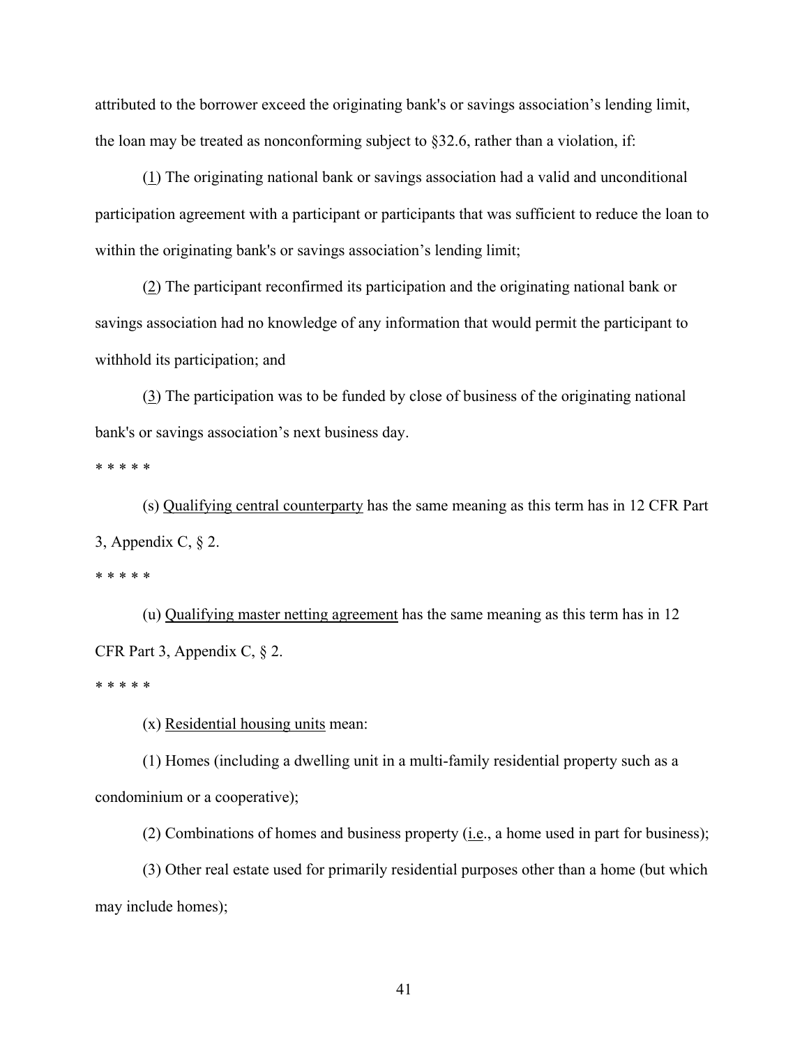attributed to the borrower exceed the originating bank's or savings association's lending limit, the loan may be treated as nonconforming subject to §32.6, rather than a violation, if:

(1) The originating national bank or savings association had a valid and unconditional participation agreement with a participant or participants that was sufficient to reduce the loan to within the originating bank's or savings association's lending limit;

(2) The participant reconfirmed its participation and the originating national bank or savings association had no knowledge of any information that would permit the participant to withhold its participation; and

(3) The participation was to be funded by close of business of the originating national bank's or savings association's next business day.

* * * * *

(s) Qualifying central counterparty has the same meaning as this term has in 12 CFR Part 3, Appendix C, § 2.

* * * * *

(u) Qualifying master netting agreement has the same meaning as this term has in 12 CFR Part 3, Appendix C, § 2.

* * * * *

(x) Residential housing units mean:

(1) Homes (including a dwelling unit in a multi-family residential property such as a condominium or a cooperative);

(2) Combinations of homes and business property (i.e., a home used in part for business);

(3) Other real estate used for primarily residential purposes other than a home (but which may include homes);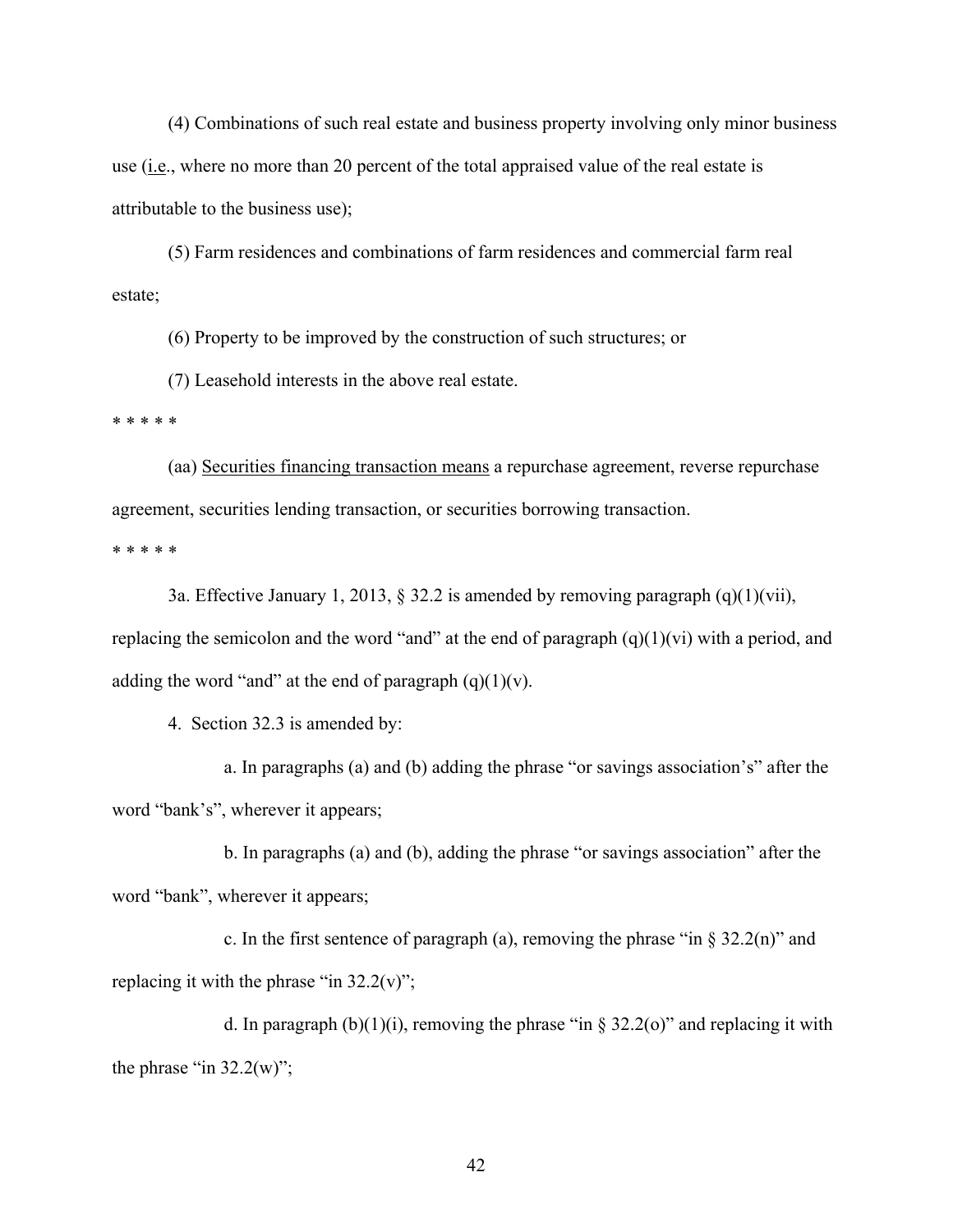(4) Combinations of such real estate and business property involving only minor business use (i.e., where no more than 20 percent of the total appraised value of the real estate is attributable to the business use);

(5) Farm residences and combinations of farm residences and commercial farm real estate;

(6) Property to be improved by the construction of such structures; or

(7) Leasehold interests in the above real estate.

\* \* \* \* \*

(aa) Securities financing transaction means a repurchase agreement, reverse repurchase agreement, securities lending transaction, or securities borrowing transaction.

\* \* \* \* \*

3a. Effective January 1, 2013, § 32.2 is amended by removing paragraph (q)(1)(vii), replacing the semicolon and the word "and" at the end of paragraph (q)(1)(vi) with a period, and adding the word "and" at the end of paragraph (q)(1)(v).

4. Section 32.3 is amended by:

a. In paragraphs (a) and (b) adding the phrase "or savings association's" after the word "bank's", wherever it appears;

b. In paragraphs (a) and (b), adding the phrase "or savings association" after the word "bank", wherever it appears;

c. In the first sentence of paragraph (a), removing the phrase "in § 32.2(n)" and replacing it with the phrase "in 32.2(v)";

d. In paragraph (b)(1)(i), removing the phrase "in § 32.2(o)" and replacing it with the phrase "in 32.2(w)";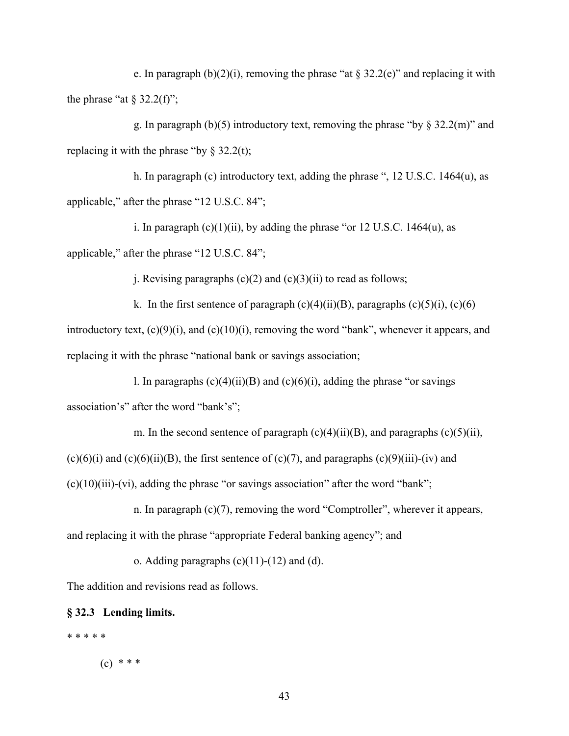e. In paragraph (b)(2)(i), removing the phrase "at § 32.2(e)" and replacing it with the phrase "at § 32.2(f)";

g. In paragraph (b)(5) introductory text, removing the phrase "by § 32.2(m)" and replacing it with the phrase "by § 32.2(t);

h. In paragraph (c) introductory text, adding the phrase ", 12 U.S.C. 1464(u), as applicable," after the phrase "12 U.S.C. 84";

i. In paragraph (c)(1)(ii), by adding the phrase "or 12 U.S.C. 1464(u), as applicable," after the phrase "12 U.S.C. 84";

j. Revising paragraphs (c)(2) and (c)(3)(ii) to read as follows;

k. In the first sentence of paragraph (c)(4)(ii)(B), paragraphs (c)(5)(i), (c)(6) introductory text, (c)(9)(i), and (c)(10)(i), removing the word "bank", whenever it appears, and replacing it with the phrase "national bank or savings association;

l. In paragraphs (c)(4)(ii)(B) and (c)(6)(i), adding the phrase "or savings association's" after the word "bank's";

m. In the second sentence of paragraph (c)(4)(ii)(B), and paragraphs (c)(5)(ii), (c)(6)(i) and (c)(6)(ii)(B), the first sentence of (c)(7), and paragraphs (c)(9)(iii)-(iv) and (c)(10)(iii)-(vi), adding the phrase "or savings association" after the word "bank";

n. In paragraph (c)(7), removing the word "Comptroller", wherever it appears, and replacing it with the phrase "appropriate Federal banking agency"; and

o. Adding paragraphs (c)(11)-(12) and (d).

The addition and revisions read as follows.

**§ 32.3 Lending limits.**

* * * * *

(c) * * *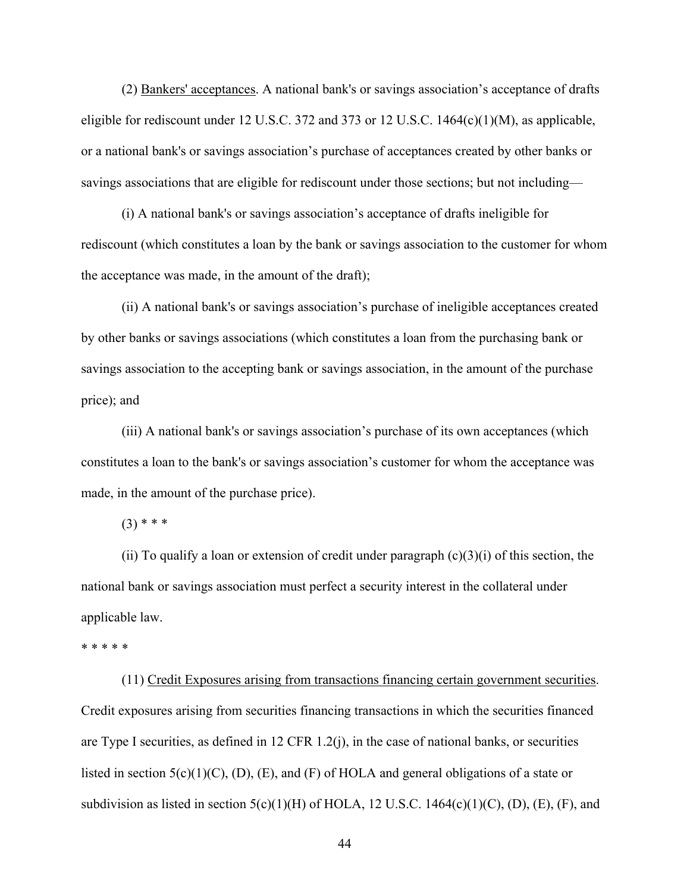(2) Bankers' acceptances. A national bank's or savings association's acceptance of drafts eligible for rediscount under 12 U.S.C. 372 and 373 or 12 U.S.C. 1464(c)(1)(M), as applicable, or a national bank's or savings association's purchase of acceptances created by other banks or savings associations that are eligible for rediscount under those sections; but not including—

(i) A national bank's or savings association's acceptance of drafts ineligible for rediscount (which constitutes a loan by the bank or savings association to the customer for whom the acceptance was made, in the amount of the draft);

(ii) A national bank's or savings association's purchase of ineligible acceptances created by other banks or savings associations (which constitutes a loan from the purchasing bank or savings association to the accepting bank or savings association, in the amount of the purchase price); and

(iii) A national bank's or savings association's purchase of its own acceptances (which constitutes a loan to the bank's or savings association's customer for whom the acceptance was made, in the amount of the purchase price).

(3) * * *

(ii) To qualify a loan or extension of credit under paragraph (c)(3)(i) of this section, the national bank or savings association must perfect a security interest in the collateral under applicable law.

* * * * *

(11) Credit Exposures arising from transactions financing certain government securities. Credit exposures arising from securities financing transactions in which the securities financed are Type I securities, as defined in 12 CFR 1.2(j), in the case of national banks, or securities listed in section 5(c)(1)(C), (D), (E), and (F) of HOLA and general obligations of a state or subdivision as listed in section 5(c)(1)(H) of HOLA, 12 U.S.C. 1464(c)(1)(C), (D), (E), (F), and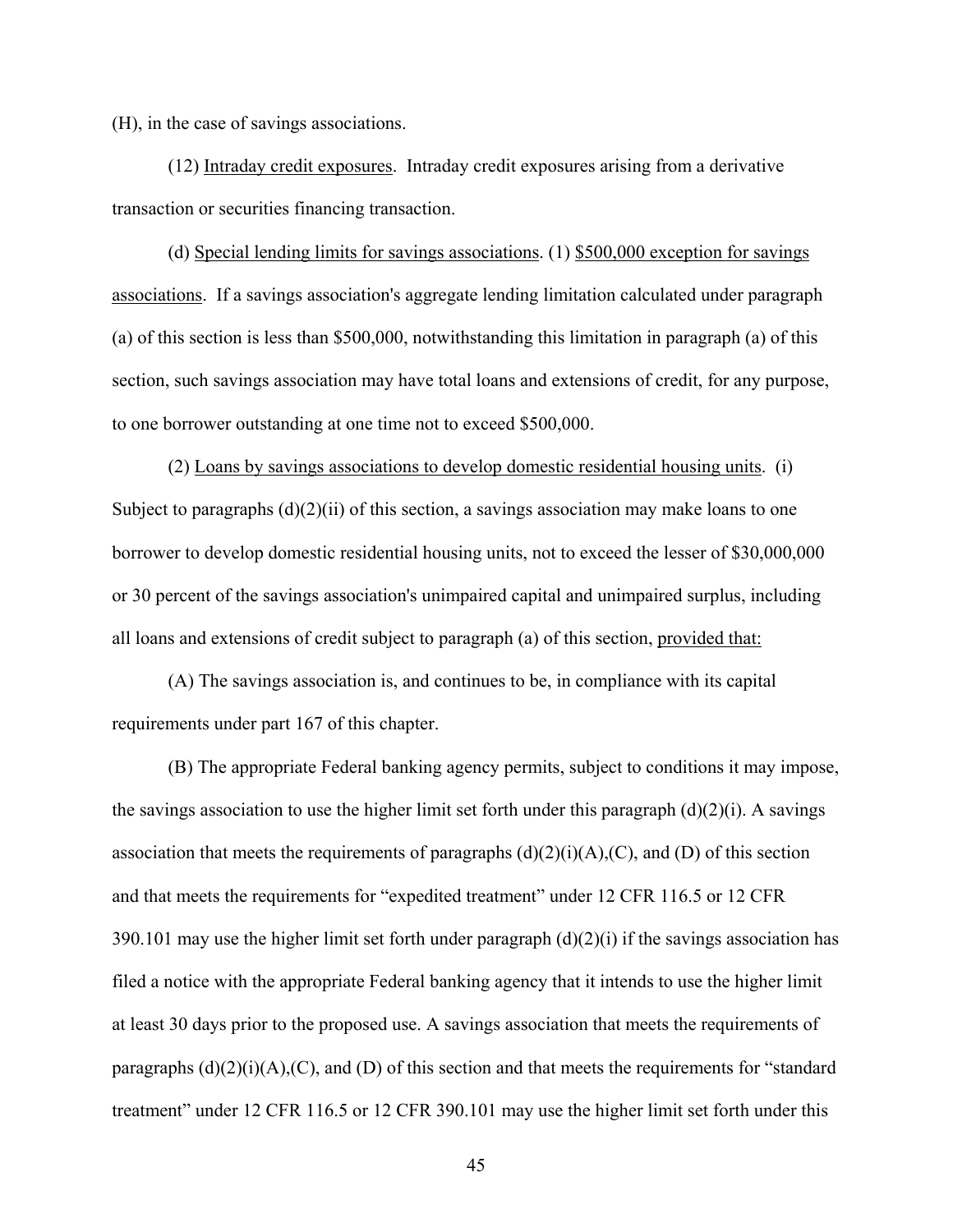(H), in the case of savings associations.

(12) <u>Intraday credit exposures</u>. Intraday credit exposures arising from a derivative transaction or securities financing transaction.

(d) <u>Special lending limits for savings associations</u>. (1) <u>$500,000 exception for savings associations</u>. If a savings association's aggregate lending limitation calculated under paragraph (a) of this section is less than $500,000, notwithstanding this limitation in paragraph (a) of this section, such savings association may have total loans and extensions of credit, for any purpose, to one borrower outstanding at one time not to exceed $500,000.

(2) <u>Loans by savings associations to develop domestic residential housing units</u>. (i) Subject to paragraphs (d)(2)(ii) of this section, a savings association may make loans to one borrower to develop domestic residential housing units, not to exceed the lesser of $30,000,000 or 30 percent of the savings association's unimpaired capital and unimpaired surplus, including all loans and extensions of credit subject to paragraph (a) of this section, <u>provided that:</u>

(A) The savings association is, and continues to be, in compliance with its capital requirements under part 167 of this chapter.

(B) The appropriate Federal banking agency permits, subject to conditions it may impose, the savings association to use the higher limit set forth under this paragraph (d)(2)(i). A savings association that meets the requirements of paragraphs (d)(2)(i)(A),(C), and (D) of this section and that meets the requirements for "expedited treatment" under 12 CFR 116.5 or 12 CFR 390.101 may use the higher limit set forth under paragraph (d)(2)(i) if the savings association has filed a notice with the appropriate Federal banking agency that it intends to use the higher limit at least 30 days prior to the proposed use. A savings association that meets the requirements of paragraphs (d)(2)(i)(A),(C), and (D) of this section and that meets the requirements for "standard treatment" under 12 CFR 116.5 or 12 CFR 390.101 may use the higher limit set forth under this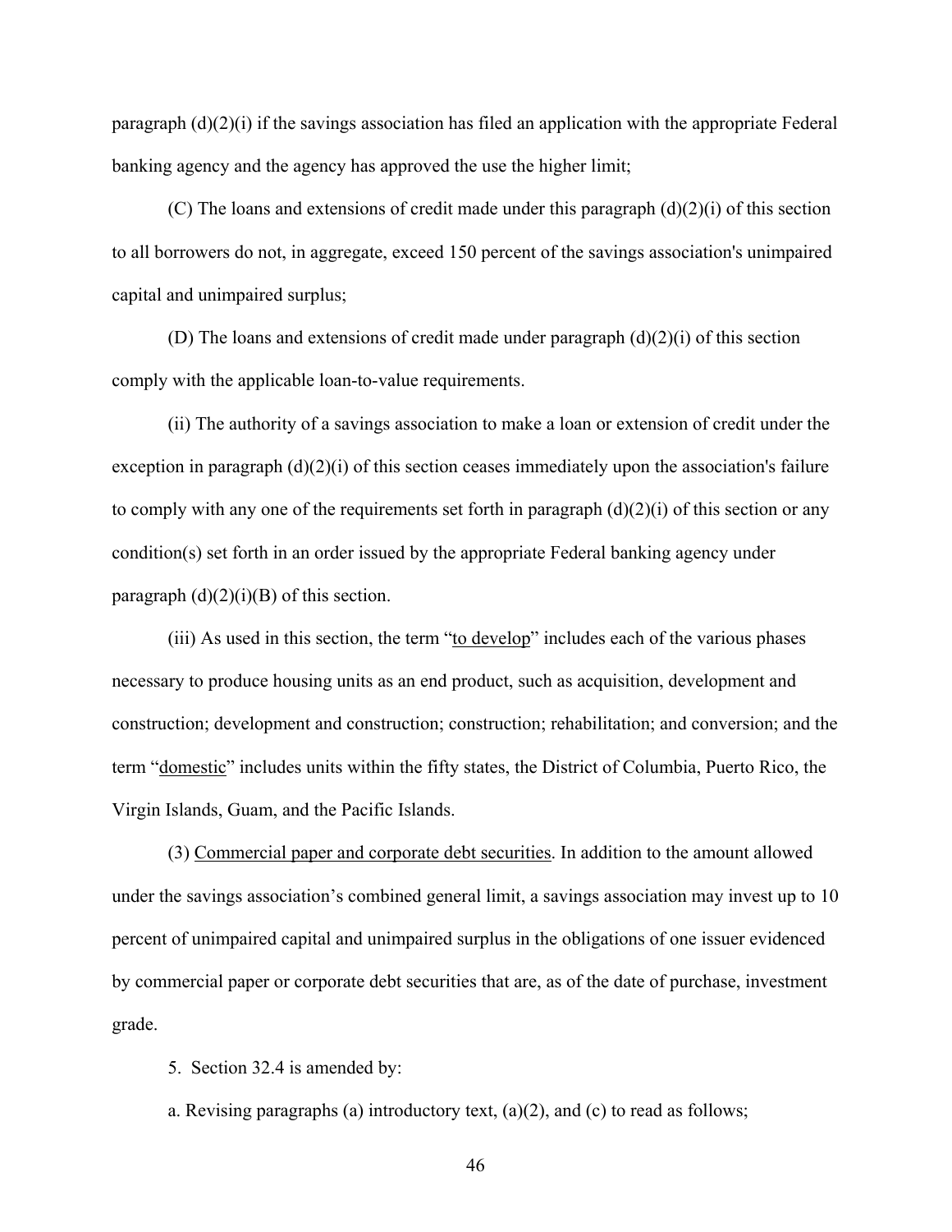paragraph (d)(2)(i) if the savings association has filed an application with the appropriate Federal banking agency and the agency has approved the use the higher limit;

(C) The loans and extensions of credit made under this paragraph (d)(2)(i) of this section to all borrowers do not, in aggregate, exceed 150 percent of the savings association's unimpaired capital and unimpaired surplus;

(D) The loans and extensions of credit made under paragraph (d)(2)(i) of this section comply with the applicable loan-to-value requirements.

(ii) The authority of a savings association to make a loan or extension of credit under the exception in paragraph (d)(2)(i) of this section ceases immediately upon the association's failure to comply with any one of the requirements set forth in paragraph (d)(2)(i) of this section or any condition(s) set forth in an order issued by the appropriate Federal banking agency under paragraph (d)(2)(i)(B) of this section.

(iii) As used in this section, the term "to develop" includes each of the various phases necessary to produce housing units as an end product, such as acquisition, development and construction; development and construction; construction; rehabilitation; and conversion; and the term "domestic" includes units within the fifty states, the District of Columbia, Puerto Rico, the Virgin Islands, Guam, and the Pacific Islands.

(3) Commercial paper and corporate debt securities. In addition to the amount allowed under the savings association's combined general limit, a savings association may invest up to 10 percent of unimpaired capital and unimpaired surplus in the obligations of one issuer evidenced by commercial paper or corporate debt securities that are, as of the date of purchase, investment grade.

5. Section 32.4 is amended by:

a. Revising paragraphs (a) introductory text, (a)(2), and (c) to read as follows;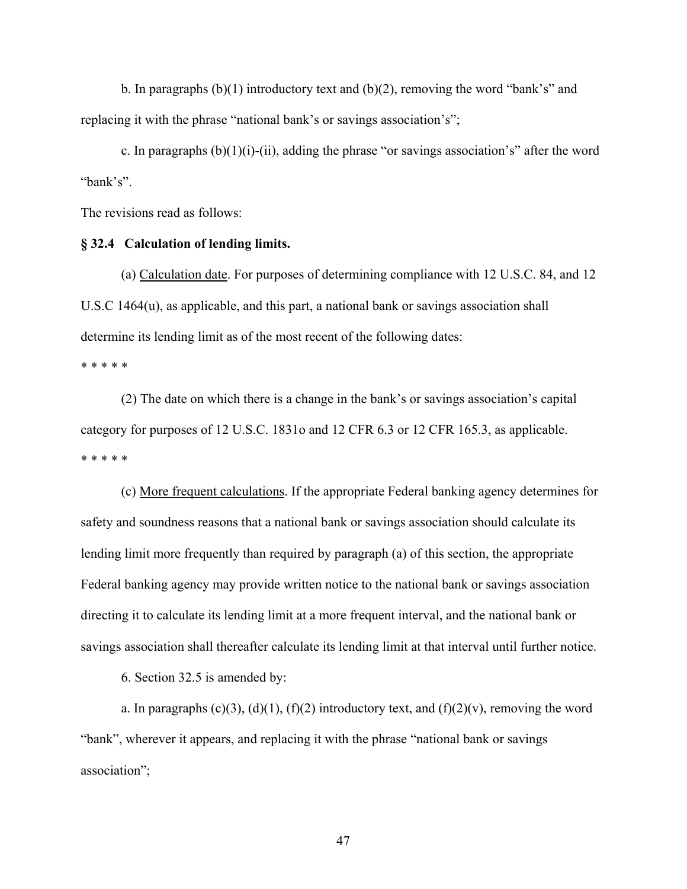b. In paragraphs (b)(1) introductory text and (b)(2), removing the word "bank's" and replacing it with the phrase "national bank's or savings association's";

c. In paragraphs (b)(1)(i)-(ii), adding the phrase "or savings association's" after the word "bank's".

The revisions read as follows:

**§ 32.4 Calculation of lending limits.**

(a) Calculation date. For purposes of determining compliance with 12 U.S.C. 84, and 12 U.S.C 1464(u), as applicable, and this part, a national bank or savings association shall determine its lending limit as of the most recent of the following dates:

* * * * *

(2) The date on which there is a change in the bank's or savings association's capital category for purposes of 12 U.S.C. 1831o and 12 CFR 6.3 or 12 CFR 165.3, as applicable.

* * * * *

(c) More frequent calculations. If the appropriate Federal banking agency determines for safety and soundness reasons that a national bank or savings association should calculate its lending limit more frequently than required by paragraph (a) of this section, the appropriate Federal banking agency may provide written notice to the national bank or savings association directing it to calculate its lending limit at a more frequent interval, and the national bank or savings association shall thereafter calculate its lending limit at that interval until further notice.

6. Section 32.5 is amended by:

a. In paragraphs (c)(3), (d)(1), (f)(2) introductory text, and (f)(2)(v), removing the word "bank", wherever it appears, and replacing it with the phrase "national bank or savings association";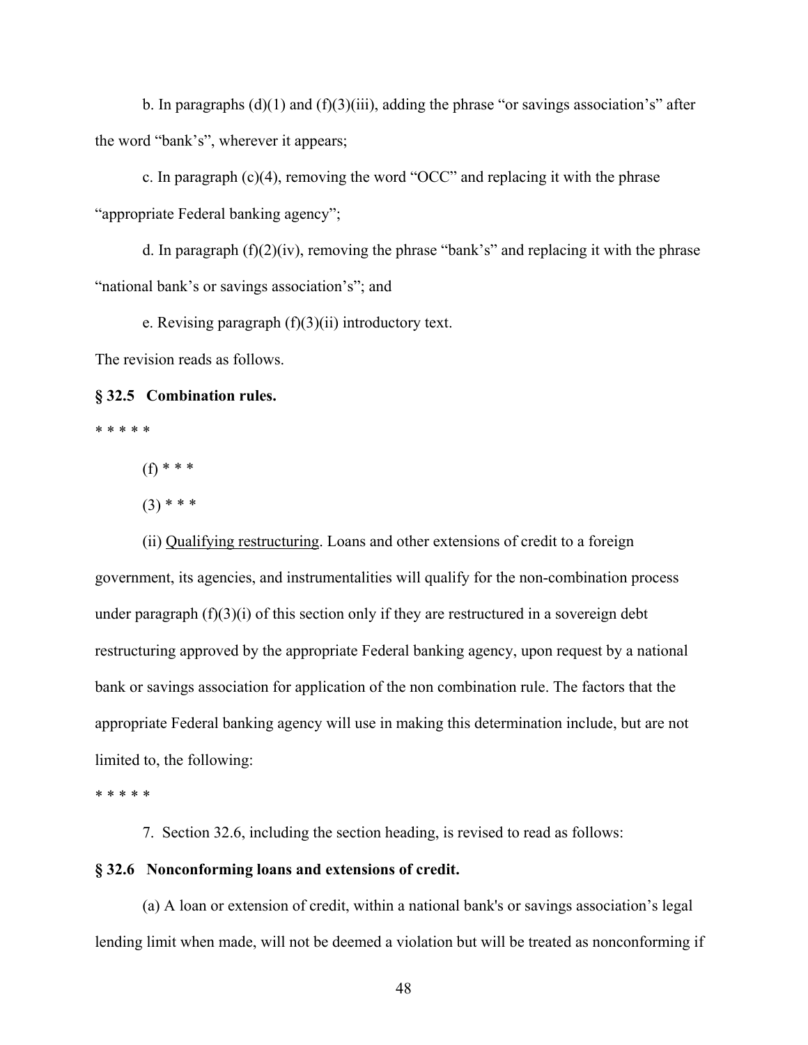b. In paragraphs (d)(1) and (f)(3)(iii), adding the phrase "or savings association's" after the word "bank's", wherever it appears;

c. In paragraph (c)(4), removing the word "OCC" and replacing it with the phrase "appropriate Federal banking agency";

d. In paragraph (f)(2)(iv), removing the phrase "bank's" and replacing it with the phrase "national bank's or savings association's"; and

e. Revising paragraph (f)(3)(ii) introductory text.

The revision reads as follows.

**§ 32.5 Combination rules.**

* * * * *

(f) * * *

(3) * * *

(ii) Qualifying restructuring. Loans and other extensions of credit to a foreign government, its agencies, and instrumentalities will qualify for the non-combination process under paragraph (f)(3)(i) of this section only if they are restructured in a sovereign debt restructuring approved by the appropriate Federal banking agency, upon request by a national bank or savings association for application of the non combination rule. The factors that the appropriate Federal banking agency will use in making this determination include, but are not limited to, the following:

* * * * *

7. Section 32.6, including the section heading, is revised to read as follows:

**§ 32.6 Nonconforming loans and extensions of credit.**

(a) A loan or extension of credit, within a national bank's or savings association's legal lending limit when made, will not be deemed a violation but will be treated as nonconforming if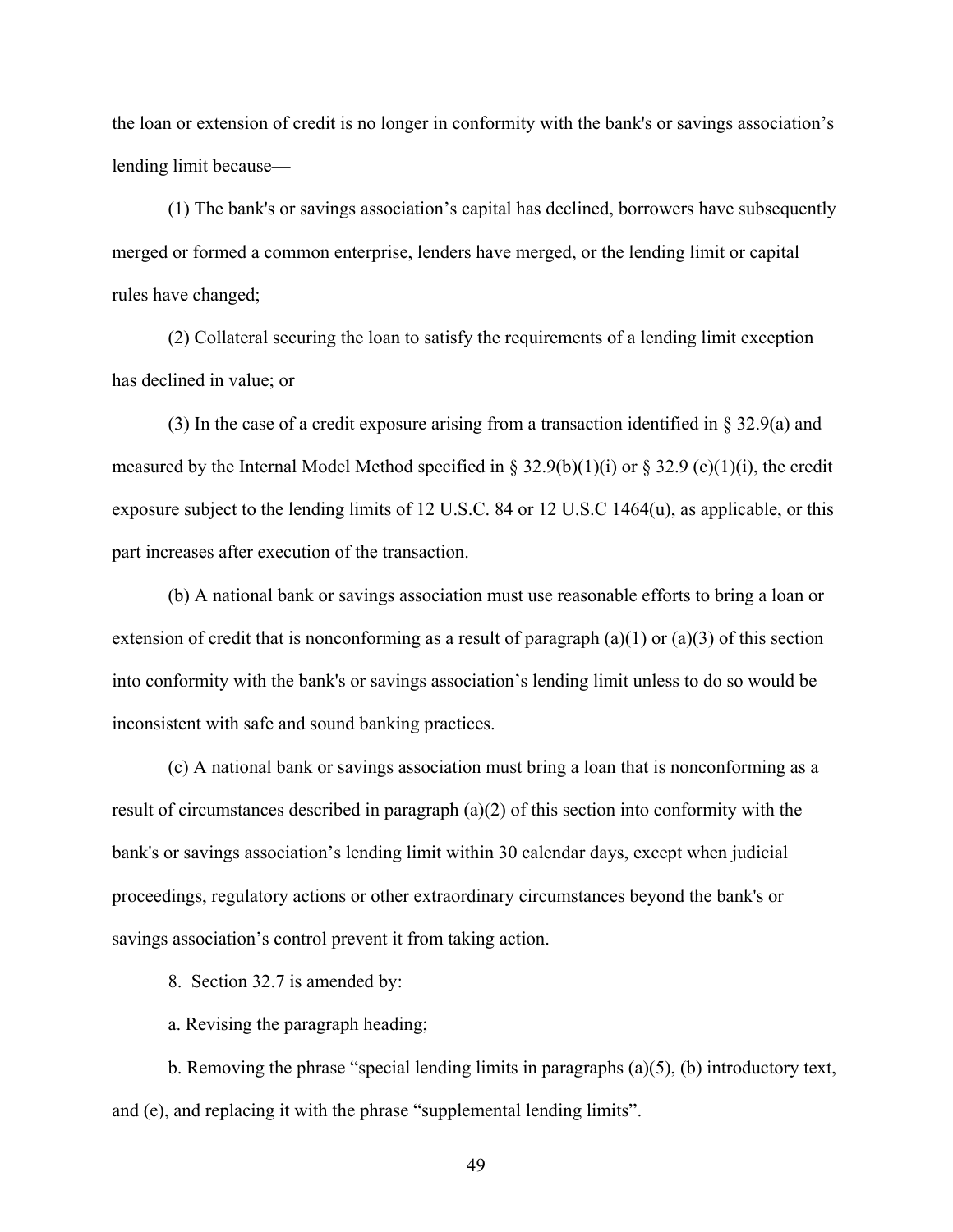the loan or extension of credit is no longer in conformity with the bank's or savings association's lending limit because—

(1) The bank's or savings association's capital has declined, borrowers have subsequently merged or formed a common enterprise, lenders have merged, or the lending limit or capital rules have changed;

(2) Collateral securing the loan to satisfy the requirements of a lending limit exception has declined in value; or

(3) In the case of a credit exposure arising from a transaction identified in § 32.9(a) and measured by the Internal Model Method specified in § 32.9(b)(1)(i) or § 32.9 (c)(1)(i), the credit exposure subject to the lending limits of 12 U.S.C. 84 or 12 U.S.C 1464(u), as applicable, or this part increases after execution of the transaction.

(b) A national bank or savings association must use reasonable efforts to bring a loan or extension of credit that is nonconforming as a result of paragraph (a)(1) or (a)(3) of this section into conformity with the bank's or savings association's lending limit unless to do so would be inconsistent with safe and sound banking practices.

(c) A national bank or savings association must bring a loan that is nonconforming as a result of circumstances described in paragraph (a)(2) of this section into conformity with the bank's or savings association's lending limit within 30 calendar days, except when judicial proceedings, regulatory actions or other extraordinary circumstances beyond the bank's or savings association's control prevent it from taking action.

8. Section 32.7 is amended by:

a. Revising the paragraph heading;

b. Removing the phrase "special lending limits in paragraphs (a)(5), (b) introductory text, and (e), and replacing it with the phrase "supplemental lending limits".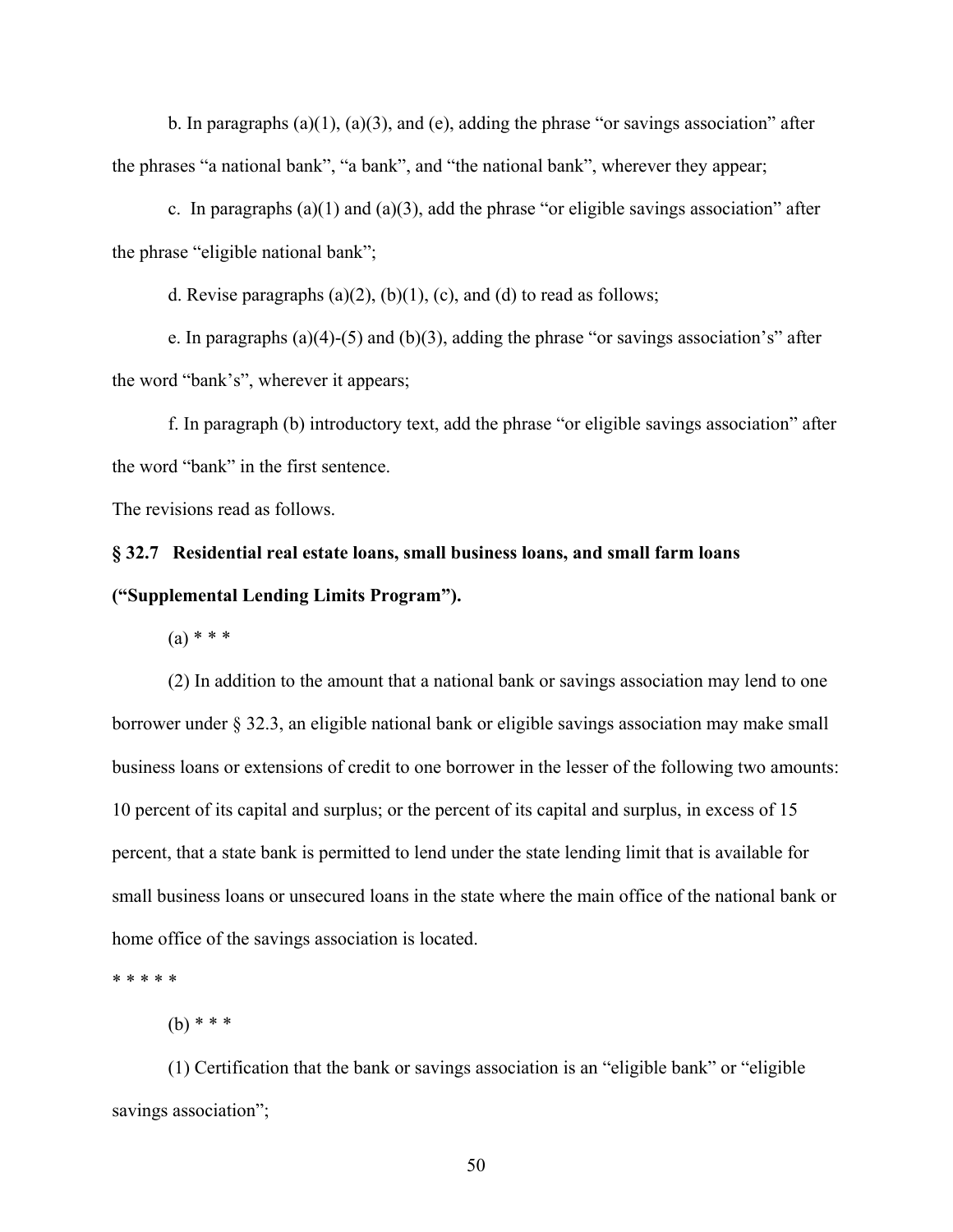b. In paragraphs (a)(1), (a)(3), and (e), adding the phrase "or savings association" after the phrases "a national bank", "a bank", and "the national bank", wherever they appear;

c. In paragraphs (a)(1) and (a)(3), add the phrase "or eligible savings association" after the phrase "eligible national bank";

d. Revise paragraphs (a)(2), (b)(1), (c), and (d) to read as follows;

e. In paragraphs (a)(4)-(5) and (b)(3), adding the phrase "or savings association's" after the word "bank's", wherever it appears;

f. In paragraph (b) introductory text, add the phrase "or eligible savings association" after the word "bank" in the first sentence.

The revisions read as follows.

**§ 32.7 Residential real estate loans, small business loans, and small farm loans ("Supplemental Lending Limits Program").**

(a) * * *

(2) In addition to the amount that a national bank or savings association may lend to one borrower under § 32.3, an eligible national bank or eligible savings association may make small business loans or extensions of credit to one borrower in the lesser of the following two amounts: 10 percent of its capital and surplus; or the percent of its capital and surplus, in excess of 15 percent, that a state bank is permitted to lend under the state lending limit that is available for small business loans or unsecured loans in the state where the main office of the national bank or home office of the savings association is located.

* * * * *

(b) * * *

(1) Certification that the bank or savings association is an "eligible bank" or "eligible savings association";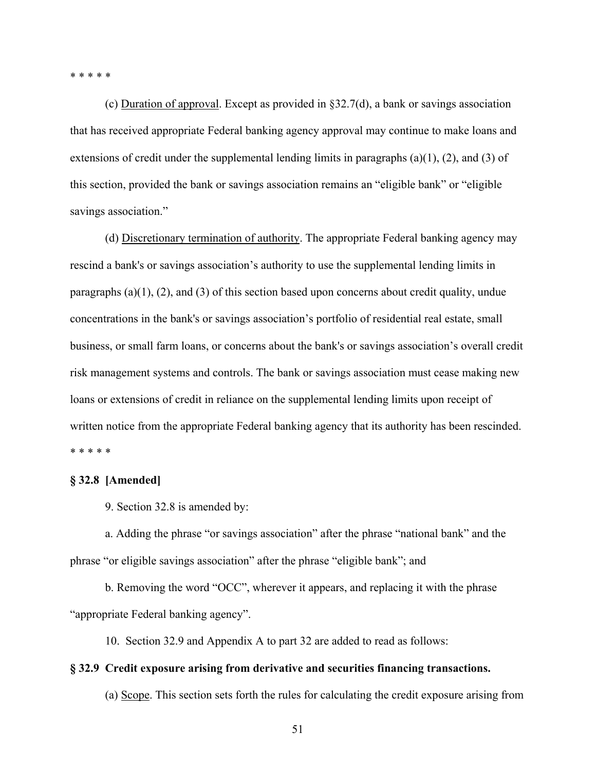* * * * *

(c) Duration of approval. Except as provided in §32.7(d), a bank or savings association that has received appropriate Federal banking agency approval may continue to make loans and extensions of credit under the supplemental lending limits in paragraphs (a)(1), (2), and (3) of this section, provided the bank or savings association remains an "eligible bank" or "eligible savings association."

(d) Discretionary termination of authority. The appropriate Federal banking agency may rescind a bank's or savings association's authority to use the supplemental lending limits in paragraphs (a)(1), (2), and (3) of this section based upon concerns about credit quality, undue concentrations in the bank's or savings association's portfolio of residential real estate, small business, or small farm loans, or concerns about the bank's or savings association's overall credit risk management systems and controls. The bank or savings association must cease making new loans or extensions of credit in reliance on the supplemental lending limits upon receipt of written notice from the appropriate Federal banking agency that its authority has been rescinded.

* * * * *

**§ 32.8 [Amended]**

9. Section 32.8 is amended by:

a. Adding the phrase "or savings association" after the phrase "national bank" and the phrase "or eligible savings association" after the phrase "eligible bank"; and

b. Removing the word "OCC", wherever it appears, and replacing it with the phrase "appropriate Federal banking agency".

10. Section 32.9 and Appendix A to part 32 are added to read as follows:

**§ 32.9 Credit exposure arising from derivative and securities financing transactions.**

(a) Scope. This section sets forth the rules for calculating the credit exposure arising from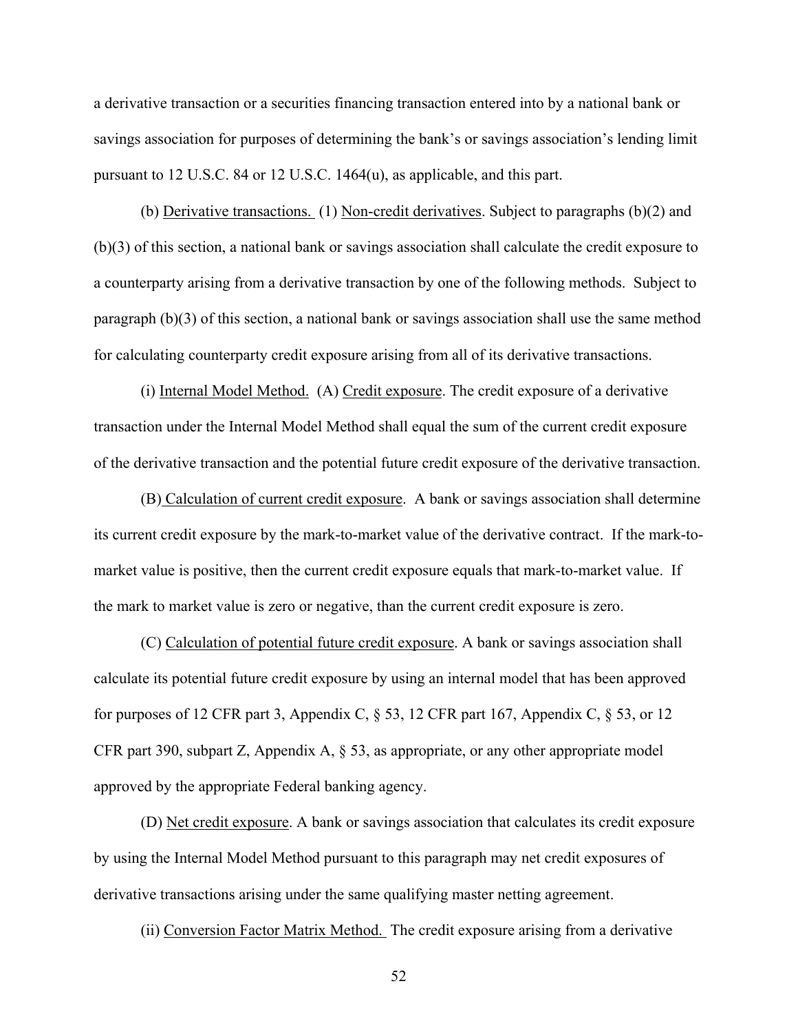a derivative transaction or a securities financing transaction entered into by a national bank or savings association for purposes of determining the bank's or savings association's lending limit pursuant to 12 U.S.C. 84 or 12 U.S.C. 1464(u), as applicable, and this part.

(b) Derivative transactions. (1) Non-credit derivatives. Subject to paragraphs (b)(2) and (b)(3) of this section, a national bank or savings association shall calculate the credit exposure to a counterparty arising from a derivative transaction by one of the following methods. Subject to paragraph (b)(3) of this section, a national bank or savings association shall use the same method for calculating counterparty credit exposure arising from all of its derivative transactions.

(i) Internal Model Method. (A) Credit exposure. The credit exposure of a derivative transaction under the Internal Model Method shall equal the sum of the current credit exposure of the derivative transaction and the potential future credit exposure of the derivative transaction.

(B) Calculation of current credit exposure. A bank or savings association shall determine its current credit exposure by the mark-to-market value of the derivative contract. If the mark-to-market value is positive, then the current credit exposure equals that mark-to-market value. If the mark to market value is zero or negative, than the current credit exposure is zero.

(C) Calculation of potential future credit exposure. A bank or savings association shall calculate its potential future credit exposure by using an internal model that has been approved for purposes of 12 CFR part 3, Appendix C, § 53, 12 CFR part 167, Appendix C, § 53, or 12 CFR part 390, subpart Z, Appendix A, § 53, as appropriate, or any other appropriate model approved by the appropriate Federal banking agency.

(D) Net credit exposure. A bank or savings association that calculates its credit exposure by using the Internal Model Method pursuant to this paragraph may net credit exposures of derivative transactions arising under the same qualifying master netting agreement.

(ii) Conversion Factor Matrix Method. The credit exposure arising from a derivative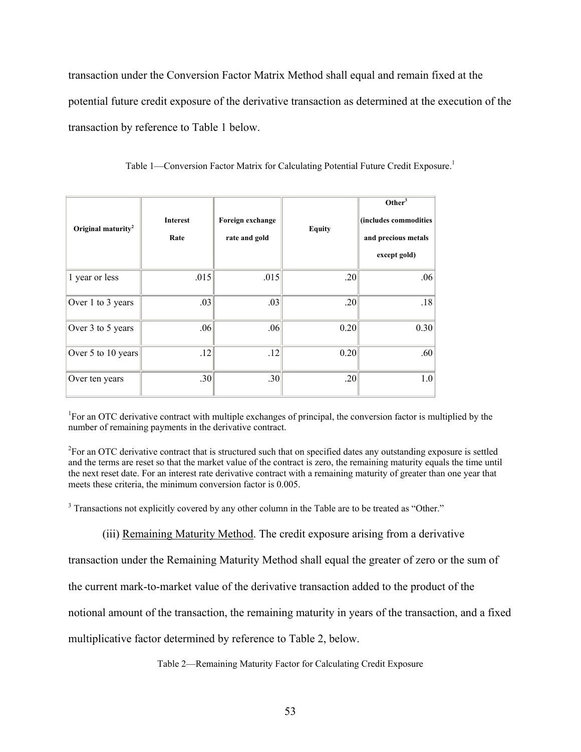transaction under the Conversion Factor Matrix Method shall equal and remain fixed at the potential future credit exposure of the derivative transaction as determined at the execution of the transaction by reference to Table 1 below.

Table 1—Conversion Factor Matrix for Calculating Potential Future Credit Exposure.[1]

| Original maturity[2] | Interest Rate | Foreign exchange rate and gold | Equity | Other[3] (includes commodities and precious metals except gold) |
|---|---|---|---|---|
| 1 year or less | .015 | .015 | .20 | .06 |
| Over 1 to 3 years | .03 | .03 | .20 | .18 |
| Over 3 to 5 years | .06 | .06 | 0.20 | 0.30 |
| Over 5 to 10 years | .12 | .12 | 0.20 | .60 |
| Over ten years | .30 | .30 | .20 | 1.0 |

[1]For an OTC derivative contract with multiple exchanges of principal, the conversion factor is multiplied by the number of remaining payments in the derivative contract.

[2]For an OTC derivative contract that is structured such that on specified dates any outstanding exposure is settled and the terms are reset so that the market value of the contract is zero, the remaining maturity equals the time until the next reset date. For an interest rate derivative contract with a remaining maturity of greater than one year that meets these criteria, the minimum conversion factor is 0.005.

[3] Transactions not explicitly covered by any other column in the Table are to be treated as "Other."

(iii) Remaining Maturity Method. The credit exposure arising from a derivative transaction under the Remaining Maturity Method shall equal the greater of zero or the sum of the current mark-to-market value of the derivative transaction added to the product of the notional amount of the transaction, the remaining maturity in years of the transaction, and a fixed multiplicative factor determined by reference to Table 2, below.

Table 2—Remaining Maturity Factor for Calculating Credit Exposure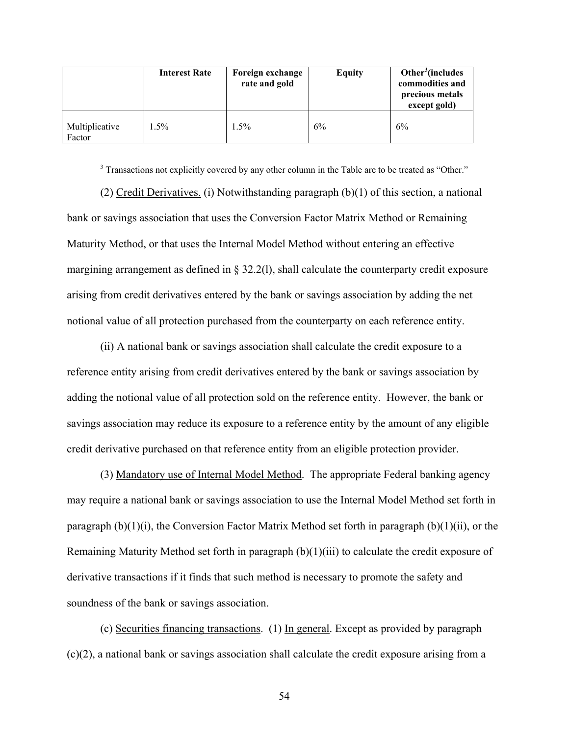| | Interest Rate | Foreign exchange rate and gold | Equity | Other[3] (includes commodities and precious metals except gold) |
|---|---|---|---|---|
| Multiplicative Factor | 1.5% | 1.5% | 6% | 6% |

[3] Transactions not explicitly covered by any other column in the Table are to be treated as "Other."

(2) Credit Derivatives. (i) Notwithstanding paragraph (b)(1) of this section, a national bank or savings association that uses the Conversion Factor Matrix Method or Remaining Maturity Method, or that uses the Internal Model Method without entering an effective margining arrangement as defined in § 32.2(l), shall calculate the counterparty credit exposure arising from credit derivatives entered by the bank or savings association by adding the net notional value of all protection purchased from the counterparty on each reference entity.

(ii) A national bank or savings association shall calculate the credit exposure to a reference entity arising from credit derivatives entered by the bank or savings association by adding the notional value of all protection sold on the reference entity. However, the bank or savings association may reduce its exposure to a reference entity by the amount of any eligible credit derivative purchased on that reference entity from an eligible protection provider.

(3) Mandatory use of Internal Model Method. The appropriate Federal banking agency may require a national bank or savings association to use the Internal Model Method set forth in paragraph (b)(1)(i), the Conversion Factor Matrix Method set forth in paragraph (b)(1)(ii), or the Remaining Maturity Method set forth in paragraph (b)(1)(iii) to calculate the credit exposure of derivative transactions if it finds that such method is necessary to promote the safety and soundness of the bank or savings association.

(c) Securities financing transactions. (1) In general. Except as provided by paragraph (c)(2), a national bank or savings association shall calculate the credit exposure arising from a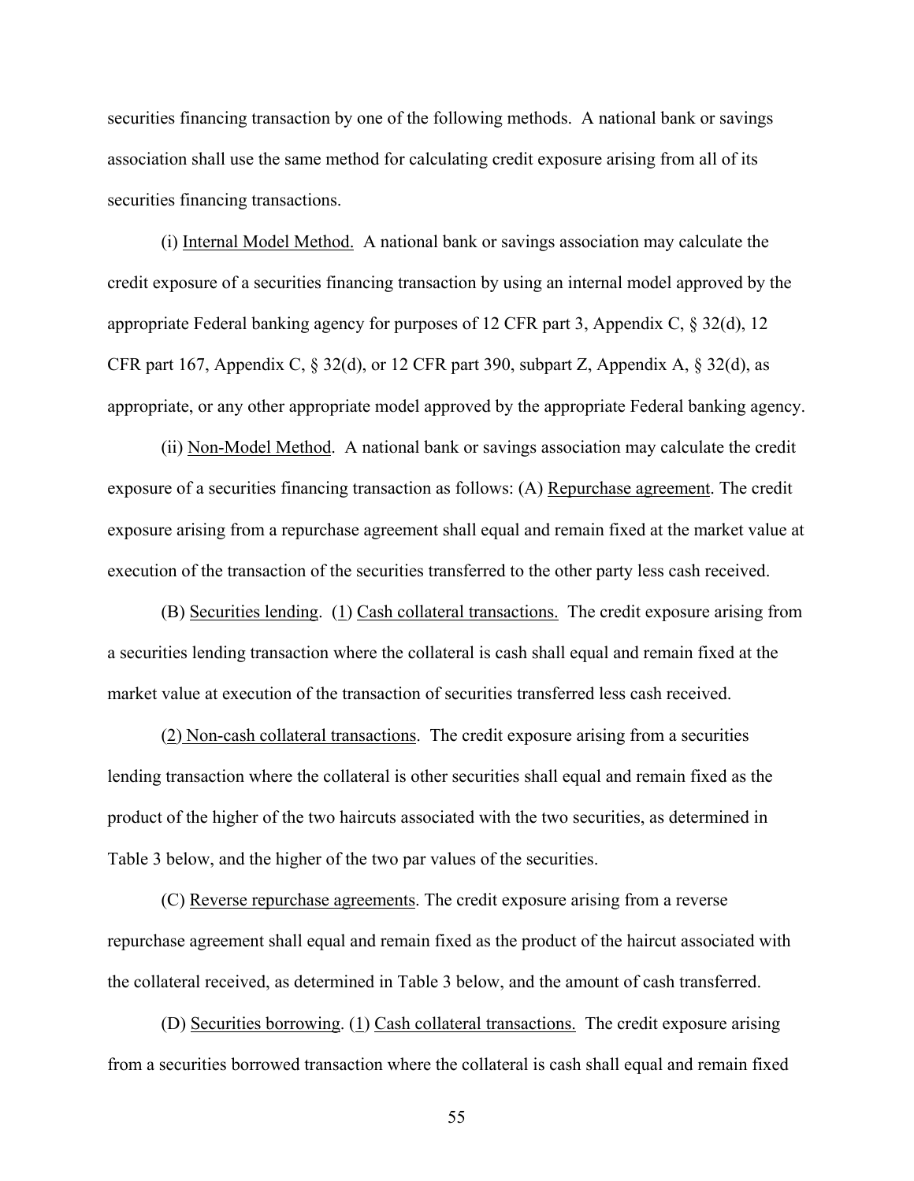securities financing transaction by one of the following methods. A national bank or savings association shall use the same method for calculating credit exposure arising from all of its securities financing transactions.

(i) Internal Model Method. A national bank or savings association may calculate the credit exposure of a securities financing transaction by using an internal model approved by the appropriate Federal banking agency for purposes of 12 CFR part 3, Appendix C, § 32(d), 12 CFR part 167, Appendix C, § 32(d), or 12 CFR part 390, subpart Z, Appendix A, § 32(d), as appropriate, or any other appropriate model approved by the appropriate Federal banking agency.

(ii) Non-Model Method. A national bank or savings association may calculate the credit exposure of a securities financing transaction as follows: (A) Repurchase agreement. The credit exposure arising from a repurchase agreement shall equal and remain fixed at the market value at execution of the transaction of the securities transferred to the other party less cash received.

(B) Securities lending. (1) Cash collateral transactions. The credit exposure arising from a securities lending transaction where the collateral is cash shall equal and remain fixed at the market value at execution of the transaction of securities transferred less cash received.

(2) Non-cash collateral transactions. The credit exposure arising from a securities lending transaction where the collateral is other securities shall equal and remain fixed as the product of the higher of the two haircuts associated with the two securities, as determined in Table 3 below, and the higher of the two par values of the securities.

(C) Reverse repurchase agreements. The credit exposure arising from a reverse repurchase agreement shall equal and remain fixed as the product of the haircut associated with the collateral received, as determined in Table 3 below, and the amount of cash transferred.

(D) Securities borrowing. (1) Cash collateral transactions. The credit exposure arising from a securities borrowed transaction where the collateral is cash shall equal and remain fixed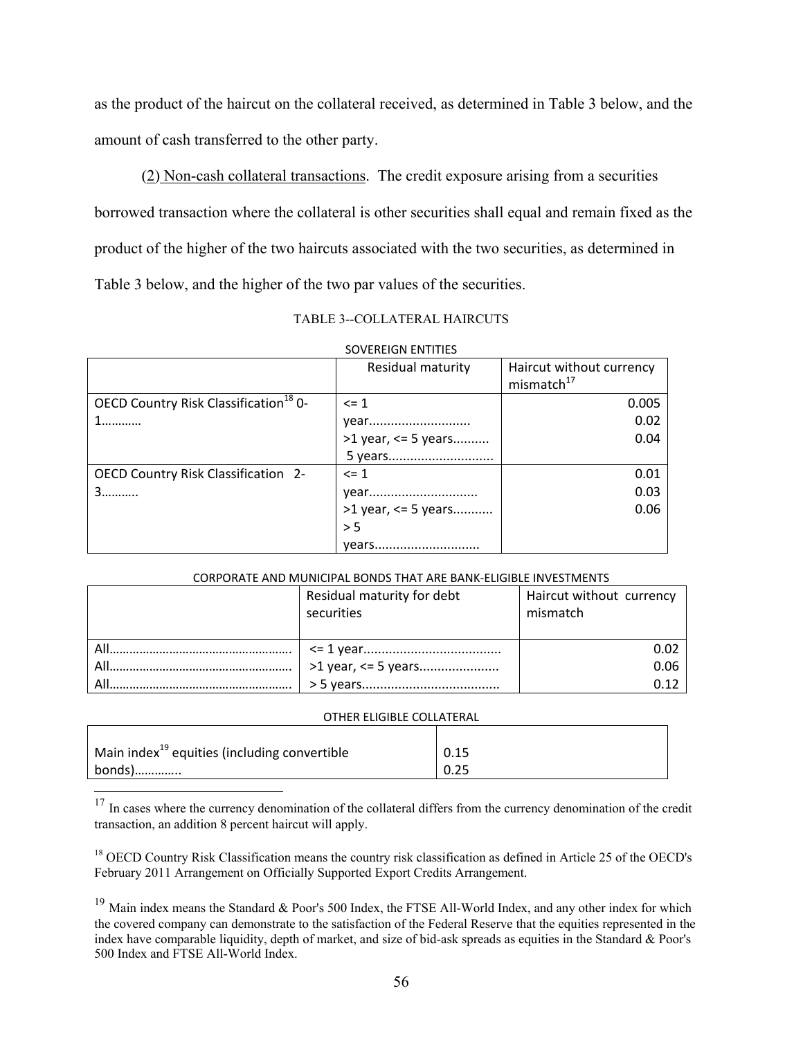as the product of the haircut on the collateral received, as determined in Table 3 below, and the amount of cash transferred to the other party.

(2) Non-cash collateral transactions. The credit exposure arising from a securities borrowed transaction where the collateral is other securities shall equal and remain fixed as the product of the higher of the two haircuts associated with the two securities, as determined in Table 3 below, and the higher of the two par values of the securities.

TABLE 3--COLLATERAL HAIRCUTS

SOVEREIGN ENTITIES

| | Residual maturity | Haircut without currency mismatch[17] |
|---|---|---|
| OECD Country Risk Classification[18] 0-1………… | <= 1 year........................... | 0.005 |
| | >1 year, <= 5 years.......... | 0.02 |
| | 5 years............................ | 0.04 |
| OECD Country Risk Classification 2-3……….. | <= 1 year............................. | 0.01 |
| | >1 year, <= 5 years........... | 0.03 |
| | > 5 years............................ | 0.06 |

CORPORATE AND MUNICIPAL BONDS THAT ARE BANK-ELIGIBLE INVESTMENTS

| | Residual maturity for debt securities | Haircut without currency mismatch |
|---|---|---|
| All………………………………………………. | <= 1 year...................................... | 0.02 |
| All………………………………………………. | >1 year, <= 5 years...................... | 0.06 |
| All………………………………………………. | > 5 years....................................... | 0.12 |

OTHER ELIGIBLE COLLATERAL

| | |
|---|---|
| Main index[19] equities (including convertible bonds)…………. | 0.15<br>0.25 |

[17] In cases where the currency denomination of the collateral differs from the currency denomination of the credit transaction, an addition 8 percent haircut will apply.

[18] OECD Country Risk Classification means the country risk classification as defined in Article 25 of the OECD's February 2011 Arrangement on Officially Supported Export Credits Arrangement.

[19] Main index means the Standard & Poor's 500 Index, the FTSE All-World Index, and any other index for which the covered company can demonstrate to the satisfaction of the Federal Reserve that the equities represented in the index have comparable liquidity, depth of market, and size of bid-ask spreads as equities in the Standard & Poor's 500 Index and FTSE All-World Index.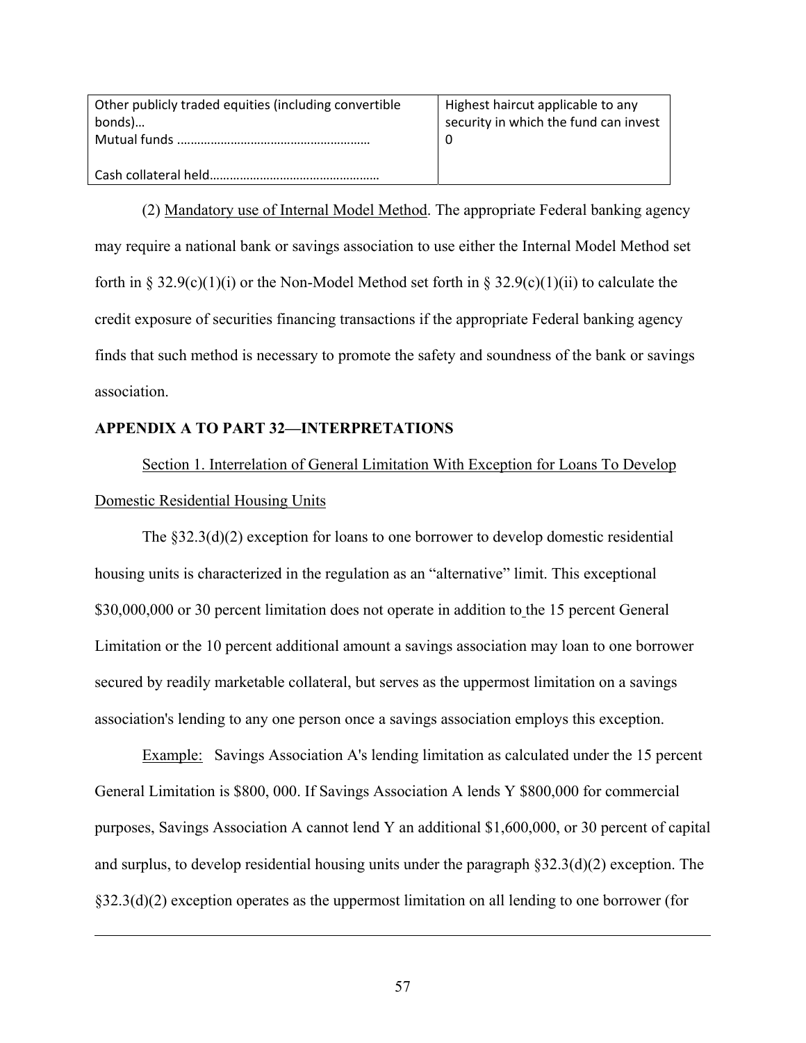| Other publicly traded equities (including convertible bonds)… | Highest haircut applicable to any security in which the fund can invest |
|---|---|
| Mutual funds ……………………………………………… | |
| Cash collateral held…………………………………………… | 0 |

(2) Mandatory use of Internal Model Method. The appropriate Federal banking agency may require a national bank or savings association to use either the Internal Model Method set forth in § 32.9(c)(1)(i) or the Non-Model Method set forth in § 32.9(c)(1)(ii) to calculate the credit exposure of securities financing transactions if the appropriate Federal banking agency finds that such method is necessary to promote the safety and soundness of the bank or savings association.

**APPENDIX A TO PART 32—INTERPRETATIONS**

Section 1. Interrelation of General Limitation With Exception for Loans To Develop Domestic Residential Housing Units

The §32.3(d)(2) exception for loans to one borrower to develop domestic residential housing units is characterized in the regulation as an "alternative" limit. This exceptional $30,000,000 or 30 percent limitation does not operate in addition to the 15 percent General Limitation or the 10 percent additional amount a savings association may loan to one borrower secured by readily marketable collateral, but serves as the uppermost limitation on a savings association's lending to any one person once a savings association employs this exception.

Example: Savings Association A's lending limitation as calculated under the 15 percent General Limitation is $800, 000. If Savings Association A lends Y $800,000 for commercial purposes, Savings Association A cannot lend Y an additional $1,600,000, or 30 percent of capital and surplus, to develop residential housing units under the paragraph §32.3(d)(2) exception. The §32.3(d)(2) exception operates as the uppermost limitation on all lending to one borrower (for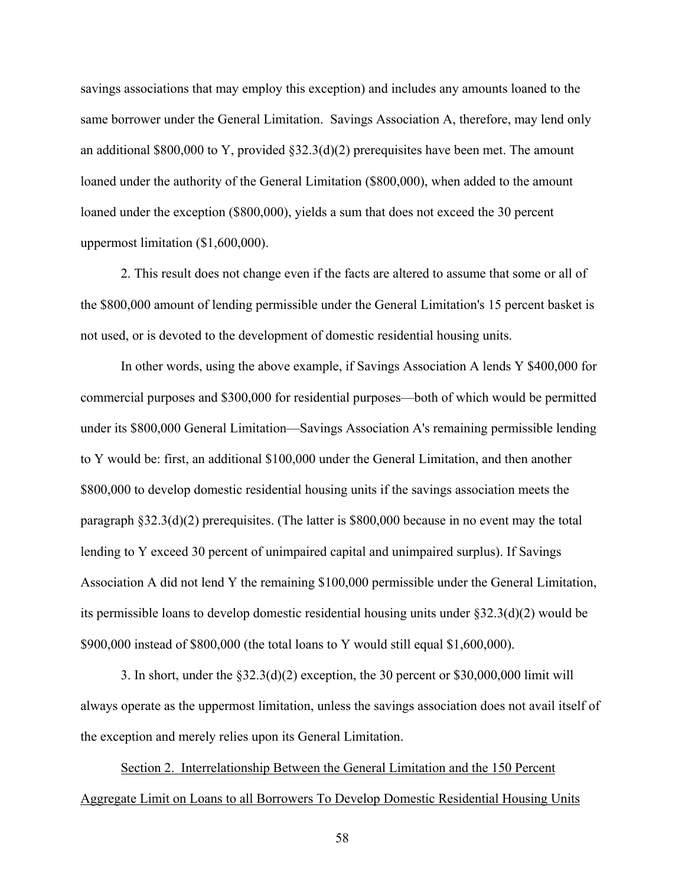savings associations that may employ this exception) and includes any amounts loaned to the same borrower under the General Limitation. Savings Association A, therefore, may lend only an additional $800,000 to Y, provided §32.3(d)(2) prerequisites have been met. The amount loaned under the authority of the General Limitation ($800,000), when added to the amount loaned under the exception ($800,000), yields a sum that does not exceed the 30 percent uppermost limitation ($1,600,000).

2. This result does not change even if the facts are altered to assume that some or all of the $800,000 amount of lending permissible under the General Limitation's 15 percent basket is not used, or is devoted to the development of domestic residential housing units.

In other words, using the above example, if Savings Association A lends Y $400,000 for commercial purposes and $300,000 for residential purposes—both of which would be permitted under its $800,000 General Limitation—Savings Association A's remaining permissible lending to Y would be: first, an additional $100,000 under the General Limitation, and then another $800,000 to develop domestic residential housing units if the savings association meets the paragraph §32.3(d)(2) prerequisites. (The latter is $800,000 because in no event may the total lending to Y exceed 30 percent of unimpaired capital and unimpaired surplus). If Savings Association A did not lend Y the remaining $100,000 permissible under the General Limitation, its permissible loans to develop domestic residential housing units under §32.3(d)(2) would be $900,000 instead of $800,000 (the total loans to Y would still equal $1,600,000).

3. In short, under the §32.3(d)(2) exception, the 30 percent or $30,000,000 limit will always operate as the uppermost limitation, unless the savings association does not avail itself of the exception and merely relies upon its General Limitation.

<u>Section 2. Interrelationship Between the General Limitation and the 150 Percent Aggregate Limit on Loans to all Borrowers To Develop Domestic Residential Housing Units</u>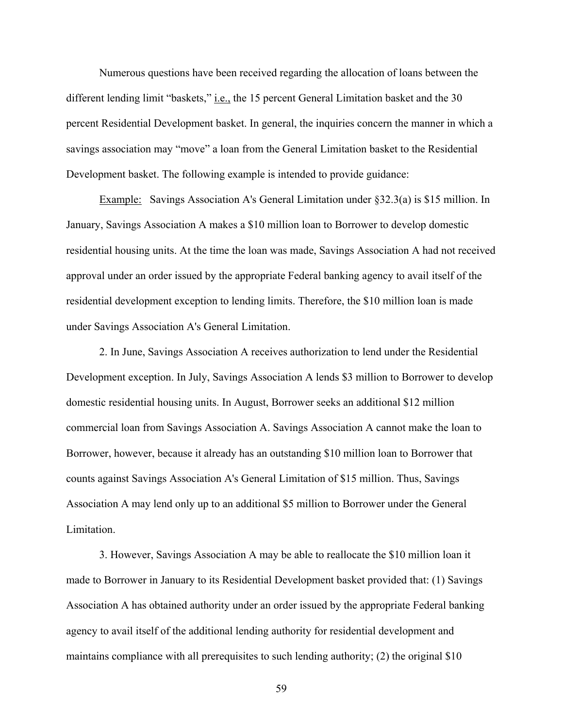Numerous questions have been received regarding the allocation of loans between the different lending limit "baskets," i.e., the 15 percent General Limitation basket and the 30 percent Residential Development basket. In general, the inquiries concern the manner in which a savings association may "move" a loan from the General Limitation basket to the Residential Development basket. The following example is intended to provide guidance:

Example: Savings Association A's General Limitation under §32.3(a) is $15 million. In January, Savings Association A makes a $10 million loan to Borrower to develop domestic residential housing units. At the time the loan was made, Savings Association A had not received approval under an order issued by the appropriate Federal banking agency to avail itself of the residential development exception to lending limits. Therefore, the $10 million loan is made under Savings Association A's General Limitation.

2. In June, Savings Association A receives authorization to lend under the Residential Development exception. In July, Savings Association A lends $3 million to Borrower to develop domestic residential housing units. In August, Borrower seeks an additional $12 million commercial loan from Savings Association A. Savings Association A cannot make the loan to Borrower, however, because it already has an outstanding $10 million loan to Borrower that counts against Savings Association A's General Limitation of $15 million. Thus, Savings Association A may lend only up to an additional $5 million to Borrower under the General Limitation.

3. However, Savings Association A may be able to reallocate the $10 million loan it made to Borrower in January to its Residential Development basket provided that: (1) Savings Association A has obtained authority under an order issued by the appropriate Federal banking agency to avail itself of the additional lending authority for residential development and maintains compliance with all prerequisites to such lending authority; (2) the original $10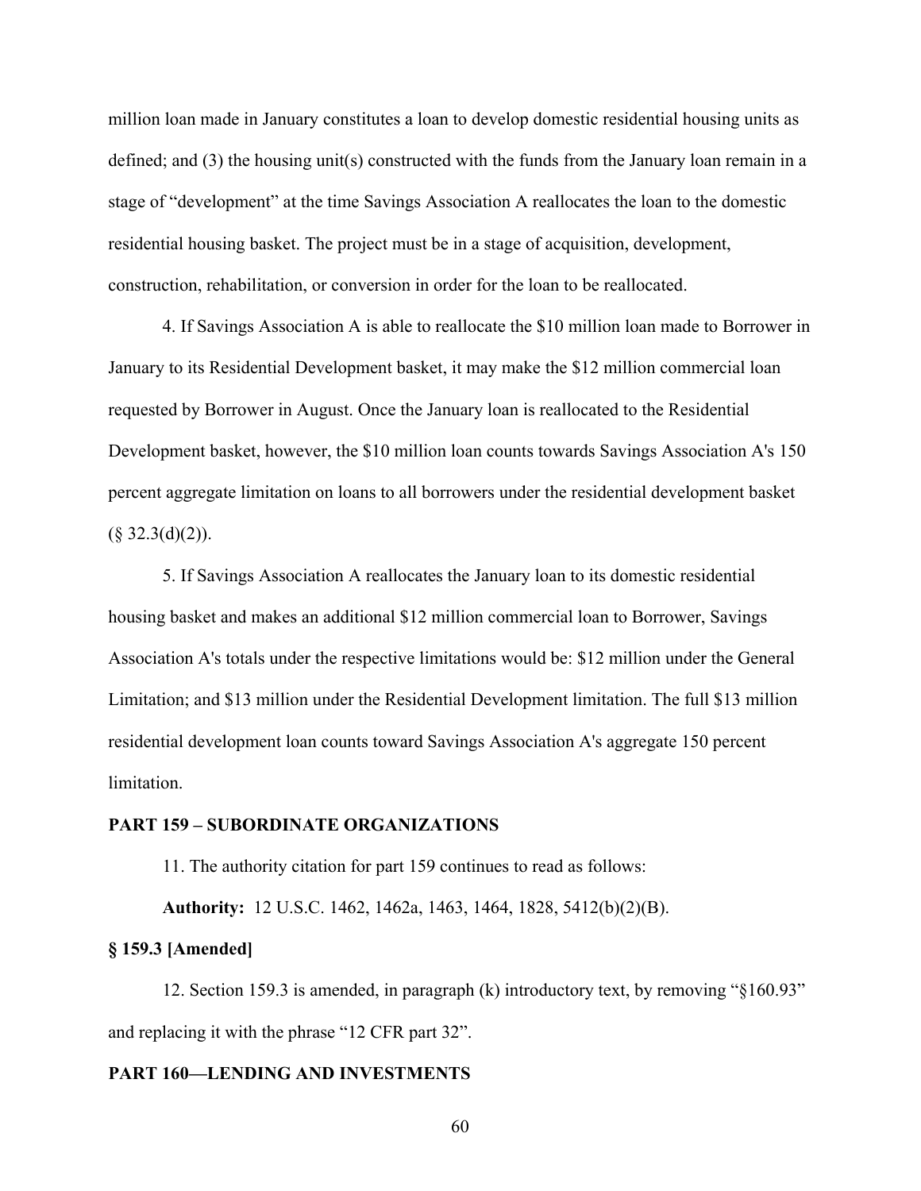million loan made in January constitutes a loan to develop domestic residential housing units as defined; and (3) the housing unit(s) constructed with the funds from the January loan remain in a stage of "development" at the time Savings Association A reallocates the loan to the domestic residential housing basket. The project must be in a stage of acquisition, development, construction, rehabilitation, or conversion in order for the loan to be reallocated.

4. If Savings Association A is able to reallocate the $10 million loan made to Borrower in January to its Residential Development basket, it may make the $12 million commercial loan requested by Borrower in August. Once the January loan is reallocated to the Residential Development basket, however, the $10 million loan counts towards Savings Association A's 150 percent aggregate limitation on loans to all borrowers under the residential development basket (§ 32.3(d)(2)).

5. If Savings Association A reallocates the January loan to its domestic residential housing basket and makes an additional $12 million commercial loan to Borrower, Savings Association A's totals under the respective limitations would be: $12 million under the General Limitation; and $13 million under the Residential Development limitation. The full $13 million residential development loan counts toward Savings Association A's aggregate 150 percent limitation.

**PART 159 – SUBORDINATE ORGANIZATIONS**

11. The authority citation for part 159 continues to read as follows:

**Authority:** 12 U.S.C. 1462, 1462a, 1463, 1464, 1828, 5412(b)(2)(B).

**§ 159.3 [Amended]**

12. Section 159.3 is amended, in paragraph (k) introductory text, by removing "§160.93" and replacing it with the phrase "12 CFR part 32".

**PART 160—LENDING AND INVESTMENTS**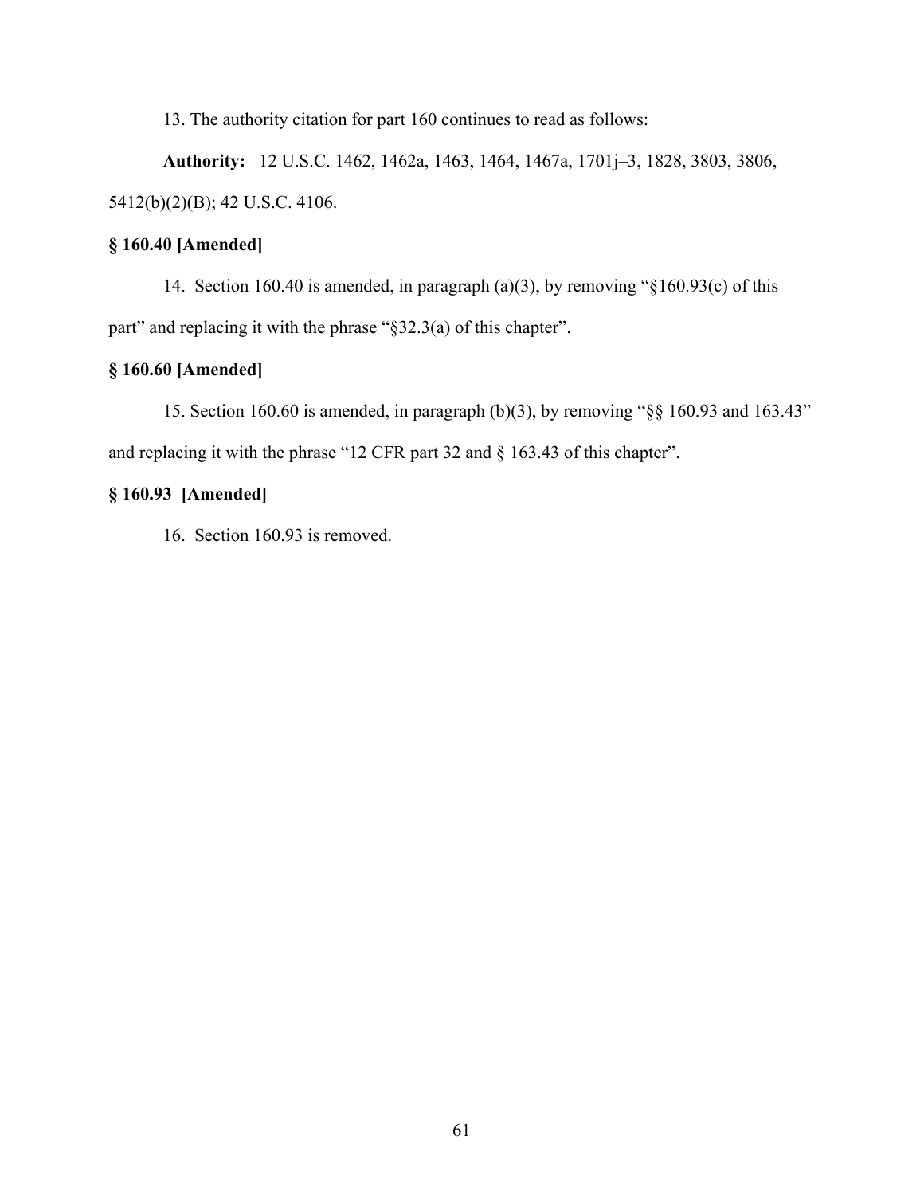13. The authority citation for part 160 continues to read as follows:

**Authority:** 12 U.S.C. 1462, 1462a, 1463, 1464, 1467a, 1701j–3, 1828, 3803, 3806, 5412(b)(2)(B); 42 U.S.C. 4106.

**§ 160.40 [Amended]**

14. Section 160.40 is amended, in paragraph (a)(3), by removing "§160.93(c) of this part" and replacing it with the phrase "§32.3(a) of this chapter".

**§ 160.60 [Amended]**

15. Section 160.60 is amended, in paragraph (b)(3), by removing "§§ 160.93 and 163.43" and replacing it with the phrase "12 CFR part 32 and § 163.43 of this chapter".

**§ 160.93 [Amended]**

16. Section 160.93 is removed.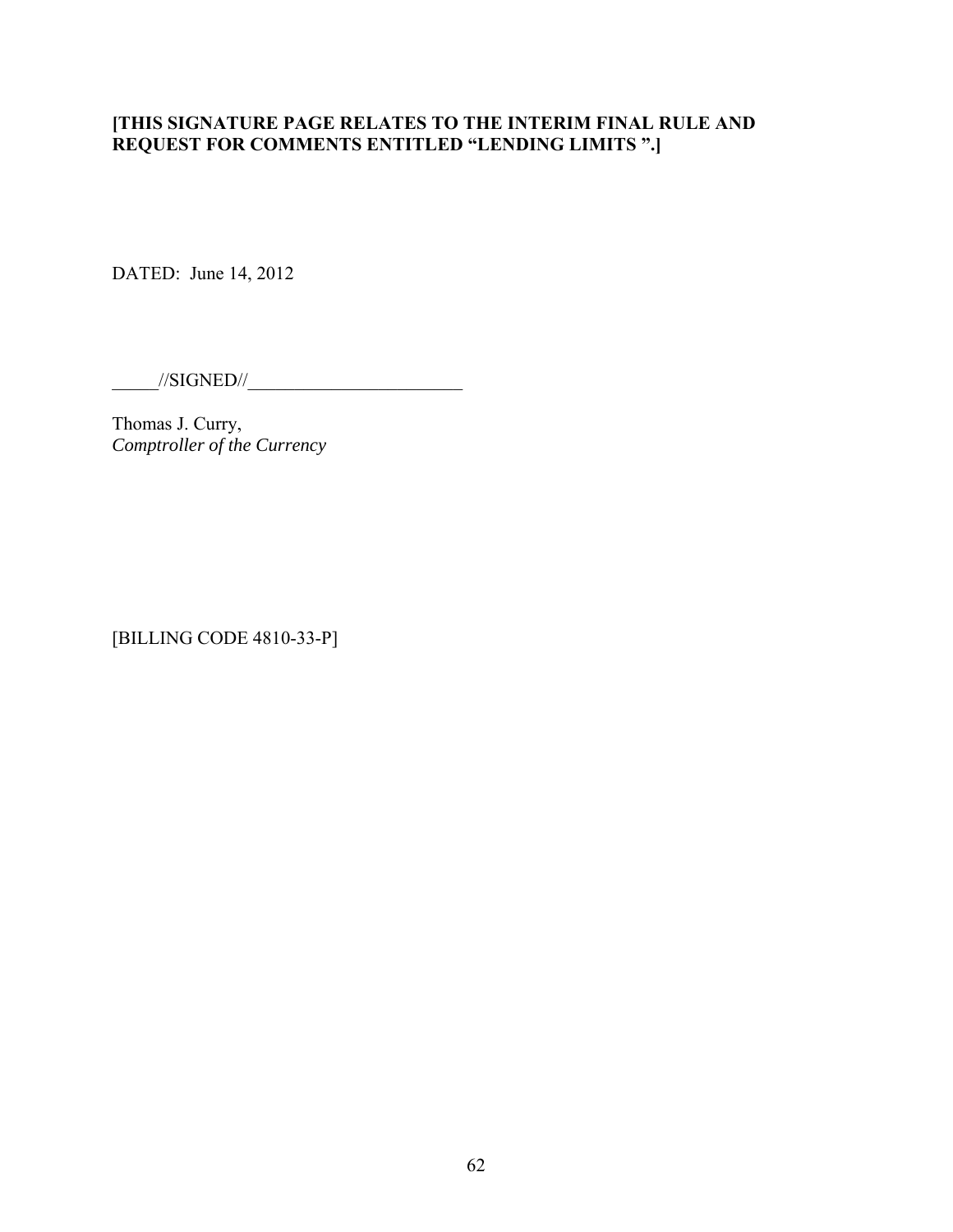**[THIS SIGNATURE PAGE RELATES TO THE INTERIM FINAL RULE AND REQUEST FOR COMMENTS ENTITLED "LENDING LIMITS ".]**

DATED: June 14, 2012

_____//SIGNED//________________________

Thomas J. Curry,
*Comptroller of the Currency*

[BILLING CODE 4810-33-P]